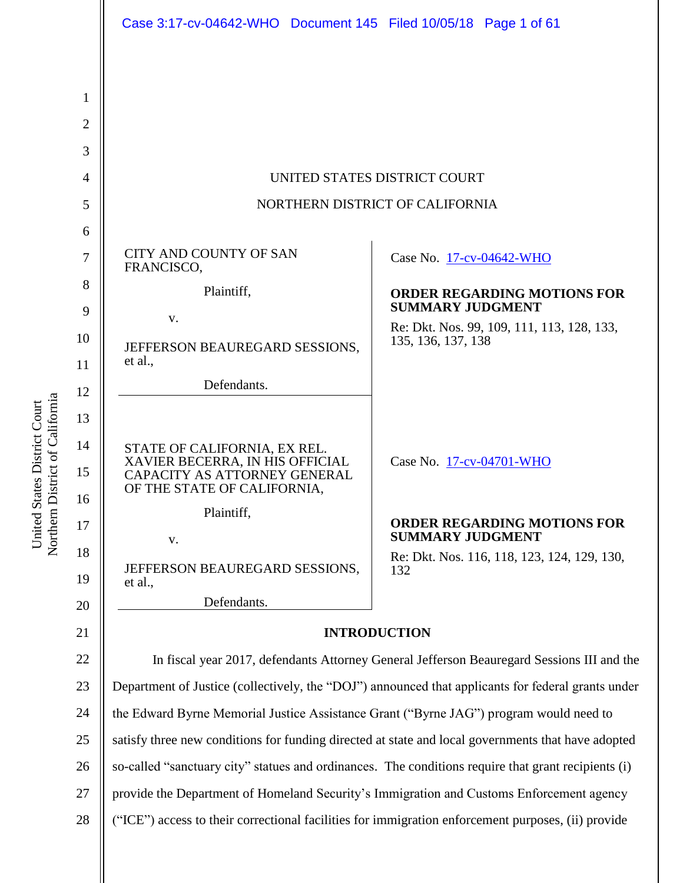UNITED STATES DISTRICT COURT

NORTHERN DISTRICT OF CALIFORNIA

| | |
|---|---|
| CITY AND COUNTY OF SAN FRANCISCO,<br><br>Plaintiff,<br><br>v.<br><br>JEFFERSON BEAUREGARD SESSIONS, et al.,<br><br>Defendants. | Case No. 17-cv-04642-WHO<br><br>**ORDER REGARDING MOTIONS FOR SUMMARY JUDGMENT**<br><br>Re: Dkt. Nos. 99, 109, 111, 113, 128, 133, 135, 136, 137, 138 |
| STATE OF CALIFORNIA, EX REL. XAVIER BECERRA, IN HIS OFFICIAL CAPACITY AS ATTORNEY GENERAL OF THE STATE OF CALIFORNIA,<br><br>Plaintiff,<br><br>v.<br><br>JEFFERSON BEAUREGARD SESSIONS, et al.,<br><br>Defendants. | Case No. 17-cv-04701-WHO<br><br>**ORDER REGARDING MOTIONS FOR SUMMARY JUDGMENT**<br><br>Re: Dkt. Nos. 116, 118, 123, 124, 129, 130, 132 |

## INTRODUCTION

In fiscal year 2017, defendants Attorney General Jefferson Beauregard Sessions III and the Department of Justice (collectively, the "DOJ") announced that applicants for federal grants under the Edward Byrne Memorial Justice Assistance Grant ("Byrne JAG") program would need to satisfy three new conditions for funding directed at state and local governments that have adopted so-called "sanctuary city" statues and ordinances. The conditions require that grant recipients (i) provide the Department of Homeland Security's Immigration and Customs Enforcement agency ("ICE") access to their correctional facilities for immigration enforcement purposes, (ii) provide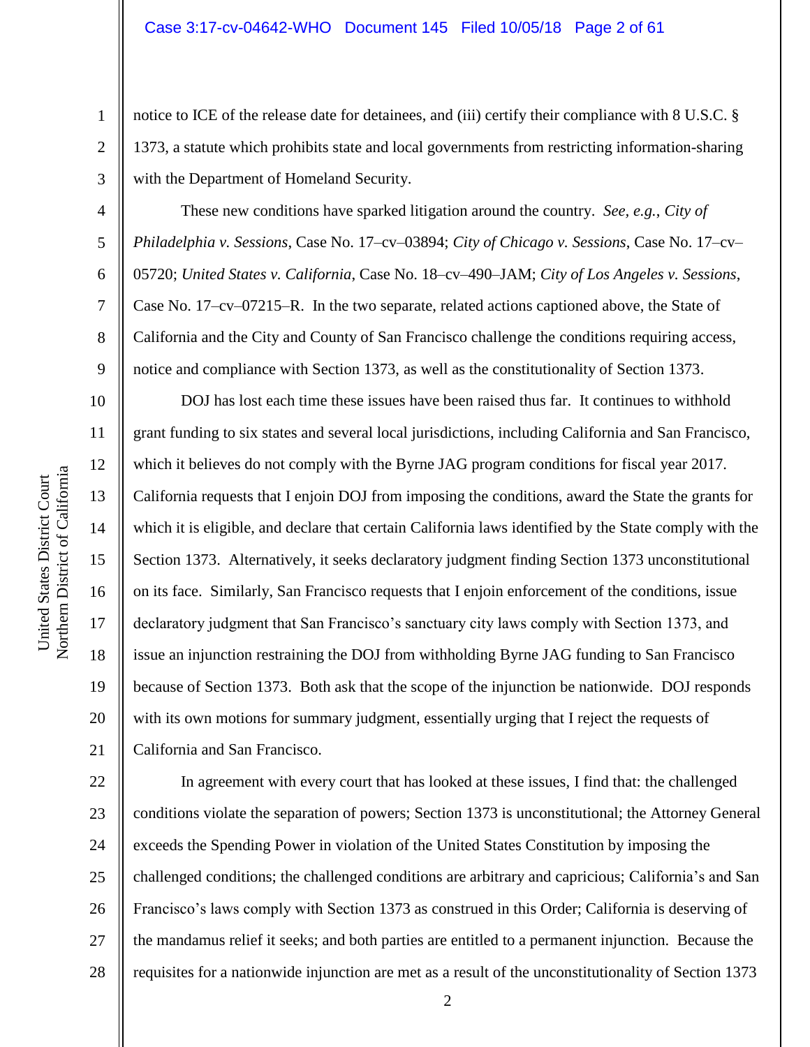notice to ICE of the release date for detainees, and (iii) certify their compliance with 8 U.S.C. § 1373, a statute which prohibits state and local governments from restricting information-sharing with the Department of Homeland Security.

These new conditions have sparked litigation around the country. *See, e.g.*, *City of Philadelphia v. Sessions*, Case No. 17–cv–03894; *City of Chicago v. Sessions*, Case No. 17–cv–05720; *United States v. California*, Case No. 18–cv–490–JAM; *City of Los Angeles v. Sessions*, Case No. 17–cv–07215–R. In the two separate, related actions captioned above, the State of California and the City and County of San Francisco challenge the conditions requiring access, notice and compliance with Section 1373, as well as the constitutionality of Section 1373.

DOJ has lost each time these issues have been raised thus far. It continues to withhold grant funding to six states and several local jurisdictions, including California and San Francisco, which it believes do not comply with the Byrne JAG program conditions for fiscal year 2017. California requests that I enjoin DOJ from imposing the conditions, award the State the grants for which it is eligible, and declare that certain California laws identified by the State comply with the Section 1373. Alternatively, it seeks declaratory judgment finding Section 1373 unconstitutional on its face. Similarly, San Francisco requests that I enjoin enforcement of the conditions, issue declaratory judgment that San Francisco's sanctuary city laws comply with Section 1373, and issue an injunction restraining the DOJ from withholding Byrne JAG funding to San Francisco because of Section 1373. Both ask that the scope of the injunction be nationwide. DOJ responds with its own motions for summary judgment, essentially urging that I reject the requests of California and San Francisco.

In agreement with every court that has looked at these issues, I find that: the challenged conditions violate the separation of powers; Section 1373 is unconstitutional; the Attorney General exceeds the Spending Power in violation of the United States Constitution by imposing the challenged conditions; the challenged conditions are arbitrary and capricious; California's and San Francisco's laws comply with Section 1373 as construed in this Order; California is deserving of the mandamus relief it seeks; and both parties are entitled to a permanent injunction. Because the requisites for a nationwide injunction are met as a result of the unconstitutionality of Section 1373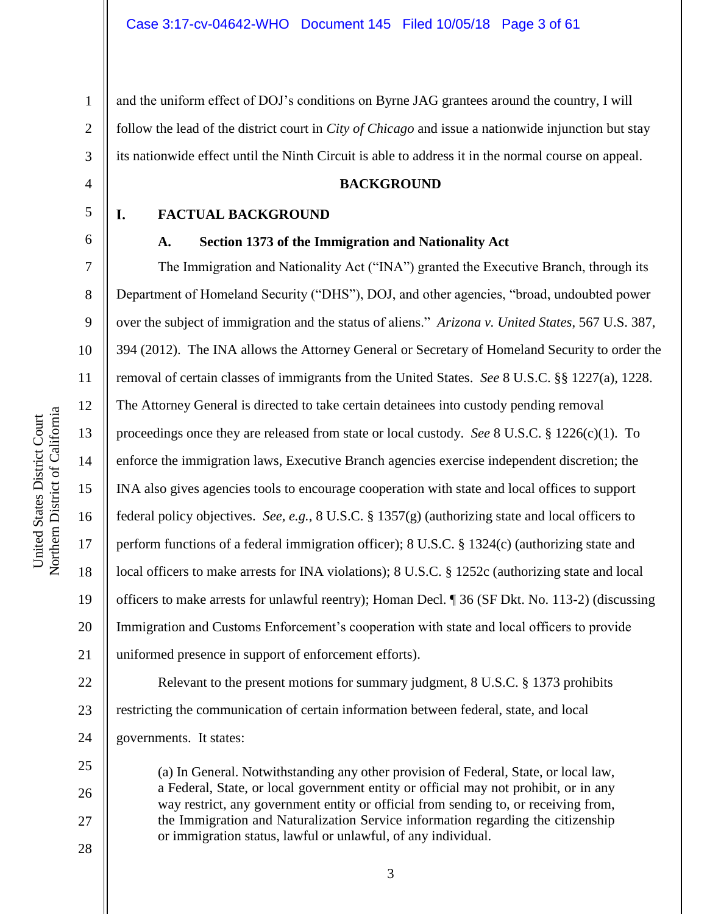and the uniform effect of DOJ's conditions on Byrne JAG grantees around the country, I will follow the lead of the district court in *City of Chicago* and issue a nationwide injunction but stay its nationwide effect until the Ninth Circuit is able to address it in the normal course on appeal.

## BACKGROUND

### I. FACTUAL BACKGROUND

#### A. Section 1373 of the Immigration and Nationality Act

The Immigration and Nationality Act ("INA") granted the Executive Branch, through its Department of Homeland Security ("DHS"), DOJ, and other agencies, "broad, undoubted power over the subject of immigration and the status of aliens." *Arizona v. United States*, 567 U.S. 387, 394 (2012). The INA allows the Attorney General or Secretary of Homeland Security to order the removal of certain classes of immigrants from the United States. *See* 8 U.S.C. §§ 1227(a), 1228. The Attorney General is directed to take certain detainees into custody pending removal proceedings once they are released from state or local custody. *See* 8 U.S.C. § 1226(c)(1). To enforce the immigration laws, Executive Branch agencies exercise independent discretion; the INA also gives agencies tools to encourage cooperation with state and local offices to support federal policy objectives. *See, e.g.*, 8 U.S.C. § 1357(g) (authorizing state and local officers to perform functions of a federal immigration officer); 8 U.S.C. § 1324(c) (authorizing state and local officers to make arrests for INA violations); 8 U.S.C. § 1252c (authorizing state and local officers to make arrests for unlawful reentry); Homan Decl. ¶ 36 (SF Dkt. No. 113-2) (discussing Immigration and Customs Enforcement's cooperation with state and local officers to provide uniformed presence in support of enforcement efforts).

Relevant to the present motions for summary judgment, 8 U.S.C. § 1373 prohibits restricting the communication of certain information between federal, state, and local governments. It states:

> (a) In General. Notwithstanding any other provision of Federal, State, or local law, a Federal, State, or local government entity or official may not prohibit, or in any way restrict, any government entity or official from sending to, or receiving from, the Immigration and Naturalization Service information regarding the citizenship or immigration status, lawful or unlawful, of any individual.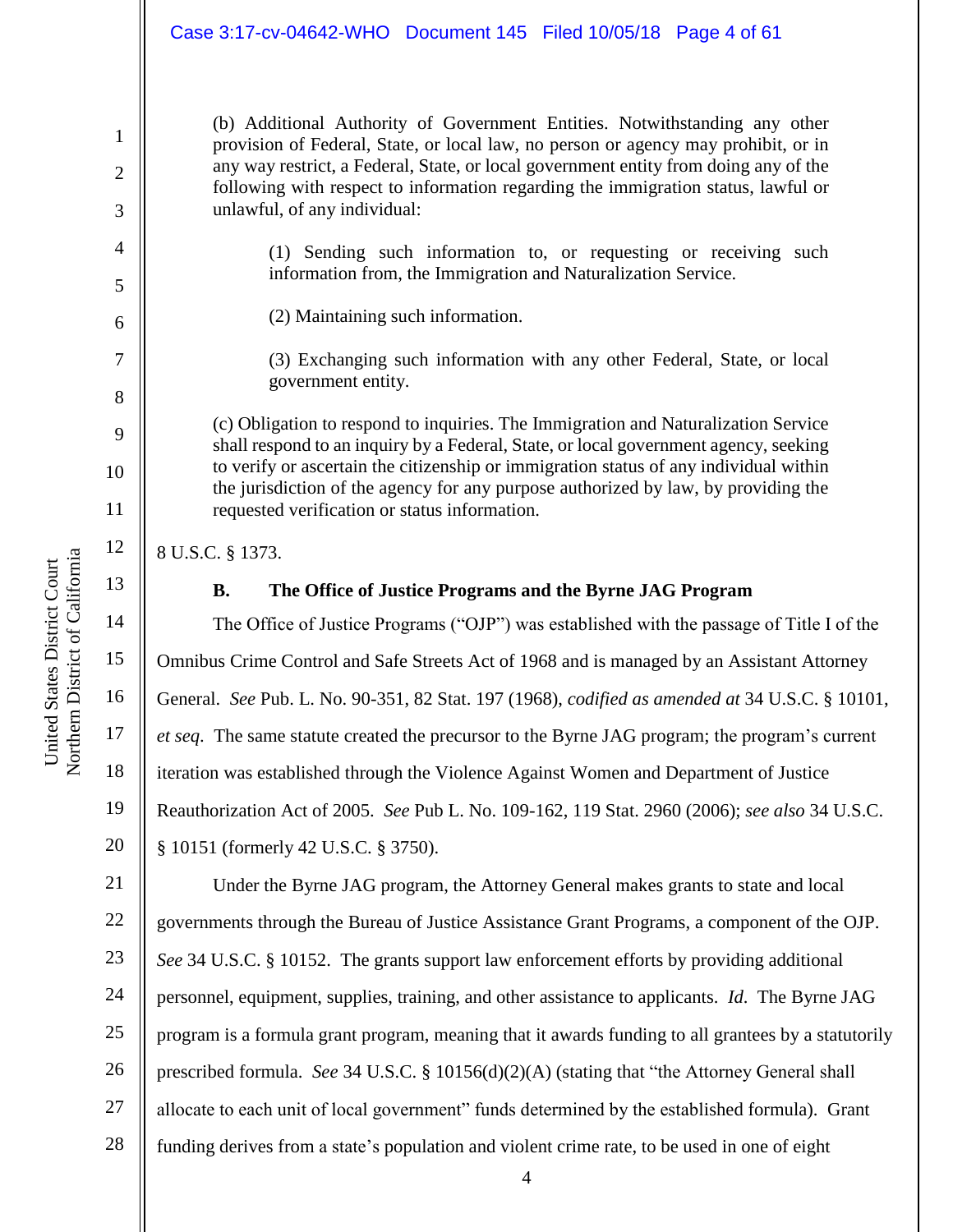> (b) Additional Authority of Government Entities. Notwithstanding any other provision of Federal, State, or local law, no person or agency may prohibit, or in any way restrict, a Federal, State, or local government entity from doing any of the following with respect to information regarding the immigration status, lawful or unlawful, of any individual:
>
> > (1) Sending such information to, or requesting or receiving such information from, the Immigration and Naturalization Service.
> >
> > (2) Maintaining such information.
> >
> > (3) Exchanging such information with any other Federal, State, or local government entity.
>
> (c) Obligation to respond to inquiries. The Immigration and Naturalization Service shall respond to an inquiry by a Federal, State, or local government agency, seeking to verify or ascertain the citizenship or immigration status of any individual within the jurisdiction of the agency for any purpose authorized by law, by providing the requested verification or status information.

8 U.S.C. § 1373.

### B. The Office of Justice Programs and the Byrne JAG Program

The Office of Justice Programs ("OJP") was established with the passage of Title I of the Omnibus Crime Control and Safe Streets Act of 1968 and is managed by an Assistant Attorney General. *See* Pub. L. No. 90-351, 82 Stat. 197 (1968), *codified as amended at* 34 U.S.C. § 10101, *et seq*. The same statute created the precursor to the Byrne JAG program; the program's current iteration was established through the Violence Against Women and Department of Justice Reauthorization Act of 2005. *See* Pub L. No. 109-162, 119 Stat. 2960 (2006); *see also* 34 U.S.C. § 10151 (formerly 42 U.S.C. § 3750).

Under the Byrne JAG program, the Attorney General makes grants to state and local governments through the Bureau of Justice Assistance Grant Programs, a component of the OJP. *See* 34 U.S.C. § 10152. The grants support law enforcement efforts by providing additional personnel, equipment, supplies, training, and other assistance to applicants. *Id.* The Byrne JAG program is a formula grant program, meaning that it awards funding to all grantees by a statutorily prescribed formula. *See* 34 U.S.C. § 10156(d)(2)(A) (stating that "the Attorney General shall allocate to each unit of local government" funds determined by the established formula). Grant funding derives from a state's population and violent crime rate, to be used in one of eight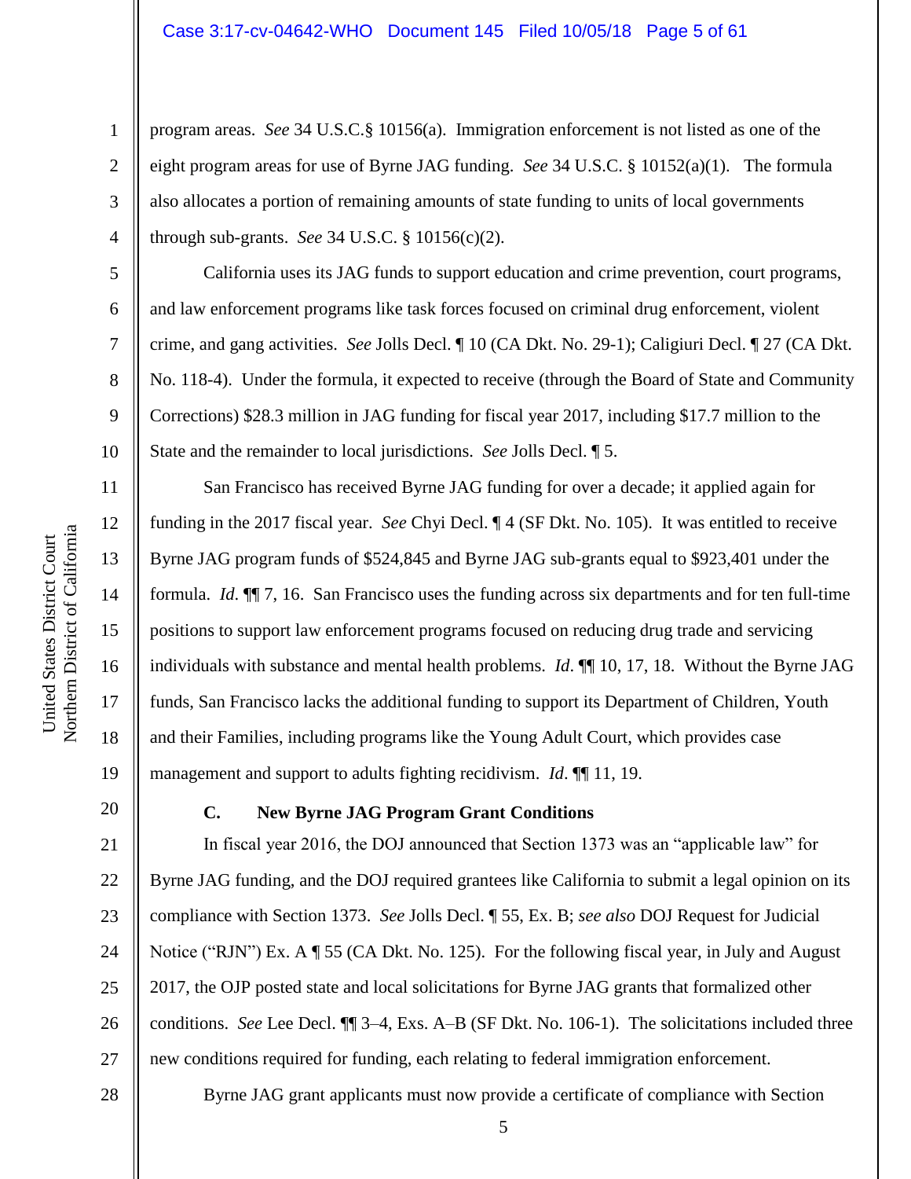program areas. *See* 34 U.S.C.§ 10156(a). Immigration enforcement is not listed as one of the eight program areas for use of Byrne JAG funding. *See* 34 U.S.C. § 10152(a)(1). The formula also allocates a portion of remaining amounts of state funding to units of local governments through sub-grants. *See* 34 U.S.C. § 10156(c)(2).

California uses its JAG funds to support education and crime prevention, court programs, and law enforcement programs like task forces focused on criminal drug enforcement, violent crime, and gang activities. *See* Jolls Decl. ¶ 10 (CA Dkt. No. 29-1); Caligiuri Decl. ¶ 27 (CA Dkt. No. 118-4). Under the formula, it expected to receive (through the Board of State and Community Corrections) $28.3 million in JAG funding for fiscal year 2017, including $17.7 million to the State and the remainder to local jurisdictions. *See* Jolls Decl. ¶ 5.

San Francisco has received Byrne JAG funding for over a decade; it applied again for funding in the 2017 fiscal year. *See* Chyi Decl. ¶ 4 (SF Dkt. No. 105). It was entitled to receive Byrne JAG program funds of $524,845 and Byrne JAG sub-grants equal to $923,401 under the formula. *Id*. ¶¶ 7, 16. San Francisco uses the funding across six departments and for ten full-time positions to support law enforcement programs focused on reducing drug trade and servicing individuals with substance and mental health problems. *Id*. ¶¶ 10, 17, 18. Without the Byrne JAG funds, San Francisco lacks the additional funding to support its Department of Children, Youth and their Families, including programs like the Young Adult Court, which provides case management and support to adults fighting recidivism. *Id*. ¶¶ 11, 19.

### C. New Byrne JAG Program Grant Conditions

In fiscal year 2016, the DOJ announced that Section 1373 was an "applicable law" for Byrne JAG funding, and the DOJ required grantees like California to submit a legal opinion on its compliance with Section 1373. *See* Jolls Decl. ¶ 55, Ex. B; *see also* DOJ Request for Judicial Notice ("RJN") Ex. A ¶ 55 (CA Dkt. No. 125). For the following fiscal year, in July and August 2017, the OJP posted state and local solicitations for Byrne JAG grants that formalized other conditions. *See* Lee Decl. ¶¶ 3–4, Exs. A–B (SF Dkt. No. 106-1). The solicitations included three new conditions required for funding, each relating to federal immigration enforcement.

Byrne JAG grant applicants must now provide a certificate of compliance with Section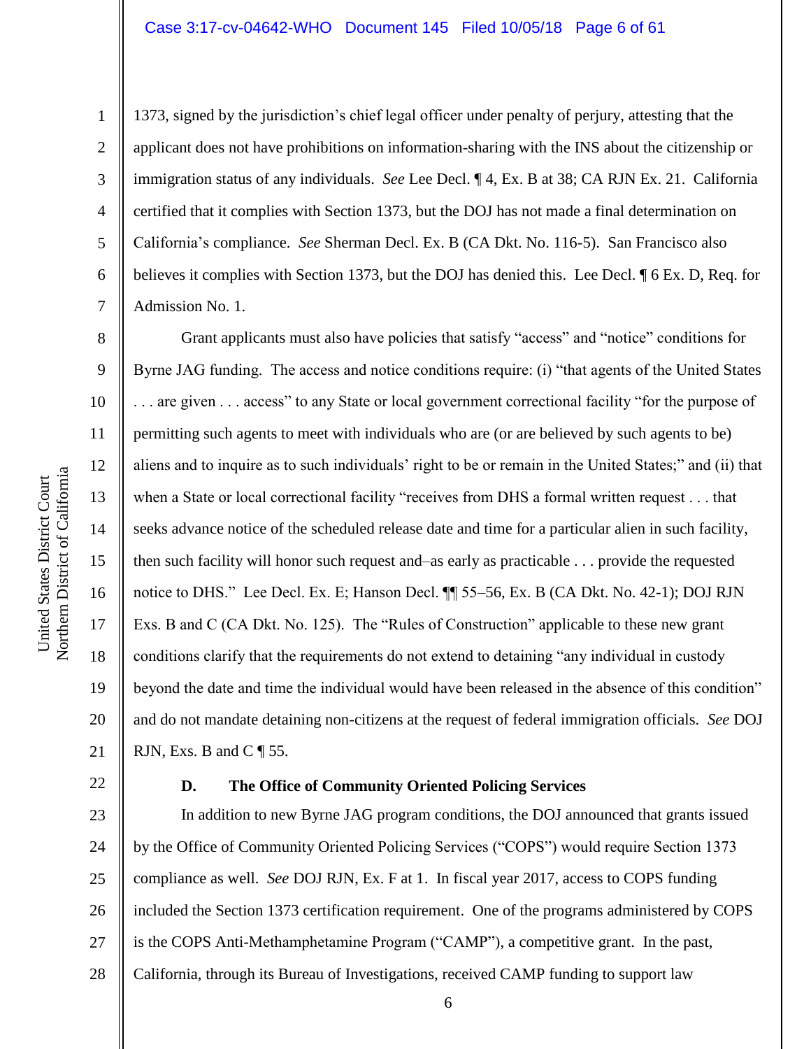1373, signed by the jurisdiction's chief legal officer under penalty of perjury, attesting that the applicant does not have prohibitions on information-sharing with the INS about the citizenship or immigration status of any individuals. *See* Lee Decl. ¶ 4, Ex. B at 38; CA RJN Ex. 21. California certified that it complies with Section 1373, but the DOJ has not made a final determination on California's compliance. *See* Sherman Decl. Ex. B (CA Dkt. No. 116-5). San Francisco also believes it complies with Section 1373, but the DOJ has denied this. Lee Decl. ¶ 6 Ex. D, Req. for Admission No. 1.

Grant applicants must also have policies that satisfy "access" and "notice" conditions for Byrne JAG funding. The access and notice conditions require: (i) "that agents of the United States . . . are given . . . access" to any State or local government correctional facility "for the purpose of permitting such agents to meet with individuals who are (or are believed by such agents to be) aliens and to inquire as to such individuals' right to be or remain in the United States;" and (ii) that when a State or local correctional facility "receives from DHS a formal written request . . . that seeks advance notice of the scheduled release date and time for a particular alien in such facility, then such facility will honor such request and–as early as practicable . . . provide the requested notice to DHS." Lee Decl. Ex. E; Hanson Decl. ¶¶ 55–56, Ex. B (CA Dkt. No. 42-1); DOJ RJN Exs. B and C (CA Dkt. No. 125). The "Rules of Construction" applicable to these new grant conditions clarify that the requirements do not extend to detaining "any individual in custody beyond the date and time the individual would have been released in the absence of this condition" and do not mandate detaining non-citizens at the request of federal immigration officials. *See* DOJ RJN, Exs. B and C ¶ 55.

### D. The Office of Community Oriented Policing Services

In addition to new Byrne JAG program conditions, the DOJ announced that grants issued by the Office of Community Oriented Policing Services ("COPS") would require Section 1373 compliance as well. *See* DOJ RJN, Ex. F at 1. In fiscal year 2017, access to COPS funding included the Section 1373 certification requirement. One of the programs administered by COPS is the COPS Anti-Methamphetamine Program ("CAMP"), a competitive grant. In the past, California, through its Bureau of Investigations, received CAMP funding to support law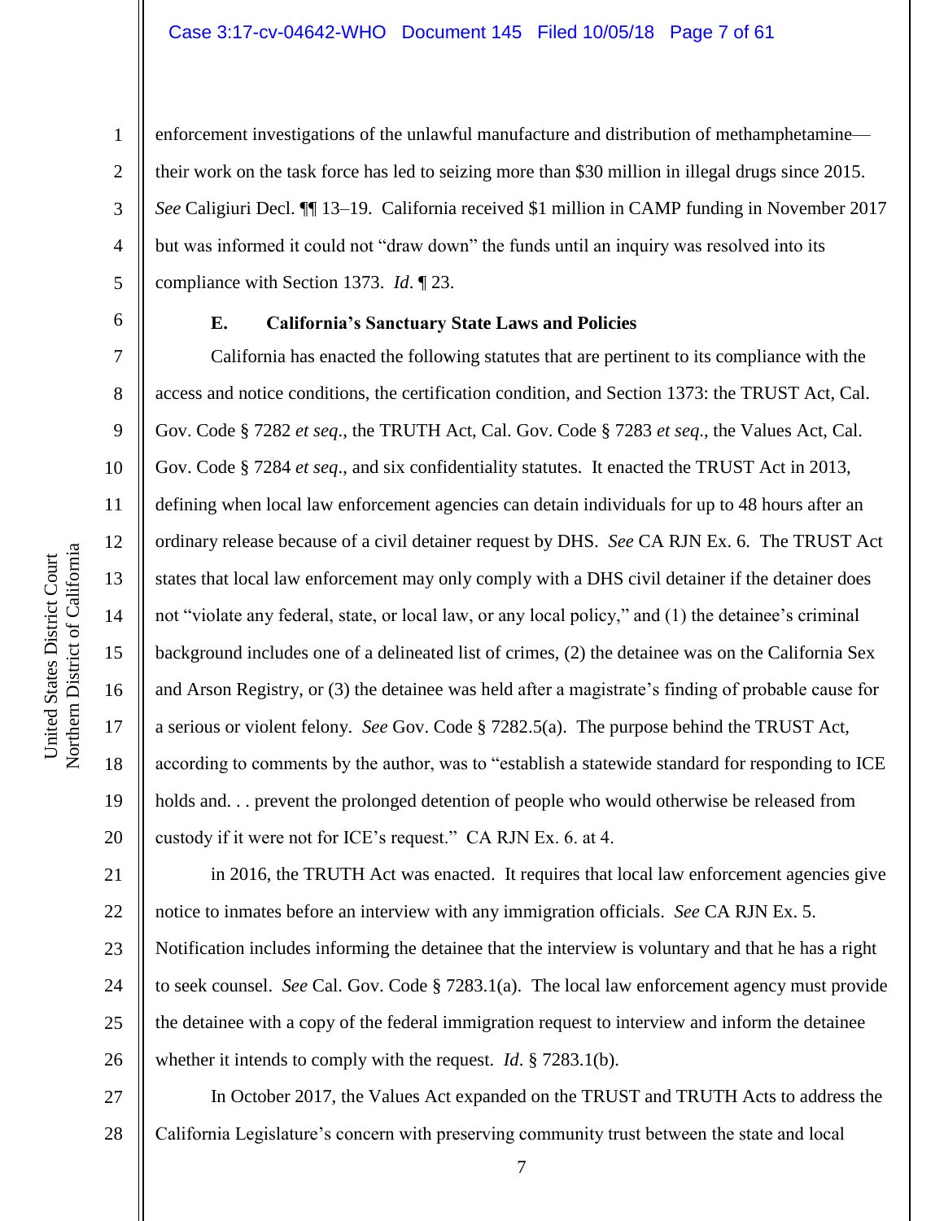enforcement investigations of the unlawful manufacture and distribution of methamphetamine—their work on the task force has led to seizing more than $30 million in illegal drugs since 2015. *See* Caligiuri Decl. ¶¶ 13–19. California received $1 million in CAMP funding in November 2017 but was informed it could not "draw down" the funds until an inquiry was resolved into its compliance with Section 1373. *Id*. ¶ 23.

### E. California's Sanctuary State Laws and Policies

California has enacted the following statutes that are pertinent to its compliance with the access and notice conditions, the certification condition, and Section 1373: the TRUST Act, Cal. Gov. Code § 7282 *et seq*., the TRUTH Act, Cal. Gov. Code § 7283 *et seq*., the Values Act, Cal. Gov. Code § 7284 *et seq*., and six confidentiality statutes. It enacted the TRUST Act in 2013, defining when local law enforcement agencies can detain individuals for up to 48 hours after an ordinary release because of a civil detainer request by DHS. *See* CA RJN Ex. 6. The TRUST Act states that local law enforcement may only comply with a DHS civil detainer if the detainer does not "violate any federal, state, or local law, or any local policy," and (1) the detainee's criminal background includes one of a delineated list of crimes, (2) the detainee was on the California Sex and Arson Registry, or (3) the detainee was held after a magistrate's finding of probable cause for a serious or violent felony. *See* Gov. Code § 7282.5(a). The purpose behind the TRUST Act, according to comments by the author, was to "establish a statewide standard for responding to ICE holds and. . . prevent the prolonged detention of people who would otherwise be released from custody if it were not for ICE's request." CA RJN Ex. 6. at 4.

in 2016, the TRUTH Act was enacted. It requires that local law enforcement agencies give notice to inmates before an interview with any immigration officials. *See* CA RJN Ex. 5. Notification includes informing the detainee that the interview is voluntary and that he has a right to seek counsel. *See* Cal. Gov. Code § 7283.1(a). The local law enforcement agency must provide the detainee with a copy of the federal immigration request to interview and inform the detainee whether it intends to comply with the request. *Id*. § 7283.1(b).

In October 2017, the Values Act expanded on the TRUST and TRUTH Acts to address the California Legislature's concern with preserving community trust between the state and local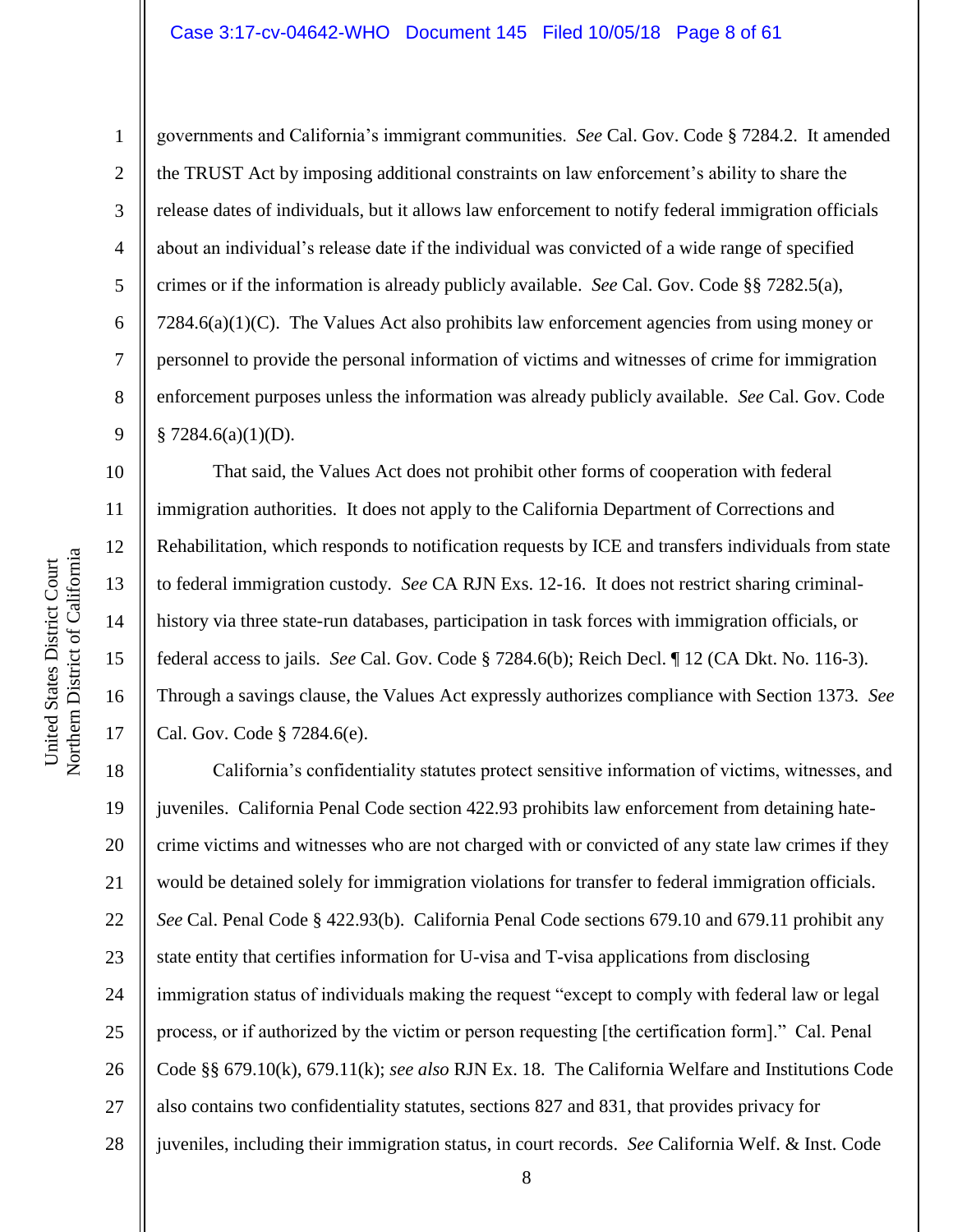governments and California's immigrant communities. *See* Cal. Gov. Code § 7284.2. It amended the TRUST Act by imposing additional constraints on law enforcement's ability to share the release dates of individuals, but it allows law enforcement to notify federal immigration officials about an individual's release date if the individual was convicted of a wide range of specified crimes or if the information is already publicly available. *See* Cal. Gov. Code §§ 7282.5(a), 7284.6(a)(1)(C). The Values Act also prohibits law enforcement agencies from using money or personnel to provide the personal information of victims and witnesses of crime for immigration enforcement purposes unless the information was already publicly available. *See* Cal. Gov. Code § 7284.6(a)(1)(D).

That said, the Values Act does not prohibit other forms of cooperation with federal immigration authorities. It does not apply to the California Department of Corrections and Rehabilitation, which responds to notification requests by ICE and transfers individuals from state to federal immigration custody. *See* CA RJN Exs. 12-16. It does not restrict sharing criminal-history via three state-run databases, participation in task forces with immigration officials, or federal access to jails. *See* Cal. Gov. Code § 7284.6(b); Reich Decl. ¶ 12 (CA Dkt. No. 116-3). Through a savings clause, the Values Act expressly authorizes compliance with Section 1373. *See* Cal. Gov. Code § 7284.6(e).

California's confidentiality statutes protect sensitive information of victims, witnesses, and juveniles. California Penal Code section 422.93 prohibits law enforcement from detaining hate-crime victims and witnesses who are not charged with or convicted of any state law crimes if they would be detained solely for immigration violations for transfer to federal immigration officials. *See* Cal. Penal Code § 422.93(b). California Penal Code sections 679.10 and 679.11 prohibit any state entity that certifies information for U-visa and T-visa applications from disclosing immigration status of individuals making the request "except to comply with federal law or legal process, or if authorized by the victim or person requesting [the certification form]." Cal. Penal Code §§ 679.10(k), 679.11(k); *see also* RJN Ex. 18. The California Welfare and Institutions Code also contains two confidentiality statutes, sections 827 and 831, that provides privacy for juveniles, including their immigration status, in court records. *See* California Welf. & Inst. Code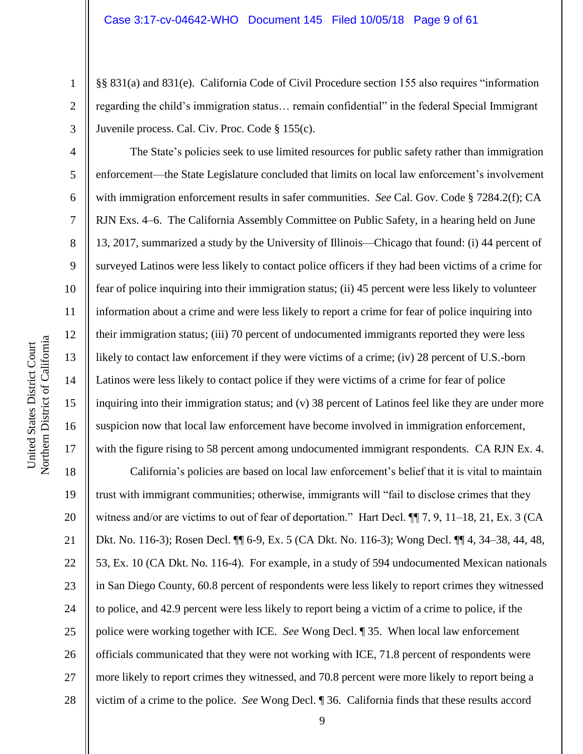§§ 831(a) and 831(e). California Code of Civil Procedure section 155 also requires "information regarding the child's immigration status… remain confidential" in the federal Special Immigrant Juvenile process. Cal. Civ. Proc. Code § 155(c).

The State's policies seek to use limited resources for public safety rather than immigration enforcement—the State Legislature concluded that limits on local law enforcement's involvement with immigration enforcement results in safer communities. *See* Cal. Gov. Code § 7284.2(f); CA RJN Exs. 4–6. The California Assembly Committee on Public Safety, in a hearing held on June 13, 2017, summarized a study by the University of Illinois—Chicago that found: (i) 44 percent of surveyed Latinos were less likely to contact police officers if they had been victims of a crime for fear of police inquiring into their immigration status; (ii) 45 percent were less likely to volunteer information about a crime and were less likely to report a crime for fear of police inquiring into their immigration status; (iii) 70 percent of undocumented immigrants reported they were less likely to contact law enforcement if they were victims of a crime; (iv) 28 percent of U.S.-born Latinos were less likely to contact police if they were victims of a crime for fear of police inquiring into their immigration status; and (v) 38 percent of Latinos feel like they are under more suspicion now that local law enforcement have become involved in immigration enforcement, with the figure rising to 58 percent among undocumented immigrant respondents. CA RJN Ex. 4.

California's policies are based on local law enforcement's belief that it is vital to maintain trust with immigrant communities; otherwise, immigrants will "fail to disclose crimes that they witness and/or are victims to out of fear of deportation." Hart Decl. ¶¶ 7, 9, 11–18, 21, Ex. 3 (CA Dkt. No. 116-3); Rosen Decl. ¶¶ 6-9, Ex. 5 (CA Dkt. No. 116-3); Wong Decl. ¶¶ 4, 34–38, 44, 48, 53, Ex. 10 (CA Dkt. No. 116-4). For example, in a study of 594 undocumented Mexican nationals in San Diego County, 60.8 percent of respondents were less likely to report crimes they witnessed to police, and 42.9 percent were less likely to report being a victim of a crime to police, if the police were working together with ICE. *See* Wong Decl. ¶ 35. When local law enforcement officials communicated that they were not working with ICE, 71.8 percent of respondents were more likely to report crimes they witnessed, and 70.8 percent were more likely to report being a victim of a crime to the police. *See* Wong Decl. ¶ 36. California finds that these results accord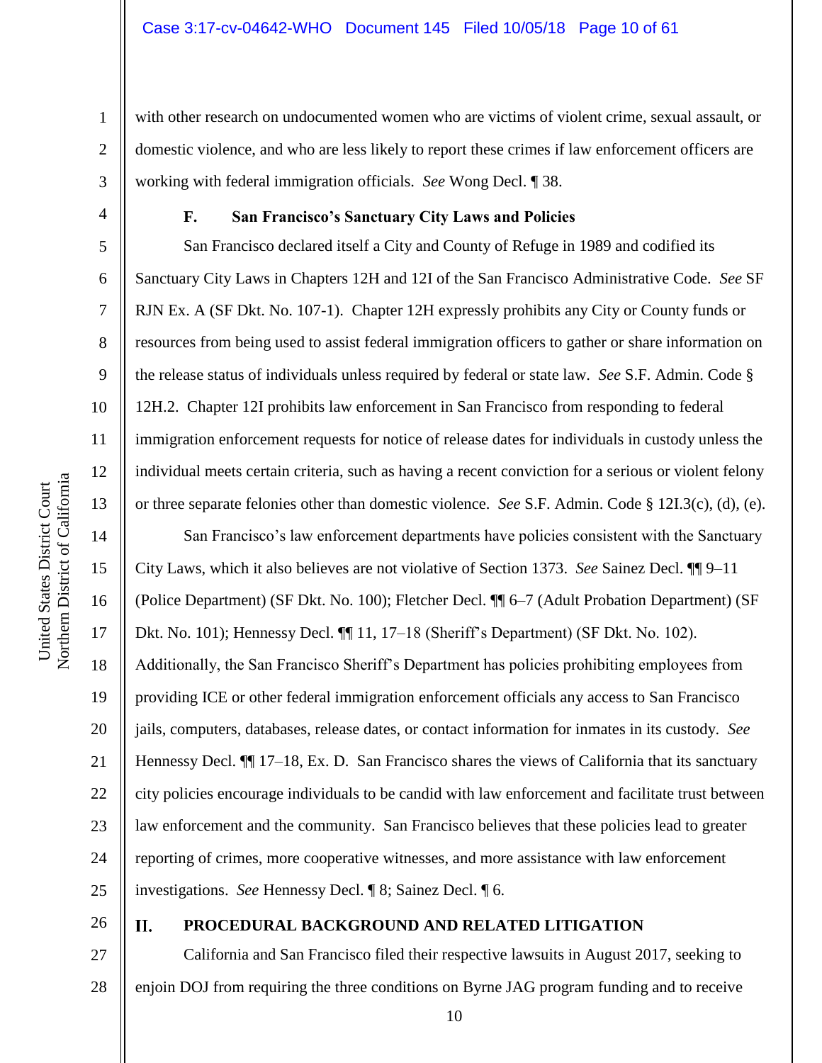with other research on undocumented women who are victims of violent crime, sexual assault, or domestic violence, and who are less likely to report these crimes if law enforcement officers are working with federal immigration officials. *See* Wong Decl. ¶ 38.

### F. San Francisco's Sanctuary City Laws and Policies

San Francisco declared itself a City and County of Refuge in 1989 and codified its Sanctuary City Laws in Chapters 12H and 12I of the San Francisco Administrative Code. *See* SF RJN Ex. A (SF Dkt. No. 107-1). Chapter 12H expressly prohibits any City or County funds or resources from being used to assist federal immigration officers to gather or share information on the release status of individuals unless required by federal or state law. *See* S.F. Admin. Code § 12H.2. Chapter 12I prohibits law enforcement in San Francisco from responding to federal immigration enforcement requests for notice of release dates for individuals in custody unless the individual meets certain criteria, such as having a recent conviction for a serious or violent felony or three separate felonies other than domestic violence. *See* S.F. Admin. Code § 12I.3(c), (d), (e).

San Francisco's law enforcement departments have policies consistent with the Sanctuary City Laws, which it also believes are not violative of Section 1373. *See* Sainez Decl. ¶¶ 9–11 (Police Department) (SF Dkt. No. 100); Fletcher Decl. ¶¶ 6–7 (Adult Probation Department) (SF Dkt. No. 101); Hennessy Decl. ¶¶ 11, 17–18 (Sheriff's Department) (SF Dkt. No. 102). Additionally, the San Francisco Sheriff's Department has policies prohibiting employees from providing ICE or other federal immigration enforcement officials any access to San Francisco jails, computers, databases, release dates, or contact information for inmates in its custody. *See* Hennessy Decl. ¶¶ 17–18, Ex. D. San Francisco shares the views of California that its sanctuary city policies encourage individuals to be candid with law enforcement and facilitate trust between law enforcement and the community. San Francisco believes that these policies lead to greater reporting of crimes, more cooperative witnesses, and more assistance with law enforcement investigations. *See* Hennessy Decl. ¶ 8; Sainez Decl. ¶ 6.

## II. PROCEDURAL BACKGROUND AND RELATED LITIGATION

California and San Francisco filed their respective lawsuits in August 2017, seeking to enjoin DOJ from requiring the three conditions on Byrne JAG program funding and to receive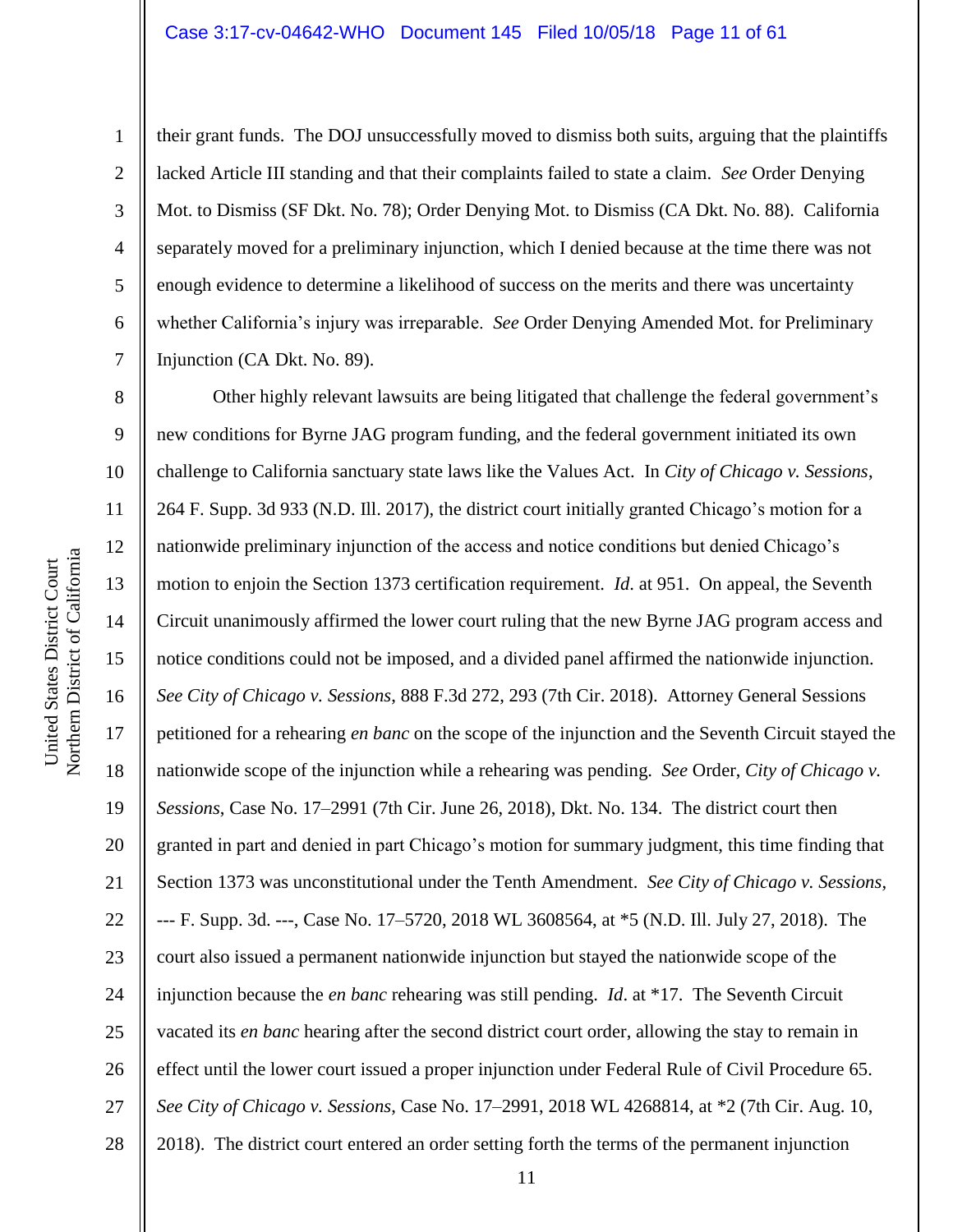their grant funds. The DOJ unsuccessfully moved to dismiss both suits, arguing that the plaintiffs lacked Article III standing and that their complaints failed to state a claim. *See* Order Denying Mot. to Dismiss (SF Dkt. No. 78); Order Denying Mot. to Dismiss (CA Dkt. No. 88). California separately moved for a preliminary injunction, which I denied because at the time there was not enough evidence to determine a likelihood of success on the merits and there was uncertainty whether California's injury was irreparable. *See* Order Denying Amended Mot. for Preliminary Injunction (CA Dkt. No. 89).

Other highly relevant lawsuits are being litigated that challenge the federal government's new conditions for Byrne JAG program funding, and the federal government initiated its own challenge to California sanctuary state laws like the Values Act. In *City of Chicago v. Sessions*, 264 F. Supp. 3d 933 (N.D. Ill. 2017), the district court initially granted Chicago's motion for a nationwide preliminary injunction of the access and notice conditions but denied Chicago's motion to enjoin the Section 1373 certification requirement. *Id*. at 951. On appeal, the Seventh Circuit unanimously affirmed the lower court ruling that the new Byrne JAG program access and notice conditions could not be imposed, and a divided panel affirmed the nationwide injunction. *See City of Chicago v. Sessions*, 888 F.3d 272, 293 (7th Cir. 2018). Attorney General Sessions petitioned for a rehearing *en banc* on the scope of the injunction and the Seventh Circuit stayed the nationwide scope of the injunction while a rehearing was pending. *See* Order, *City of Chicago v. Sessions*, Case No. 17–2991 (7th Cir. June 26, 2018), Dkt. No. 134. The district court then granted in part and denied in part Chicago's motion for summary judgment, this time finding that Section 1373 was unconstitutional under the Tenth Amendment. *See City of Chicago v. Sessions*, --- F. Supp. 3d. ---, Case No. 17–5720, 2018 WL 3608564, at *5 (N.D. Ill. July 27, 2018). The court also issued a permanent nationwide injunction but stayed the nationwide scope of the injunction because the *en banc* rehearing was still pending. *Id*. at *17. The Seventh Circuit vacated its *en banc* hearing after the second district court order, allowing the stay to remain in effect until the lower court issued a proper injunction under Federal Rule of Civil Procedure 65. *See City of Chicago v. Sessions*, Case No. 17–2991, 2018 WL 4268814, at *2 (7th Cir. Aug. 10, 2018). The district court entered an order setting forth the terms of the permanent injunction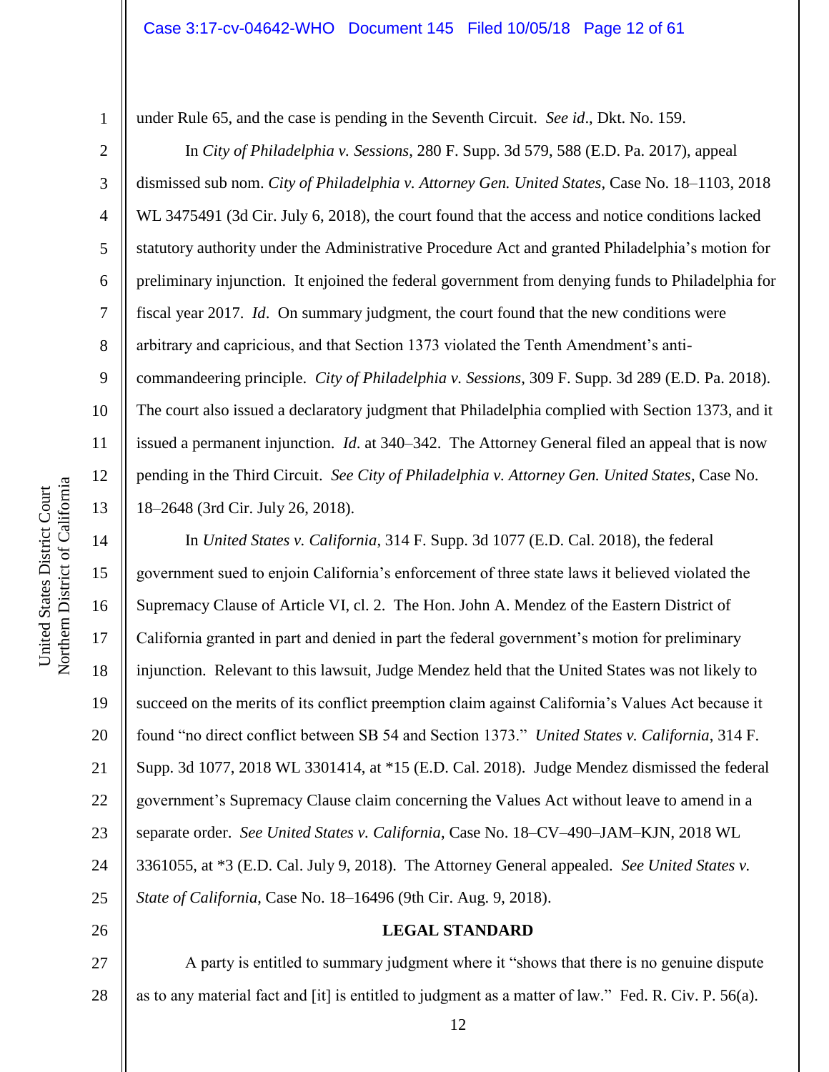under Rule 65, and the case is pending in the Seventh Circuit. *See id*., Dkt. No. 159.

In *City of Philadelphia v. Sessions*, 280 F. Supp. 3d 579, 588 (E.D. Pa. 2017), appeal dismissed sub nom. *City of Philadelphia v. Attorney Gen. United States*, Case No. 18–1103, 2018 WL 3475491 (3d Cir. July 6, 2018), the court found that the access and notice conditions lacked statutory authority under the Administrative Procedure Act and granted Philadelphia's motion for preliminary injunction. It enjoined the federal government from denying funds to Philadelphia for fiscal year 2017. *Id*. On summary judgment, the court found that the new conditions were arbitrary and capricious, and that Section 1373 violated the Tenth Amendment's anti-commandeering principle. *City of Philadelphia v. Sessions*, 309 F. Supp. 3d 289 (E.D. Pa. 2018). The court also issued a declaratory judgment that Philadelphia complied with Section 1373, and it issued a permanent injunction. *Id*. at 340–342. The Attorney General filed an appeal that is now pending in the Third Circuit. *See City of Philadelphia v. Attorney Gen. United States*, Case No. 18–2648 (3rd Cir. July 26, 2018).

In *United States v. California*, 314 F. Supp. 3d 1077 (E.D. Cal. 2018), the federal government sued to enjoin California's enforcement of three state laws it believed violated the Supremacy Clause of Article VI, cl. 2. The Hon. John A. Mendez of the Eastern District of California granted in part and denied in part the federal government's motion for preliminary injunction. Relevant to this lawsuit, Judge Mendez held that the United States was not likely to succeed on the merits of its conflict preemption claim against California's Values Act because it found "no direct conflict between SB 54 and Section 1373." *United States v. California*, 314 F. Supp. 3d 1077, 2018 WL 3301414, at *15 (E.D. Cal. 2018). Judge Mendez dismissed the federal government's Supremacy Clause claim concerning the Values Act without leave to amend in a separate order. *See United States v. California*, Case No. 18–CV–490–JAM–KJN, 2018 WL 3361055, at *3 (E.D. Cal. July 9, 2018). The Attorney General appealed. *See United States v. State of California*, Case No. 18–16496 (9th Cir. Aug. 9, 2018).

## LEGAL STANDARD

A party is entitled to summary judgment where it "shows that there is no genuine dispute as to any material fact and [it] is entitled to judgment as a matter of law." Fed. R. Civ. P. 56(a).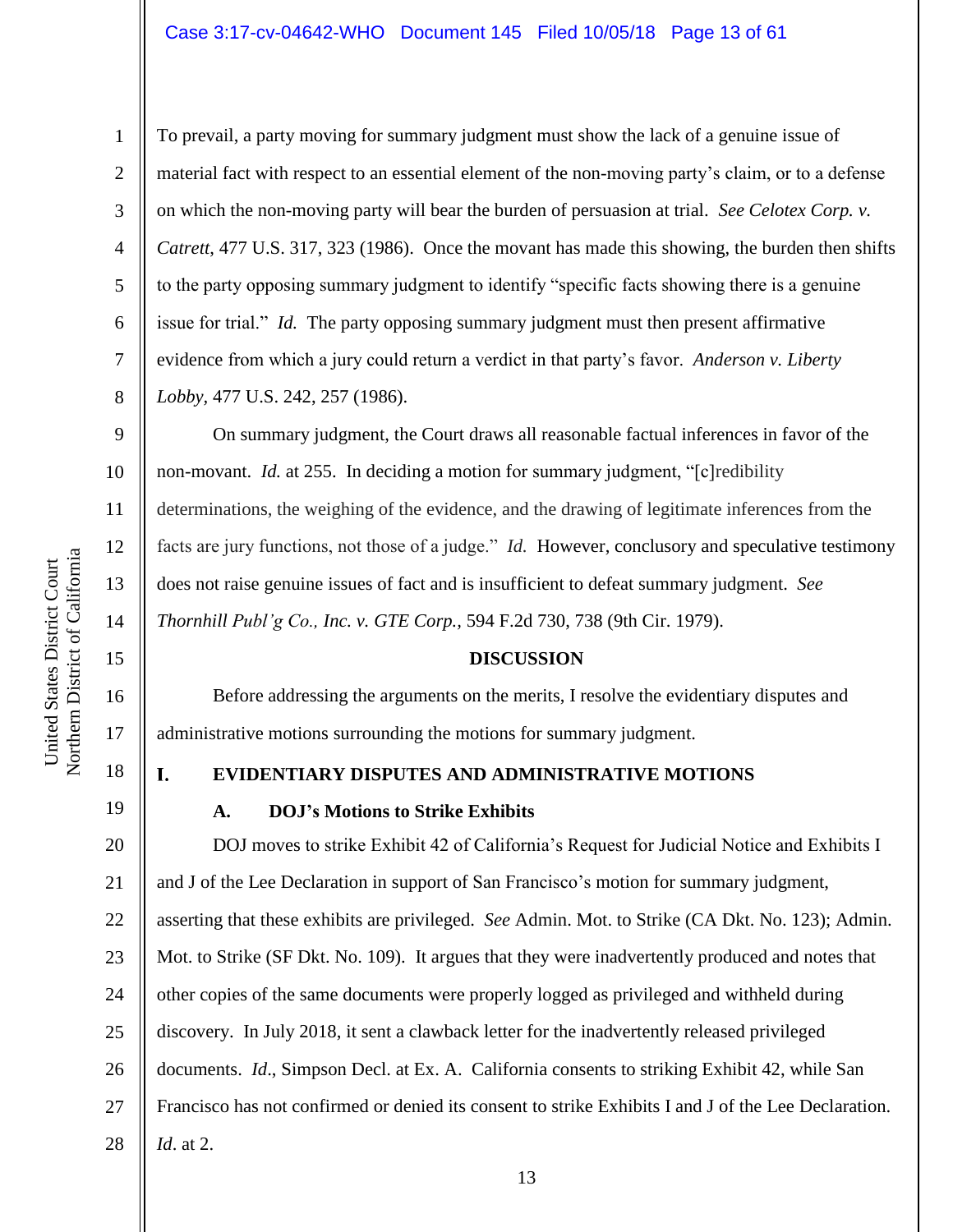To prevail, a party moving for summary judgment must show the lack of a genuine issue of material fact with respect to an essential element of the non-moving party's claim, or to a defense on which the non-moving party will bear the burden of persuasion at trial. *See Celotex Corp. v. Catrett*, 477 U.S. 317, 323 (1986). Once the movant has made this showing, the burden then shifts to the party opposing summary judgment to identify "specific facts showing there is a genuine issue for trial." *Id.* The party opposing summary judgment must then present affirmative evidence from which a jury could return a verdict in that party's favor. *Anderson v. Liberty Lobby*, 477 U.S. 242, 257 (1986).

On summary judgment, the Court draws all reasonable factual inferences in favor of the non-movant. *Id.* at 255. In deciding a motion for summary judgment, "[c]redibility determinations, the weighing of the evidence, and the drawing of legitimate inferences from the facts are jury functions, not those of a judge." *Id.* However, conclusory and speculative testimony does not raise genuine issues of fact and is insufficient to defeat summary judgment. *See Thornhill Publ'g Co., Inc. v. GTE Corp.*, 594 F.2d 730, 738 (9th Cir. 1979).

## DISCUSSION

Before addressing the arguments on the merits, I resolve the evidentiary disputes and administrative motions surrounding the motions for summary judgment.

## I. EVIDENTIARY DISPUTES AND ADMINISTRATIVE MOTIONS

### A. DOJ's Motions to Strike Exhibits

DOJ moves to strike Exhibit 42 of California's Request for Judicial Notice and Exhibits I and J of the Lee Declaration in support of San Francisco's motion for summary judgment, asserting that these exhibits are privileged. *See* Admin. Mot. to Strike (CA Dkt. No. 123); Admin. Mot. to Strike (SF Dkt. No. 109). It argues that they were inadvertently produced and notes that other copies of the same documents were properly logged as privileged and withheld during discovery. In July 2018, it sent a clawback letter for the inadvertently released privileged documents. *Id*., Simpson Decl. at Ex. A. California consents to striking Exhibit 42, while San Francisco has not confirmed or denied its consent to strike Exhibits I and J of the Lee Declaration. *Id*. at 2.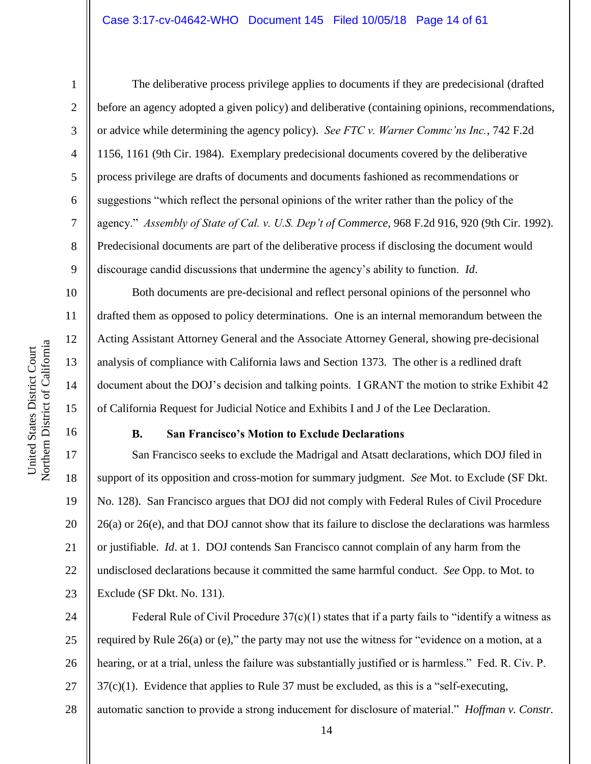The deliberative process privilege applies to documents if they are predecisional (drafted before an agency adopted a given policy) and deliberative (containing opinions, recommendations, or advice while determining the agency policy). *See FTC v. Warner Commc'ns Inc.*, 742 F.2d 1156, 1161 (9th Cir. 1984). Exemplary predecisional documents covered by the deliberative process privilege are drafts of documents and documents fashioned as recommendations or suggestions "which reflect the personal opinions of the writer rather than the policy of the agency." *Assembly of State of Cal. v. U.S. Dep't of Commerce*, 968 F.2d 916, 920 (9th Cir. 1992). Predecisional documents are part of the deliberative process if disclosing the document would discourage candid discussions that undermine the agency's ability to function. *Id*.

Both documents are pre-decisional and reflect personal opinions of the personnel who drafted them as opposed to policy determinations. One is an internal memorandum between the Acting Assistant Attorney General and the Associate Attorney General, showing pre-decisional analysis of compliance with California laws and Section 1373. The other is a redlined draft document about the DOJ's decision and talking points. I GRANT the motion to strike Exhibit 42 of California Request for Judicial Notice and Exhibits I and J of the Lee Declaration.

### B. San Francisco's Motion to Exclude Declarations

San Francisco seeks to exclude the Madrigal and Atsatt declarations, which DOJ filed in support of its opposition and cross-motion for summary judgment. *See* Mot. to Exclude (SF Dkt. No. 128). San Francisco argues that DOJ did not comply with Federal Rules of Civil Procedure 26(a) or 26(e), and that DOJ cannot show that its failure to disclose the declarations was harmless or justifiable. *Id*. at 1. DOJ contends San Francisco cannot complain of any harm from the undisclosed declarations because it committed the same harmful conduct. *See* Opp. to Mot. to Exclude (SF Dkt. No. 131).

Federal Rule of Civil Procedure 37(c)(1) states that if a party fails to "identify a witness as required by Rule 26(a) or (e)," the party may not use the witness for "evidence on a motion, at a hearing, or at a trial, unless the failure was substantially justified or is harmless." Fed. R. Civ. P. 37(c)(1). Evidence that applies to Rule 37 must be excluded, as this is a "self-executing, automatic sanction to provide a strong inducement for disclosure of material." *Hoffman v. Constr.*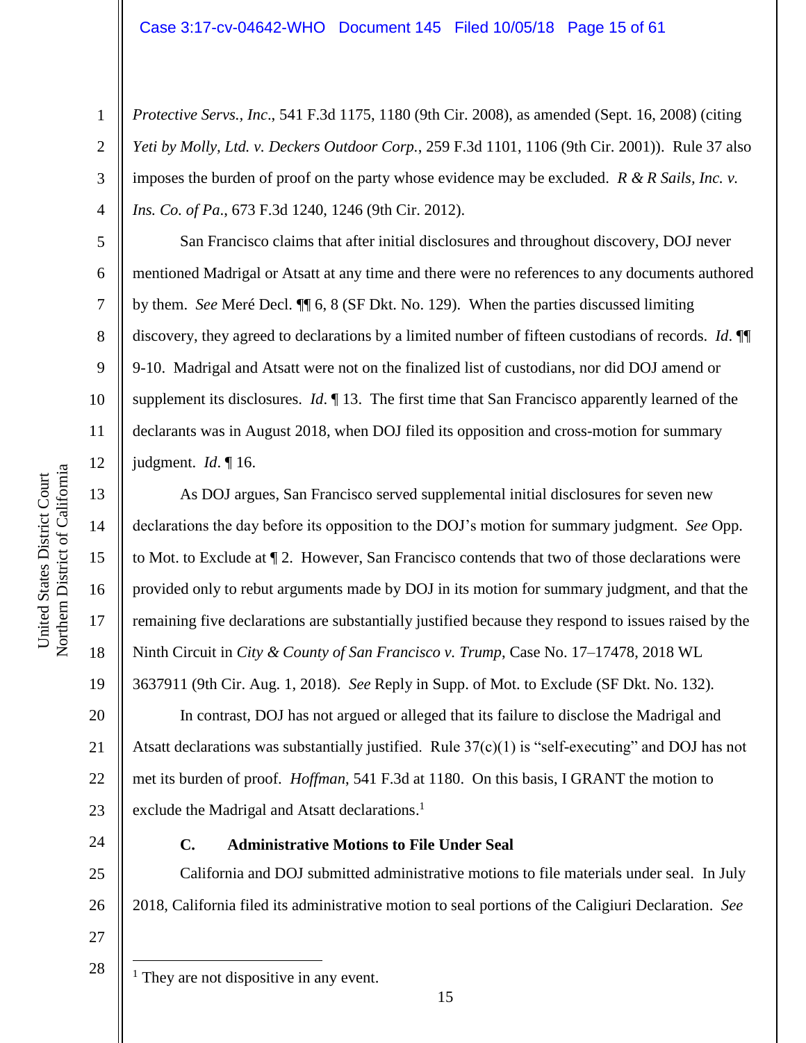*Protective Servs., Inc*., 541 F.3d 1175, 1180 (9th Cir. 2008), as amended (Sept. 16, 2008) (citing *Yeti by Molly, Ltd. v. Deckers Outdoor Corp*., 259 F.3d 1101, 1106 (9th Cir. 2001)). Rule 37 also imposes the burden of proof on the party whose evidence may be excluded. *R & R Sails, Inc. v. Ins. Co. of Pa*., 673 F.3d 1240, 1246 (9th Cir. 2012).

San Francisco claims that after initial disclosures and throughout discovery, DOJ never mentioned Madrigal or Atsatt at any time and there were no references to any documents authored by them. *See* Meré Decl. ¶¶ 6, 8 (SF Dkt. No. 129). When the parties discussed limiting discovery, they agreed to declarations by a limited number of fifteen custodians of records. *Id*. ¶¶ 9-10. Madrigal and Atsatt were not on the finalized list of custodians, nor did DOJ amend or supplement its disclosures. *Id*. ¶ 13. The first time that San Francisco apparently learned of the declarants was in August 2018, when DOJ filed its opposition and cross-motion for summary judgment. *Id*. ¶ 16.

As DOJ argues, San Francisco served supplemental initial disclosures for seven new declarations the day before its opposition to the DOJ's motion for summary judgment. *See* Opp. to Mot. to Exclude at ¶ 2. However, San Francisco contends that two of those declarations were provided only to rebut arguments made by DOJ in its motion for summary judgment, and that the remaining five declarations are substantially justified because they respond to issues raised by the Ninth Circuit in *City & County of San Francisco v. Trump*, Case No. 17–17478, 2018 WL 3637911 (9th Cir. Aug. 1, 2018). *See* Reply in Supp. of Mot. to Exclude (SF Dkt. No. 132).

In contrast, DOJ has not argued or alleged that its failure to disclose the Madrigal and Atsatt declarations was substantially justified. Rule 37(c)(1) is "self-executing" and DOJ has not met its burden of proof. *Hoffman*, 541 F.3d at 1180. On this basis, I GRANT the motion to exclude the Madrigal and Atsatt declarations.[1]

### C. Administrative Motions to File Under Seal

California and DOJ submitted administrative motions to file materials under seal. In July 2018, California filed its administrative motion to seal portions of the Caligiuri Declaration. *See*

[1] They are not dispositive in any event.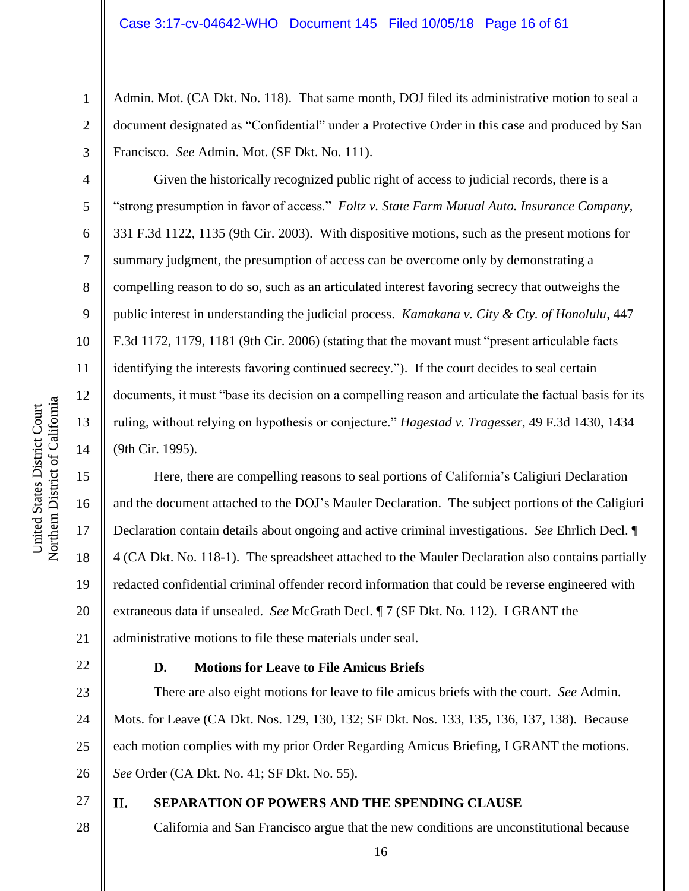Admin. Mot. (CA Dkt. No. 118). That same month, DOJ filed its administrative motion to seal a document designated as "Confidential" under a Protective Order in this case and produced by San Francisco. *See* Admin. Mot. (SF Dkt. No. 111).

Given the historically recognized public right of access to judicial records, there is a "strong presumption in favor of access." *Foltz v. State Farm Mutual Auto. Insurance Company*, 331 F.3d 1122, 1135 (9th Cir. 2003). With dispositive motions, such as the present motions for summary judgment, the presumption of access can be overcome only by demonstrating a compelling reason to do so, such as an articulated interest favoring secrecy that outweighs the public interest in understanding the judicial process. *Kamakana v. City & Cty. of Honolulu*, 447 F.3d 1172, 1179, 1181 (9th Cir. 2006) (stating that the movant must "present articulable facts identifying the interests favoring continued secrecy."). If the court decides to seal certain documents, it must "base its decision on a compelling reason and articulate the factual basis for its ruling, without relying on hypothesis or conjecture." *Hagestad v. Tragesser*, 49 F.3d 1430, 1434 (9th Cir. 1995).

Here, there are compelling reasons to seal portions of California's Caligiuri Declaration and the document attached to the DOJ's Mauler Declaration. The subject portions of the Caligiuri Declaration contain details about ongoing and active criminal investigations. *See* Ehrlich Decl. ¶ 4 (CA Dkt. No. 118-1). The spreadsheet attached to the Mauler Declaration also contains partially redacted confidential criminal offender record information that could be reverse engineered with extraneous data if unsealed. *See* McGrath Decl. ¶ 7 (SF Dkt. No. 112). I GRANT the administrative motions to file these materials under seal.

### D. Motions for Leave to File Amicus Briefs

There are also eight motions for leave to file amicus briefs with the court. *See* Admin. Mots. for Leave (CA Dkt. Nos. 129, 130, 132; SF Dkt. Nos. 133, 135, 136, 137, 138). Because each motion complies with my prior Order Regarding Amicus Briefing, I GRANT the motions. *See* Order (CA Dkt. No. 41; SF Dkt. No. 55).

## II. SEPARATION OF POWERS AND THE SPENDING CLAUSE

California and San Francisco argue that the new conditions are unconstitutional because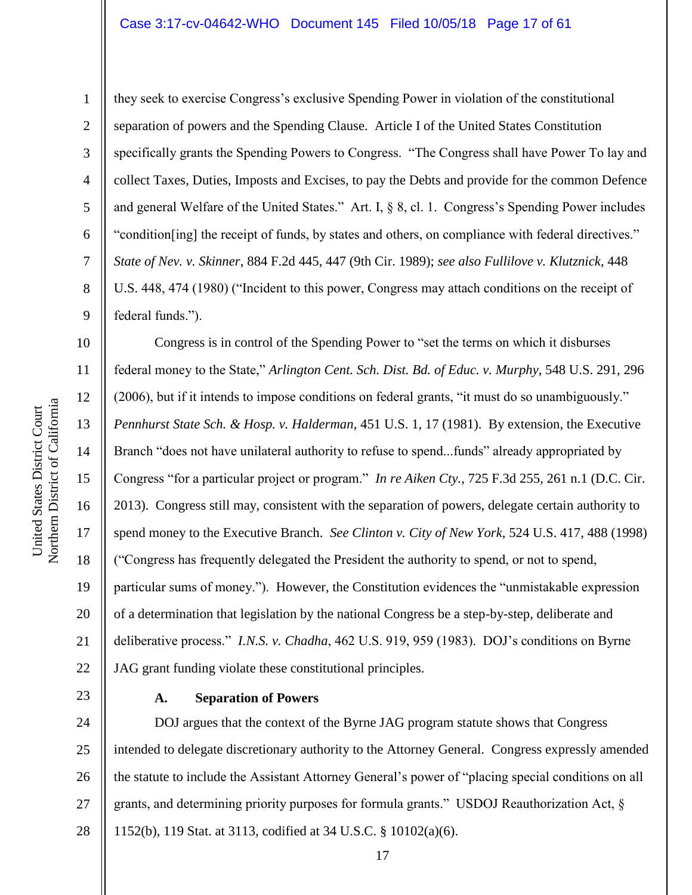they seek to exercise Congress's exclusive Spending Power in violation of the constitutional separation of powers and the Spending Clause. Article I of the United States Constitution specifically grants the Spending Powers to Congress. "The Congress shall have Power To lay and collect Taxes, Duties, Imposts and Excises, to pay the Debts and provide for the common Defence and general Welfare of the United States." Art. I, § 8, cl. 1. Congress's Spending Power includes "condition[ing] the receipt of funds, by states and others, on compliance with federal directives." *State of Nev. v. Skinner*, 884 F.2d 445, 447 (9th Cir. 1989); *see also Fullilove v. Klutznick*, 448 U.S. 448, 474 (1980) ("Incident to this power, Congress may attach conditions on the receipt of federal funds.").

Congress is in control of the Spending Power to "set the terms on which it disburses federal money to the State," *Arlington Cent. Sch. Dist. Bd. of Educ. v. Murphy*, 548 U.S. 291, 296 (2006), but if it intends to impose conditions on federal grants, "it must do so unambiguously." *Pennhurst State Sch. & Hosp. v. Halderman*, 451 U.S. 1, 17 (1981). By extension, the Executive Branch "does not have unilateral authority to refuse to spend...funds" already appropriated by Congress "for a particular project or program." *In re Aiken Cty.*, 725 F.3d 255, 261 n.1 (D.C. Cir. 2013). Congress still may, consistent with the separation of powers, delegate certain authority to spend money to the Executive Branch. *See Clinton v. City of New York*, 524 U.S. 417, 488 (1998) ("Congress has frequently delegated the President the authority to spend, or not to spend, particular sums of money."). However, the Constitution evidences the "unmistakable expression of a determination that legislation by the national Congress be a step-by-step, deliberate and deliberative process." *I.N.S. v. Chadha*, 462 U.S. 919, 959 (1983). DOJ's conditions on Byrne JAG grant funding violate these constitutional principles.

### A. Separation of Powers

DOJ argues that the context of the Byrne JAG program statute shows that Congress intended to delegate discretionary authority to the Attorney General. Congress expressly amended the statute to include the Assistant Attorney General's power of "placing special conditions on all grants, and determining priority purposes for formula grants." USDOJ Reauthorization Act, § 1152(b), 119 Stat. at 3113, codified at 34 U.S.C. § 10102(a)(6).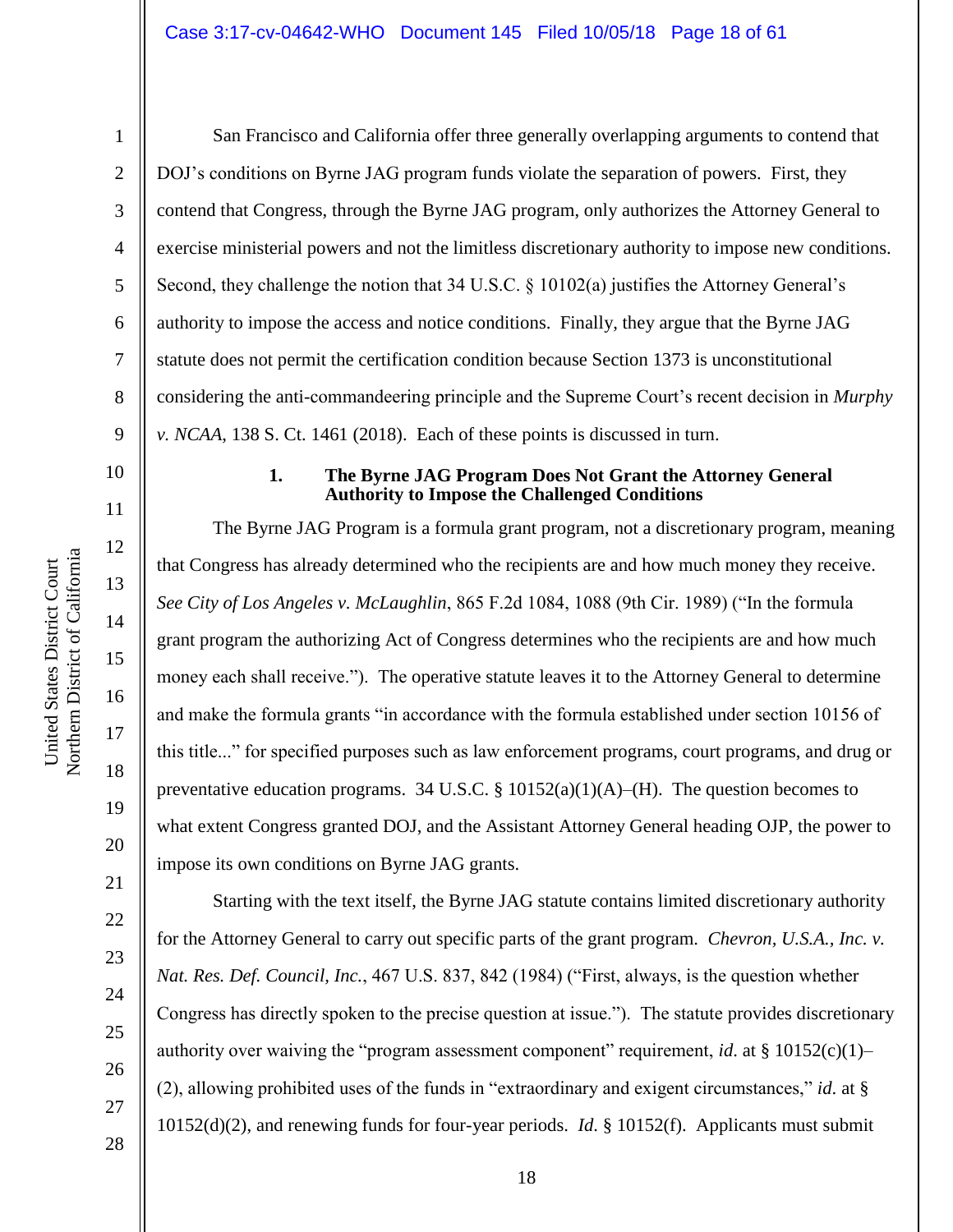San Francisco and California offer three generally overlapping arguments to contend that DOJ's conditions on Byrne JAG program funds violate the separation of powers. First, they contend that Congress, through the Byrne JAG program, only authorizes the Attorney General to exercise ministerial powers and not the limitless discretionary authority to impose new conditions. Second, they challenge the notion that 34 U.S.C. § 10102(a) justifies the Attorney General's authority to impose the access and notice conditions. Finally, they argue that the Byrne JAG statute does not permit the certification condition because Section 1373 is unconstitutional considering the anti-commandeering principle and the Supreme Court's recent decision in *Murphy v. NCAA*, 138 S. Ct. 1461 (2018). Each of these points is discussed in turn.

### 1. The Byrne JAG Program Does Not Grant the Attorney General Authority to Impose the Challenged Conditions

The Byrne JAG Program is a formula grant program, not a discretionary program, meaning that Congress has already determined who the recipients are and how much money they receive. *See City of Los Angeles v. McLaughlin*, 865 F.2d 1084, 1088 (9th Cir. 1989) ("In the formula grant program the authorizing Act of Congress determines who the recipients are and how much money each shall receive."). The operative statute leaves it to the Attorney General to determine and make the formula grants "in accordance with the formula established under section 10156 of this title..." for specified purposes such as law enforcement programs, court programs, and drug or preventative education programs. 34 U.S.C. § 10152(a)(1)(A)–(H). The question becomes to what extent Congress granted DOJ, and the Assistant Attorney General heading OJP, the power to impose its own conditions on Byrne JAG grants.

Starting with the text itself, the Byrne JAG statute contains limited discretionary authority for the Attorney General to carry out specific parts of the grant program. *Chevron, U.S.A., Inc. v. Nat. Res. Def. Council, Inc.*, 467 U.S. 837, 842 (1984) ("First, always, is the question whether Congress has directly spoken to the precise question at issue."). The statute provides discretionary authority over waiving the "program assessment component" requirement, *id.* at § 10152(c)(1)–(2), allowing prohibited uses of the funds in "extraordinary and exigent circumstances," *id.* at § 10152(d)(2), and renewing funds for four-year periods. *Id.* § 10152(f). Applicants must submit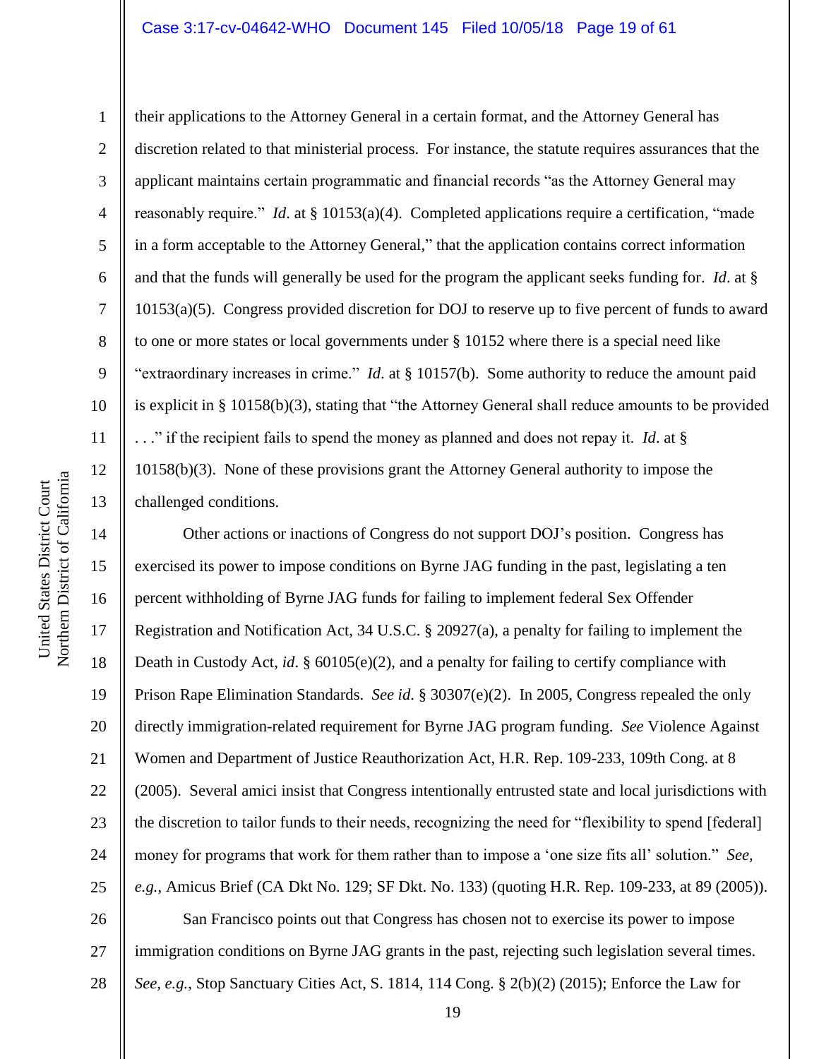their applications to the Attorney General in a certain format, and the Attorney General has discretion related to that ministerial process. For instance, the statute requires assurances that the applicant maintains certain programmatic and financial records "as the Attorney General may reasonably require." *Id*. at § 10153(a)(4). Completed applications require a certification, "made in a form acceptable to the Attorney General," that the application contains correct information and that the funds will generally be used for the program the applicant seeks funding for. *Id*. at § 10153(a)(5). Congress provided discretion for DOJ to reserve up to five percent of funds to award to one or more states or local governments under § 10152 where there is a special need like "extraordinary increases in crime." *Id*. at § 10157(b). Some authority to reduce the amount paid is explicit in § 10158(b)(3), stating that "the Attorney General shall reduce amounts to be provided . . ." if the recipient fails to spend the money as planned and does not repay it. *Id*. at § 10158(b)(3). None of these provisions grant the Attorney General authority to impose the challenged conditions.

Other actions or inactions of Congress do not support DOJ's position. Congress has exercised its power to impose conditions on Byrne JAG funding in the past, legislating a ten percent withholding of Byrne JAG funds for failing to implement federal Sex Offender Registration and Notification Act, 34 U.S.C. § 20927(a), a penalty for failing to implement the Death in Custody Act, *id*. § 60105(e)(2), and a penalty for failing to certify compliance with Prison Rape Elimination Standards. *See id*. § 30307(e)(2). In 2005, Congress repealed the only directly immigration-related requirement for Byrne JAG program funding. *See* Violence Against Women and Department of Justice Reauthorization Act, H.R. Rep. 109-233, 109th Cong. at 8 (2005). Several amici insist that Congress intentionally entrusted state and local jurisdictions with the discretion to tailor funds to their needs, recognizing the need for "flexibility to spend [federal] money for programs that work for them rather than to impose a 'one size fits all' solution." *See, e.g.*, Amicus Brief (CA Dkt No. 129; SF Dkt. No. 133) (quoting H.R. Rep. 109-233, at 89 (2005)).

San Francisco points out that Congress has chosen not to exercise its power to impose immigration conditions on Byrne JAG grants in the past, rejecting such legislation several times. *See, e.g.*, Stop Sanctuary Cities Act, S. 1814, 114 Cong. § 2(b)(2) (2015); Enforce the Law for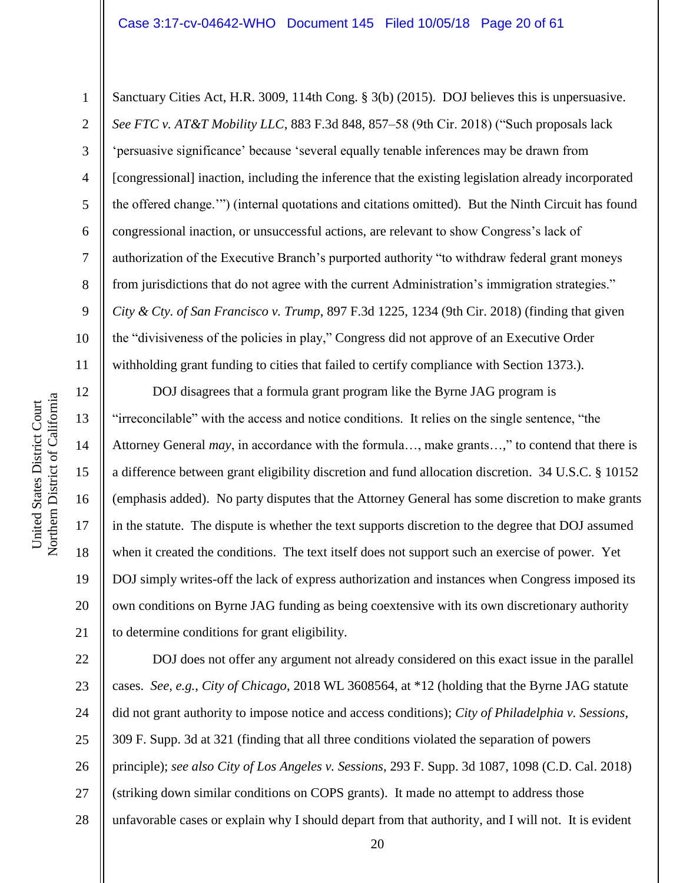Sanctuary Cities Act, H.R. 3009, 114th Cong. § 3(b) (2015). DOJ believes this is unpersuasive. *See FTC v. AT&T Mobility LLC*, 883 F.3d 848, 857–58 (9th Cir. 2018) ("Such proposals lack 'persuasive significance' because 'several equally tenable inferences may be drawn from [congressional] inaction, including the inference that the existing legislation already incorporated the offered change.'") (internal quotations and citations omitted). But the Ninth Circuit has found congressional inaction, or unsuccessful actions, are relevant to show Congress's lack of authorization of the Executive Branch's purported authority "to withdraw federal grant moneys from jurisdictions that do not agree with the current Administration's immigration strategies." *City & Cty. of San Francisco v. Trump*, 897 F.3d 1225, 1234 (9th Cir. 2018) (finding that given the "divisiveness of the policies in play," Congress did not approve of an Executive Order withholding grant funding to cities that failed to certify compliance with Section 1373.).

DOJ disagrees that a formula grant program like the Byrne JAG program is "irreconcilable" with the access and notice conditions. It relies on the single sentence, "the Attorney General *may*, in accordance with the formula…, make grants…," to contend that there is a difference between grant eligibility discretion and fund allocation discretion. 34 U.S.C. § 10152 (emphasis added). No party disputes that the Attorney General has some discretion to make grants in the statute. The dispute is whether the text supports discretion to the degree that DOJ assumed when it created the conditions. The text itself does not support such an exercise of power. Yet DOJ simply writes-off the lack of express authorization and instances when Congress imposed its own conditions on Byrne JAG funding as being coextensive with its own discretionary authority to determine conditions for grant eligibility.

DOJ does not offer any argument not already considered on this exact issue in the parallel cases. *See, e.g.*, *City of Chicago*, 2018 WL 3608564, at *12 (holding that the Byrne JAG statute did not grant authority to impose notice and access conditions); *City of Philadelphia v. Sessions*, 309 F. Supp. 3d at 321 (finding that all three conditions violated the separation of powers principle); *see also City of Los Angeles v. Sessions*, 293 F. Supp. 3d 1087, 1098 (C.D. Cal. 2018) (striking down similar conditions on COPS grants). It made no attempt to address those unfavorable cases or explain why I should depart from that authority, and I will not. It is evident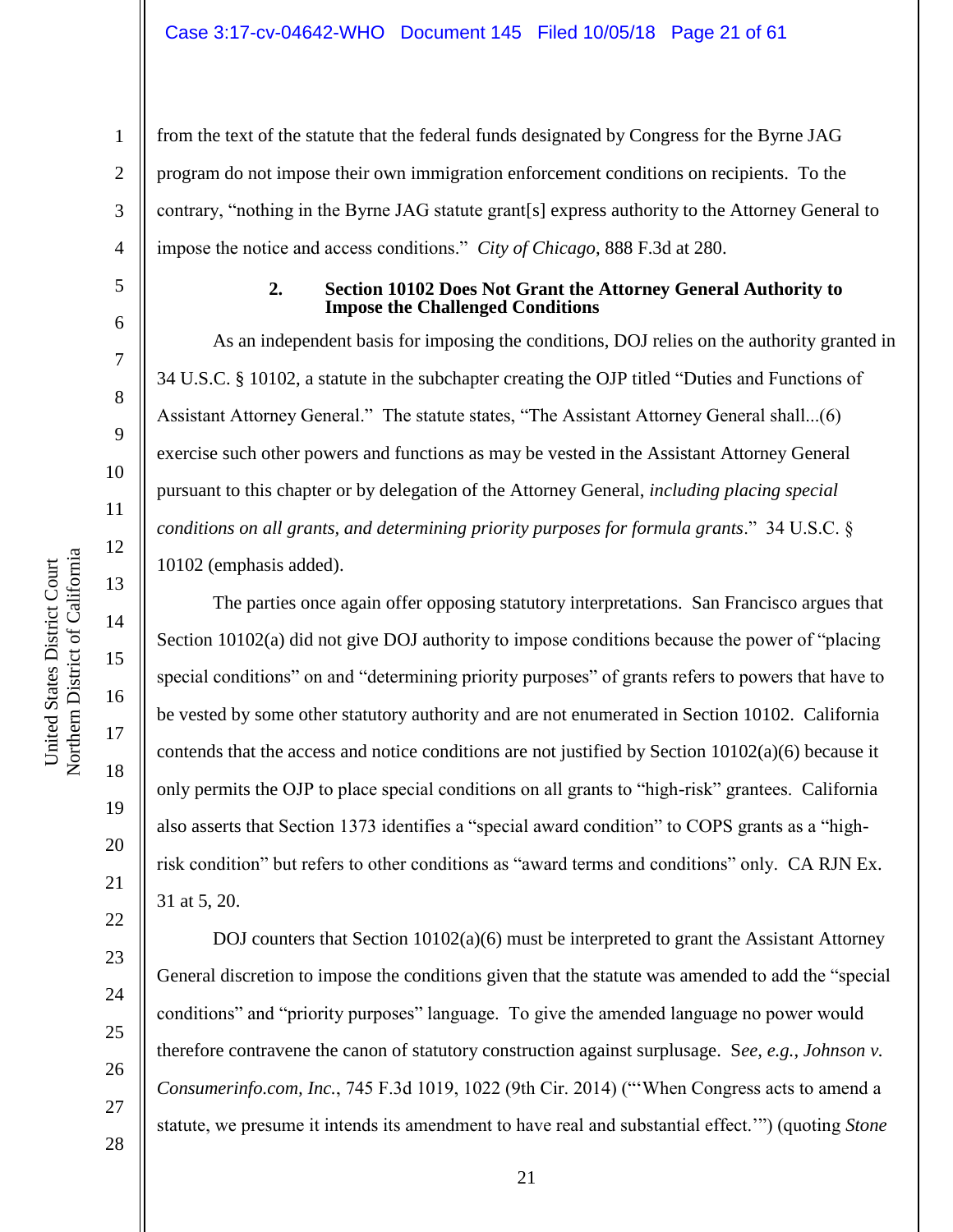from the text of the statute that the federal funds designated by Congress for the Byrne JAG program do not impose their own immigration enforcement conditions on recipients. To the contrary, "nothing in the Byrne JAG statute grant[s] express authority to the Attorney General to impose the notice and access conditions." *City of Chicago*, 888 F.3d at 280.

### 2. Section 10102 Does Not Grant the Attorney General Authority to Impose the Challenged Conditions

As an independent basis for imposing the conditions, DOJ relies on the authority granted in 34 U.S.C. § 10102, a statute in the subchapter creating the OJP titled "Duties and Functions of Assistant Attorney General." The statute states, "The Assistant Attorney General shall...(6) exercise such other powers and functions as may be vested in the Assistant Attorney General pursuant to this chapter or by delegation of the Attorney General, *including placing special conditions on all grants, and determining priority purposes for formula grants*." 34 U.S.C. § 10102 (emphasis added).

The parties once again offer opposing statutory interpretations. San Francisco argues that Section 10102(a) did not give DOJ authority to impose conditions because the power of "placing special conditions" on and "determining priority purposes" of grants refers to powers that have to be vested by some other statutory authority and are not enumerated in Section 10102. California contends that the access and notice conditions are not justified by Section 10102(a)(6) because it only permits the OJP to place special conditions on all grants to "high-risk" grantees. California also asserts that Section 1373 identifies a "special award condition" to COPS grants as a "high-risk condition" but refers to other conditions as "award terms and conditions" only. CA RJN Ex. 31 at 5, 20.

DOJ counters that Section 10102(a)(6) must be interpreted to grant the Assistant Attorney General discretion to impose the conditions given that the statute was amended to add the "special conditions" and "priority purposes" language. To give the amended language no power would therefore contravene the canon of statutory construction against surplusage. S*ee, e.g.*, *Johnson v. Consumerinfo.com, Inc.*, 745 F.3d 1019, 1022 (9th Cir. 2014) ("'When Congress acts to amend a statute, we presume it intends its amendment to have real and substantial effect.'") (quoting *Stone*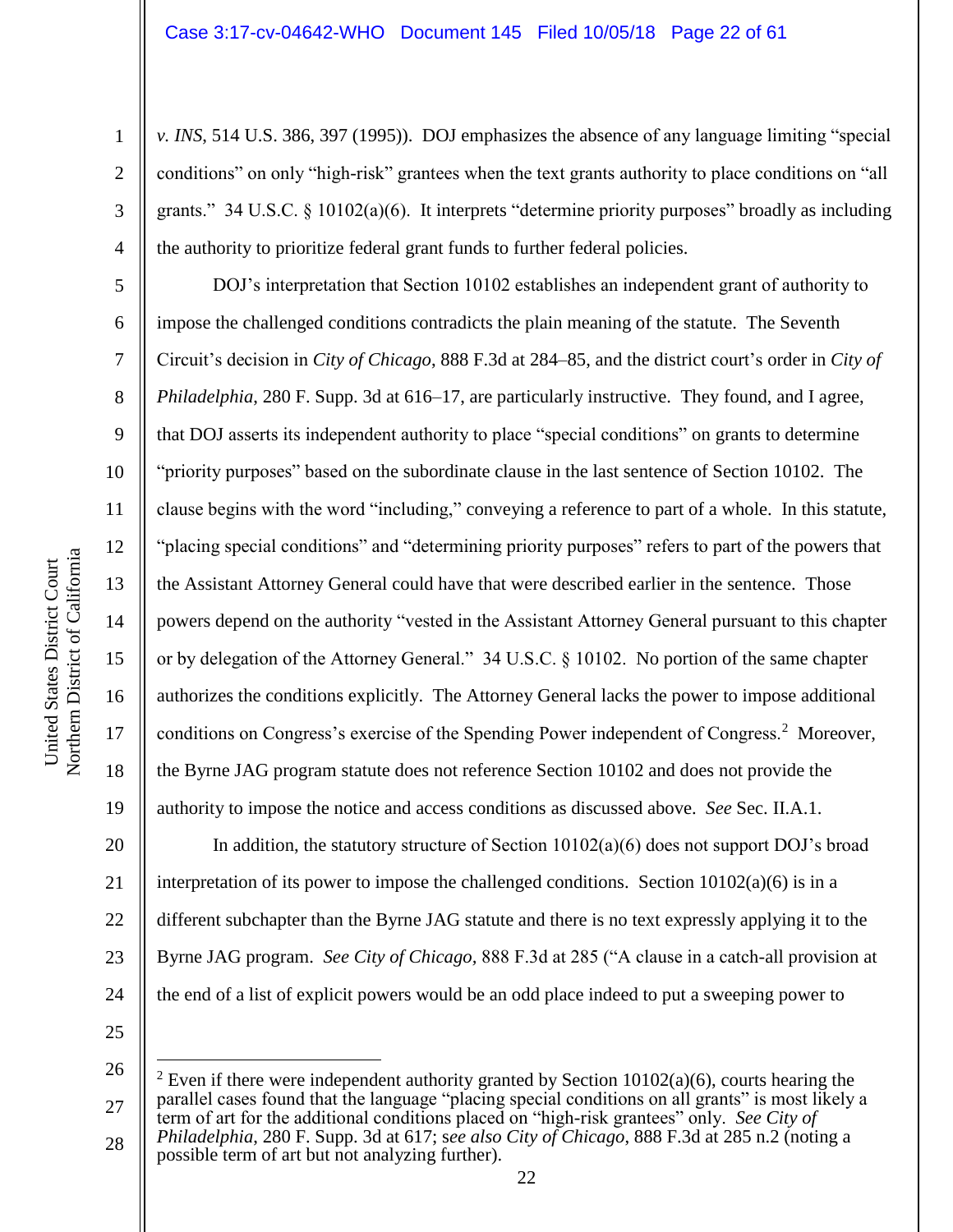*v. INS*, 514 U.S. 386, 397 (1995)). DOJ emphasizes the absence of any language limiting "special conditions" on only "high-risk" grantees when the text grants authority to place conditions on "all grants." 34 U.S.C. § 10102(a)(6). It interprets "determine priority purposes" broadly as including the authority to prioritize federal grant funds to further federal policies.

DOJ's interpretation that Section 10102 establishes an independent grant of authority to impose the challenged conditions contradicts the plain meaning of the statute. The Seventh Circuit's decision in *City of Chicago*, 888 F.3d at 284–85, and the district court's order in *City of Philadelphia*, 280 F. Supp. 3d at 616–17, are particularly instructive. They found, and I agree, that DOJ asserts its independent authority to place "special conditions" on grants to determine "priority purposes" based on the subordinate clause in the last sentence of Section 10102. The clause begins with the word "including," conveying a reference to part of a whole. In this statute, "placing special conditions" and "determining priority purposes" refers to part of the powers that the Assistant Attorney General could have that were described earlier in the sentence. Those powers depend on the authority "vested in the Assistant Attorney General pursuant to this chapter or by delegation of the Attorney General." 34 U.S.C. § 10102. No portion of the same chapter authorizes the conditions explicitly. The Attorney General lacks the power to impose additional conditions on Congress's exercise of the Spending Power independent of Congress.[2] Moreover, the Byrne JAG program statute does not reference Section 10102 and does not provide the authority to impose the notice and access conditions as discussed above. *See* Sec. II.A.1.

In addition, the statutory structure of Section 10102(a)(6) does not support DOJ's broad interpretation of its power to impose the challenged conditions. Section 10102(a)(6) is in a different subchapter than the Byrne JAG statute and there is no text expressly applying it to the Byrne JAG program. *See City of Chicago*, 888 F.3d at 285 ("A clause in a catch-all provision at the end of a list of explicit powers would be an odd place indeed to put a sweeping power to

---

[2] Even if there were independent authority granted by Section 10102(a)(6), courts hearing the parallel cases found that the language "placing special conditions on all grants" is most likely a term of art for the additional conditions placed on "high-risk grantees" only. *See City of Philadelphia*, 280 F. Supp. 3d at 617; *see also City of Chicago*, 888 F.3d at 285 n.2 (noting a possible term of art but not analyzing further).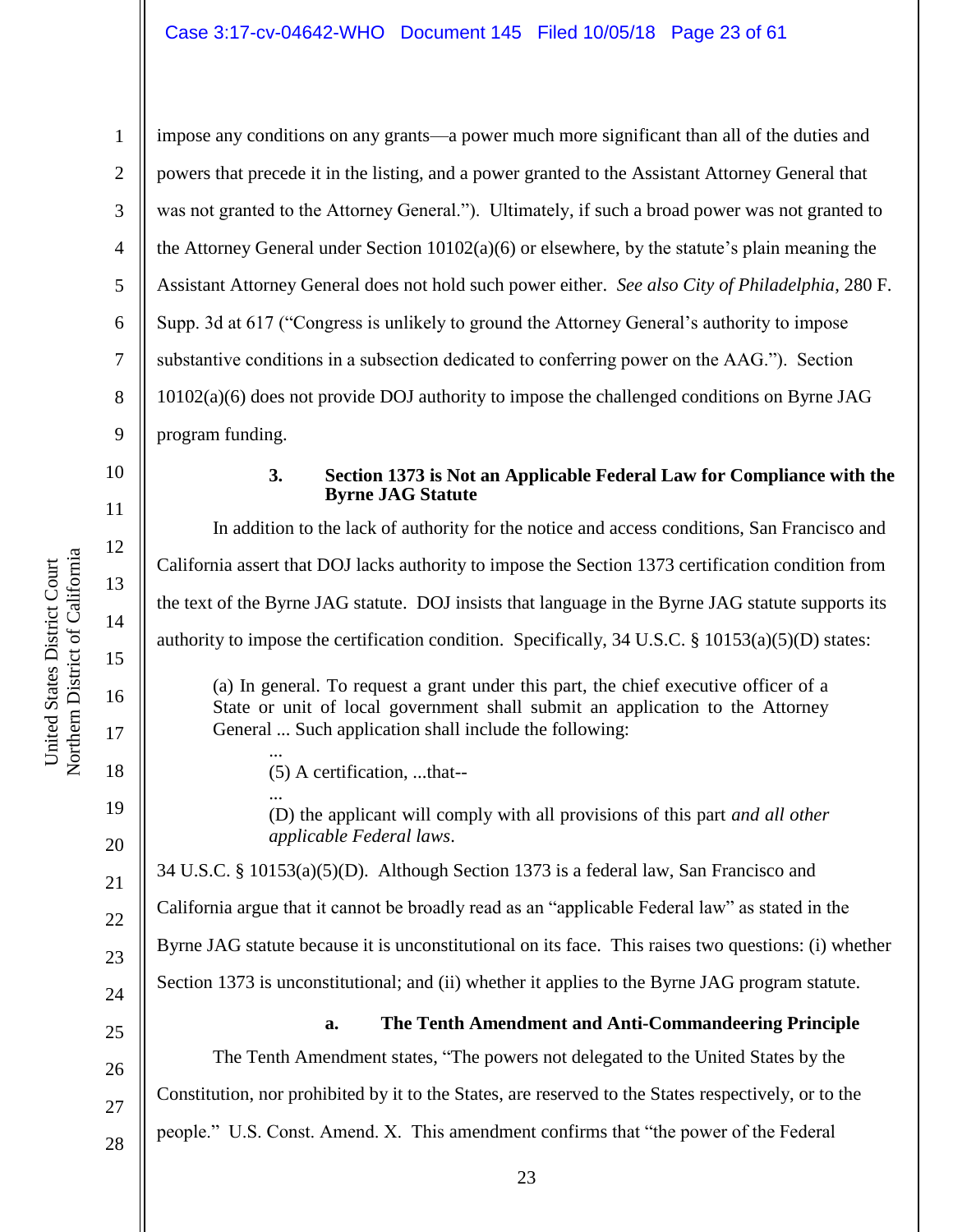impose any conditions on any grants—a power much more significant than all of the duties and powers that precede it in the listing, and a power granted to the Assistant Attorney General that was not granted to the Attorney General."). Ultimately, if such a broad power was not granted to the Attorney General under Section 10102(a)(6) or elsewhere, by the statute's plain meaning the Assistant Attorney General does not hold such power either. *See also City of Philadelphia*, 280 F. Supp. 3d at 617 ("Congress is unlikely to ground the Attorney General's authority to impose substantive conditions in a subsection dedicated to conferring power on the AAG."). Section 10102(a)(6) does not provide DOJ authority to impose the challenged conditions on Byrne JAG program funding.

### 3. Section 1373 is Not an Applicable Federal Law for Compliance with the Byrne JAG Statute

In addition to the lack of authority for the notice and access conditions, San Francisco and California assert that DOJ lacks authority to impose the Section 1373 certification condition from the text of the Byrne JAG statute. DOJ insists that language in the Byrne JAG statute supports its authority to impose the certification condition. Specifically, 34 U.S.C. § 10153(a)(5)(D) states:

> (a) In general. To request a grant under this part, the chief executive officer of a State or unit of local government shall submit an application to the Attorney General ... Such application shall include the following:
>
> ...
>
> (5) A certification, ...that--
>
> ...
>
> (D) the applicant will comply with all provisions of this part *and all other applicable Federal laws*.

34 U.S.C. § 10153(a)(5)(D). Although Section 1373 is a federal law, San Francisco and California argue that it cannot be broadly read as an "applicable Federal law" as stated in the Byrne JAG statute because it is unconstitutional on its face. This raises two questions: (i) whether Section 1373 is unconstitutional; and (ii) whether it applies to the Byrne JAG program statute.

#### a. The Tenth Amendment and Anti-Commandeering Principle

The Tenth Amendment states, "The powers not delegated to the United States by the Constitution, nor prohibited by it to the States, are reserved to the States respectively, or to the people." U.S. Const. Amend. X. This amendment confirms that "the power of the Federal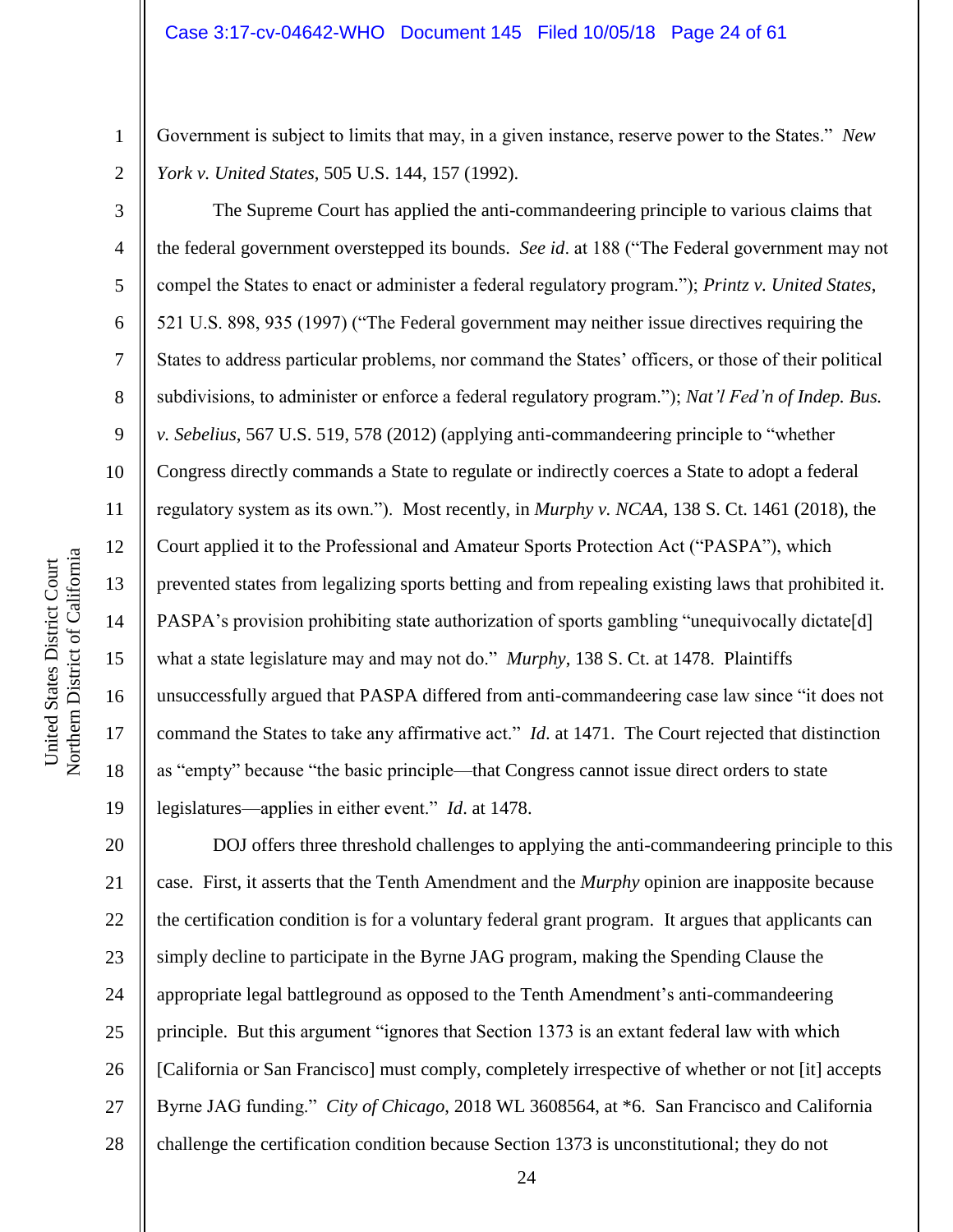Government is subject to limits that may, in a given instance, reserve power to the States." *New York v. United States*, 505 U.S. 144, 157 (1992).

The Supreme Court has applied the anti-commandeering principle to various claims that the federal government overstepped its bounds. *See id*. at 188 ("The Federal government may not compel the States to enact or administer a federal regulatory program."); *Printz v. United States*, 521 U.S. 898, 935 (1997) ("The Federal government may neither issue directives requiring the States to address particular problems, nor command the States' officers, or those of their political subdivisions, to administer or enforce a federal regulatory program."); *Nat'l Fed'n of Indep. Bus. v. Sebelius*, 567 U.S. 519, 578 (2012) (applying anti-commandeering principle to "whether Congress directly commands a State to regulate or indirectly coerces a State to adopt a federal regulatory system as its own."). Most recently, in *Murphy v. NCAA*, 138 S. Ct. 1461 (2018), the Court applied it to the Professional and Amateur Sports Protection Act ("PASPA"), which prevented states from legalizing sports betting and from repealing existing laws that prohibited it. PASPA's provision prohibiting state authorization of sports gambling "unequivocally dictate[d] what a state legislature may and may not do." *Murphy*, 138 S. Ct. at 1478. Plaintiffs unsuccessfully argued that PASPA differed from anti-commandeering case law since "it does not command the States to take any affirmative act." *Id*. at 1471. The Court rejected that distinction as "empty" because "the basic principle—that Congress cannot issue direct orders to state legislatures—applies in either event." *Id*. at 1478.

DOJ offers three threshold challenges to applying the anti-commandeering principle to this case. First, it asserts that the Tenth Amendment and the *Murphy* opinion are inapposite because the certification condition is for a voluntary federal grant program. It argues that applicants can simply decline to participate in the Byrne JAG program, making the Spending Clause the appropriate legal battleground as opposed to the Tenth Amendment's anti-commandeering principle. But this argument "ignores that Section 1373 is an extant federal law with which [California or San Francisco] must comply, completely irrespective of whether or not [it] accepts Byrne JAG funding." *City of Chicago*, 2018 WL 3608564, at *6. San Francisco and California challenge the certification condition because Section 1373 is unconstitutional; they do not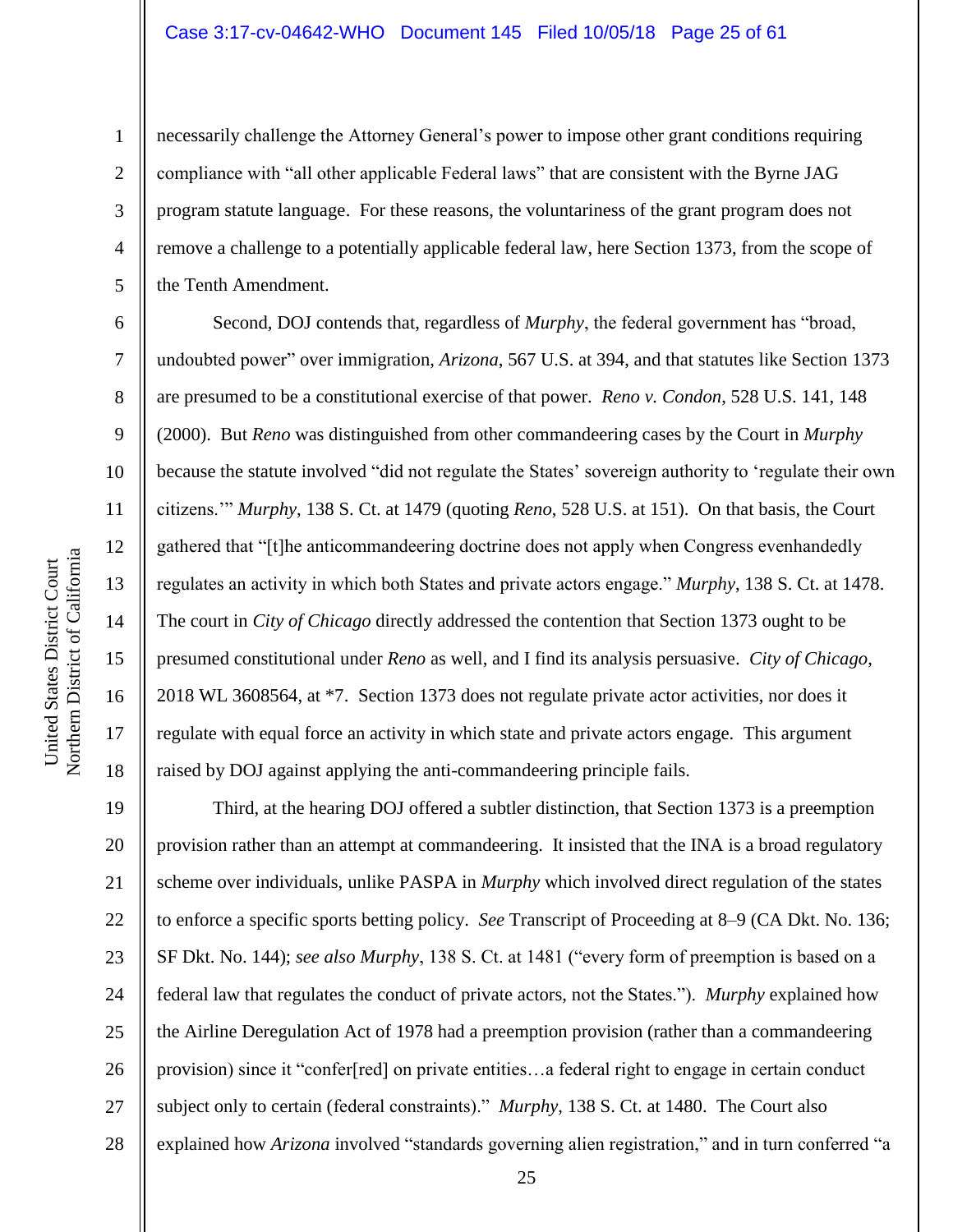necessarily challenge the Attorney General's power to impose other grant conditions requiring compliance with "all other applicable Federal laws" that are consistent with the Byrne JAG program statute language. For these reasons, the voluntariness of the grant program does not remove a challenge to a potentially applicable federal law, here Section 1373, from the scope of the Tenth Amendment.

Second, DOJ contends that, regardless of *Murphy*, the federal government has "broad, undoubted power" over immigration, *Arizona*, 567 U.S. at 394, and that statutes like Section 1373 are presumed to be a constitutional exercise of that power. *Reno v. Condon*, 528 U.S. 141, 148 (2000). But *Reno* was distinguished from other commandeering cases by the Court in *Murphy* because the statute involved "did not regulate the States' sovereign authority to 'regulate their own citizens.'" *Murphy*, 138 S. Ct. at 1479 (quoting *Reno*, 528 U.S. at 151). On that basis, the Court gathered that "[t]he anticommandeering doctrine does not apply when Congress evenhandedly regulates an activity in which both States and private actors engage." *Murphy*, 138 S. Ct. at 1478. The court in *City of Chicago* directly addressed the contention that Section 1373 ought to be presumed constitutional under *Reno* as well, and I find its analysis persuasive. *City of Chicago*, 2018 WL 3608564, at *7. Section 1373 does not regulate private actor activities, nor does it regulate with equal force an activity in which state and private actors engage. This argument raised by DOJ against applying the anti-commandeering principle fails.

Third, at the hearing DOJ offered a subtler distinction, that Section 1373 is a preemption provision rather than an attempt at commandeering. It insisted that the INA is a broad regulatory scheme over individuals, unlike PASPA in *Murphy* which involved direct regulation of the states to enforce a specific sports betting policy. *See* Transcript of Proceeding at 8–9 (CA Dkt. No. 136; SF Dkt. No. 144); *see also Murphy*, 138 S. Ct. at 1481 ("every form of preemption is based on a federal law that regulates the conduct of private actors, not the States."). *Murphy* explained how the Airline Deregulation Act of 1978 had a preemption provision (rather than a commandeering provision) since it "confer[red] on private entities…a federal right to engage in certain conduct subject only to certain (federal constraints)." *Murphy*, 138 S. Ct. at 1480. The Court also explained how *Arizona* involved "standards governing alien registration," and in turn conferred "a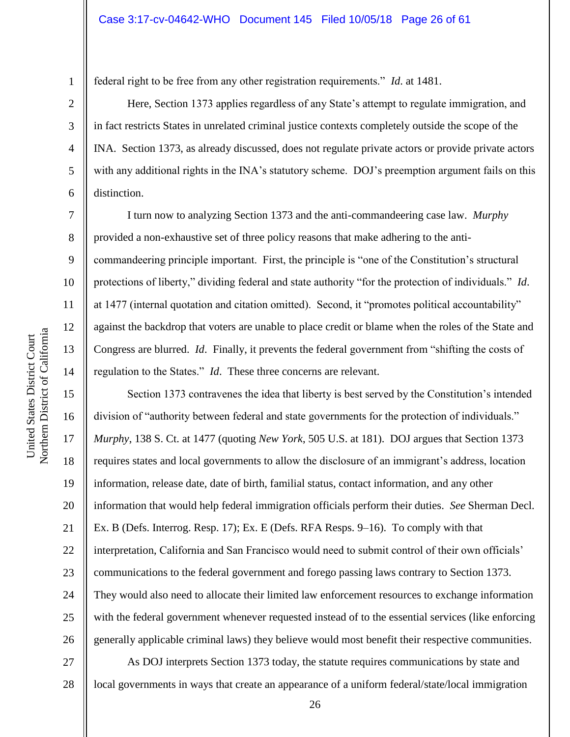federal right to be free from any other registration requirements." *Id*. at 1481.

Here, Section 1373 applies regardless of any State's attempt to regulate immigration, and in fact restricts States in unrelated criminal justice contexts completely outside the scope of the INA. Section 1373, as already discussed, does not regulate private actors or provide private actors with any additional rights in the INA's statutory scheme. DOJ's preemption argument fails on this distinction.

I turn now to analyzing Section 1373 and the anti-commandeering case law. *Murphy* provided a non-exhaustive set of three policy reasons that make adhering to the anti-commandeering principle important. First, the principle is "one of the Constitution's structural protections of liberty," dividing federal and state authority "for the protection of individuals." *Id*. at 1477 (internal quotation and citation omitted). Second, it "promotes political accountability" against the backdrop that voters are unable to place credit or blame when the roles of the State and Congress are blurred. *Id*. Finally, it prevents the federal government from "shifting the costs of regulation to the States." *Id*. These three concerns are relevant.

Section 1373 contravenes the idea that liberty is best served by the Constitution's intended division of "authority between federal and state governments for the protection of individuals." *Murphy*, 138 S. Ct. at 1477 (quoting *New York*, 505 U.S. at 181). DOJ argues that Section 1373 requires states and local governments to allow the disclosure of an immigrant's address, location information, release date, date of birth, familial status, contact information, and any other information that would help federal immigration officials perform their duties. *See* Sherman Decl. Ex. B (Defs. Interrog. Resp. 17); Ex. E (Defs. RFA Resps. 9–16). To comply with that interpretation, California and San Francisco would need to submit control of their own officials' communications to the federal government and forego passing laws contrary to Section 1373. They would also need to allocate their limited law enforcement resources to exchange information with the federal government whenever requested instead of to the essential services (like enforcing generally applicable criminal laws) they believe would most benefit their respective communities.

As DOJ interprets Section 1373 today, the statute requires communications by state and local governments in ways that create an appearance of a uniform federal/state/local immigration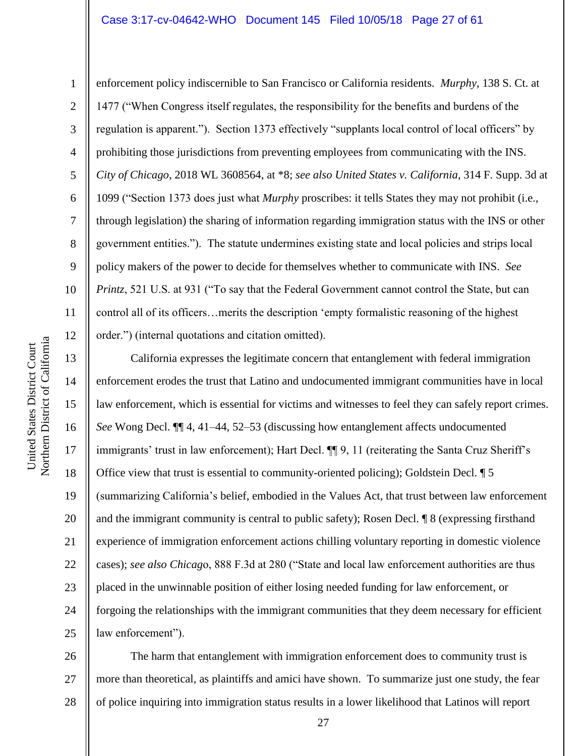enforcement policy indiscernible to San Francisco or California residents. *Murphy*, 138 S. Ct. at 1477 ("When Congress itself regulates, the responsibility for the benefits and burdens of the regulation is apparent."). Section 1373 effectively "supplants local control of local officers" by prohibiting those jurisdictions from preventing employees from communicating with the INS. *City of Chicago*, 2018 WL 3608564, at *8; *see also United States v. California*, 314 F. Supp. 3d at 1099 ("Section 1373 does just what *Murphy* proscribes: it tells States they may not prohibit (i.e., through legislation) the sharing of information regarding immigration status with the INS or other government entities."). The statute undermines existing state and local policies and strips local policy makers of the power to decide for themselves whether to communicate with INS. *See Printz*, 521 U.S. at 931 ("To say that the Federal Government cannot control the State, but can control all of its officers…merits the description 'empty formalistic reasoning of the highest order.") (internal quotations and citation omitted).

California expresses the legitimate concern that entanglement with federal immigration enforcement erodes the trust that Latino and undocumented immigrant communities have in local law enforcement, which is essential for victims and witnesses to feel they can safely report crimes. *See* Wong Decl. ¶¶ 4, 41–44, 52–53 (discussing how entanglement affects undocumented immigrants' trust in law enforcement); Hart Decl. ¶¶ 9, 11 (reiterating the Santa Cruz Sheriff's Office view that trust is essential to community-oriented policing); Goldstein Decl. ¶ 5 (summarizing California's belief, embodied in the Values Act, that trust between law enforcement and the immigrant community is central to public safety); Rosen Decl. ¶ 8 (expressing firsthand experience of immigration enforcement actions chilling voluntary reporting in domestic violence cases); *see also Chicago*, 888 F.3d at 280 ("State and local law enforcement authorities are thus placed in the unwinnable position of either losing needed funding for law enforcement, or forgoing the relationships with the immigrant communities that they deem necessary for efficient law enforcement").

The harm that entanglement with immigration enforcement does to community trust is more than theoretical, as plaintiffs and amici have shown. To summarize just one study, the fear of police inquiring into immigration status results in a lower likelihood that Latinos will report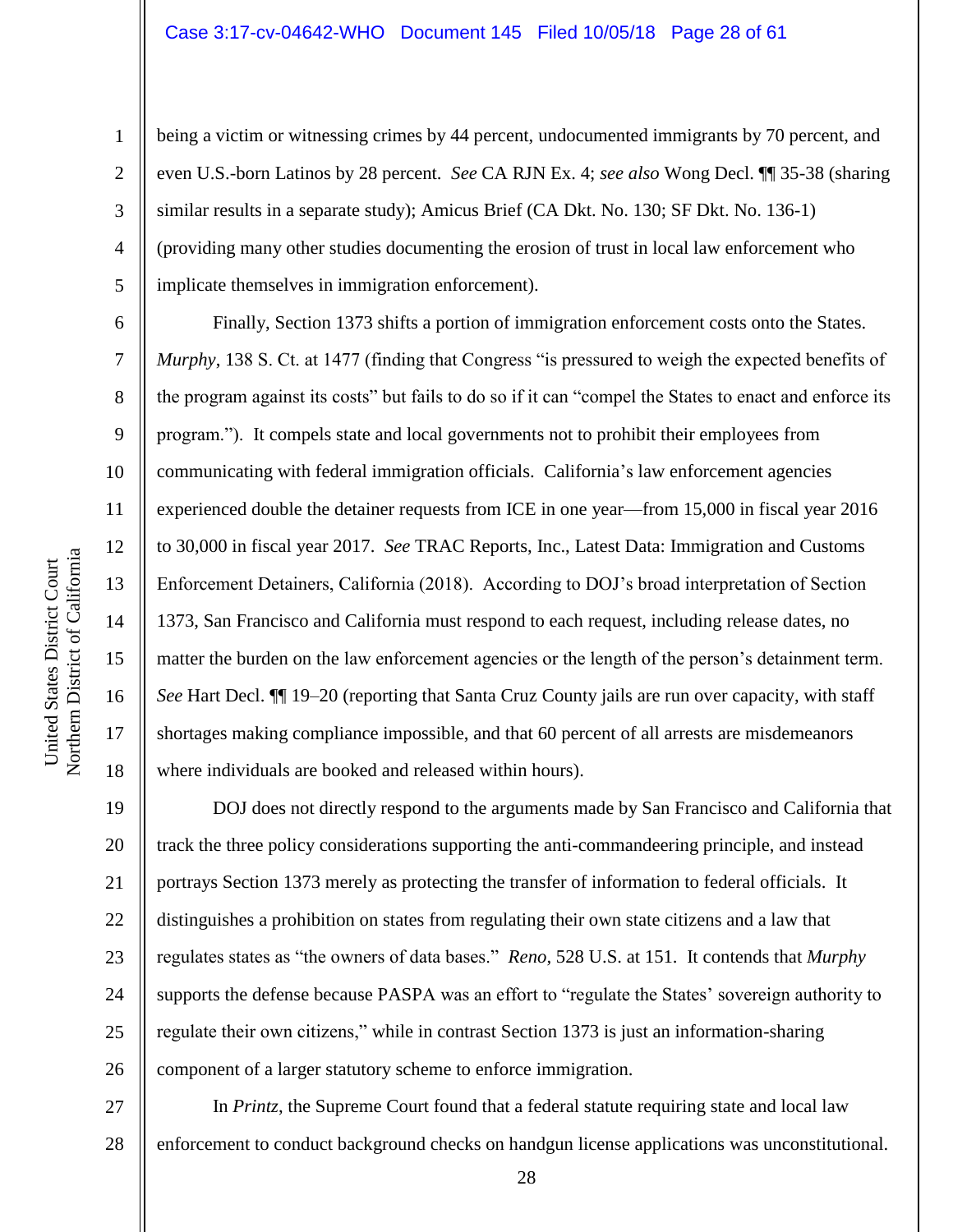being a victim or witnessing crimes by 44 percent, undocumented immigrants by 70 percent, and even U.S.-born Latinos by 28 percent. *See* CA RJN Ex. 4; *see also* Wong Decl. ¶¶ 35-38 (sharing similar results in a separate study); Amicus Brief (CA Dkt. No. 130; SF Dkt. No. 136-1) (providing many other studies documenting the erosion of trust in local law enforcement who implicate themselves in immigration enforcement).

Finally, Section 1373 shifts a portion of immigration enforcement costs onto the States. *Murphy*, 138 S. Ct. at 1477 (finding that Congress "is pressured to weigh the expected benefits of the program against its costs" but fails to do so if it can "compel the States to enact and enforce its program."). It compels state and local governments not to prohibit their employees from communicating with federal immigration officials. California's law enforcement agencies experienced double the detainer requests from ICE in one year—from 15,000 in fiscal year 2016 to 30,000 in fiscal year 2017. *See* TRAC Reports, Inc., Latest Data: Immigration and Customs Enforcement Detainers, California (2018). According to DOJ's broad interpretation of Section 1373, San Francisco and California must respond to each request, including release dates, no matter the burden on the law enforcement agencies or the length of the person's detainment term. *See* Hart Decl. ¶¶ 19–20 (reporting that Santa Cruz County jails are run over capacity, with staff shortages making compliance impossible, and that 60 percent of all arrests are misdemeanors where individuals are booked and released within hours).

DOJ does not directly respond to the arguments made by San Francisco and California that track the three policy considerations supporting the anti-commandeering principle, and instead portrays Section 1373 merely as protecting the transfer of information to federal officials. It distinguishes a prohibition on states from regulating their own state citizens and a law that regulates states as "the owners of data bases." *Reno*, 528 U.S. at 151. It contends that *Murphy* supports the defense because PASPA was an effort to "regulate the States' sovereign authority to regulate their own citizens," while in contrast Section 1373 is just an information-sharing component of a larger statutory scheme to enforce immigration.

In *Printz*, the Supreme Court found that a federal statute requiring state and local law enforcement to conduct background checks on handgun license applications was unconstitutional.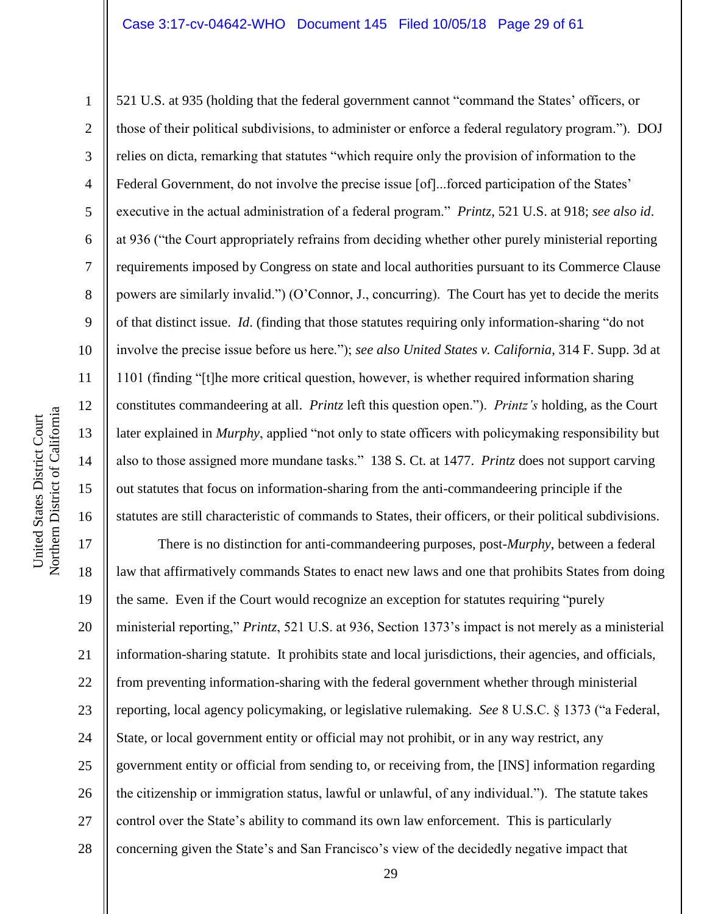521 U.S. at 935 (holding that the federal government cannot "command the States' officers, or those of their political subdivisions, to administer or enforce a federal regulatory program."). DOJ relies on dicta, remarking that statutes "which require only the provision of information to the Federal Government, do not involve the precise issue [of]...forced participation of the States' executive in the actual administration of a federal program." *Printz*, 521 U.S. at 918; *see also id*. at 936 ("the Court appropriately refrains from deciding whether other purely ministerial reporting requirements imposed by Congress on state and local authorities pursuant to its Commerce Clause powers are similarly invalid.") (O'Connor, J., concurring). The Court has yet to decide the merits of that distinct issue. *Id*. (finding that those statutes requiring only information-sharing "do not involve the precise issue before us here."); *see also United States v. California*, 314 F. Supp. 3d at 1101 (finding "[t]he more critical question, however, is whether required information sharing constitutes commandeering at all. *Printz* left this question open."). *Printz's* holding, as the Court later explained in *Murphy*, applied "not only to state officers with policymaking responsibility but also to those assigned more mundane tasks." 138 S. Ct. at 1477. *Printz* does not support carving out statutes that focus on information-sharing from the anti-commandeering principle if the statutes are still characteristic of commands to States, their officers, or their political subdivisions.

There is no distinction for anti-commandeering purposes, post-*Murphy*, between a federal law that affirmatively commands States to enact new laws and one that prohibits States from doing the same. Even if the Court would recognize an exception for statutes requiring "purely ministerial reporting," *Printz*, 521 U.S. at 936, Section 1373's impact is not merely as a ministerial information-sharing statute. It prohibits state and local jurisdictions, their agencies, and officials, from preventing information-sharing with the federal government whether through ministerial reporting, local agency policymaking, or legislative rulemaking. *See* 8 U.S.C. § 1373 ("a Federal, State, or local government entity or official may not prohibit, or in any way restrict, any government entity or official from sending to, or receiving from, the [INS] information regarding the citizenship or immigration status, lawful or unlawful, of any individual."). The statute takes control over the State's ability to command its own law enforcement. This is particularly concerning given the State's and San Francisco's view of the decidedly negative impact that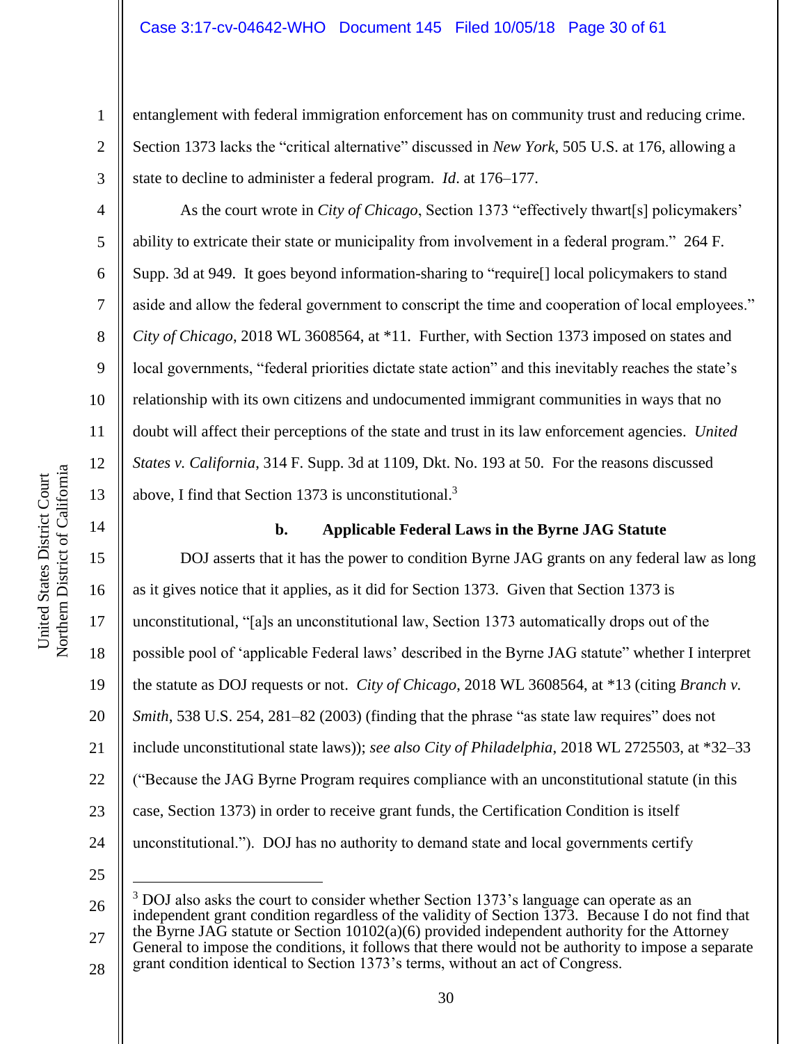entanglement with federal immigration enforcement has on community trust and reducing crime. Section 1373 lacks the "critical alternative" discussed in *New York*, 505 U.S. at 176, allowing a state to decline to administer a federal program. *Id*. at 176–177.

As the court wrote in *City of Chicago*, Section 1373 "effectively thwart[s] policymakers' ability to extricate their state or municipality from involvement in a federal program." 264 F. Supp. 3d at 949. It goes beyond information-sharing to "require[] local policymakers to stand aside and allow the federal government to conscript the time and cooperation of local employees." *City of Chicago*, 2018 WL 3608564, at *11. Further, with Section 1373 imposed on states and local governments, "federal priorities dictate state action" and this inevitably reaches the state's relationship with its own citizens and undocumented immigrant communities in ways that no doubt will affect their perceptions of the state and trust in its law enforcement agencies. *United States v. California*, 314 F. Supp. 3d at 1109, Dkt. No. 193 at 50. For the reasons discussed above, I find that Section 1373 is unconstitutional.[3]

**b. Applicable Federal Laws in the Byrne JAG Statute**

DOJ asserts that it has the power to condition Byrne JAG grants on any federal law as long as it gives notice that it applies, as it did for Section 1373. Given that Section 1373 is unconstitutional, "[a]s an unconstitutional law, Section 1373 automatically drops out of the possible pool of 'applicable Federal laws' described in the Byrne JAG statute" whether I interpret the statute as DOJ requests or not. *City of Chicago*, 2018 WL 3608564, at *13 (citing *Branch v. Smith*, 538 U.S. 254, 281–82 (2003) (finding that the phrase "as state law requires" does not include unconstitutional state laws)); *see also City of Philadelphia*, 2018 WL 2725503, at *32–33 ("Because the JAG Byrne Program requires compliance with an unconstitutional statute (in this case, Section 1373) in order to receive grant funds, the Certification Condition is itself unconstitutional."). DOJ has no authority to demand state and local governments certify

---

[3] DOJ also asks the court to consider whether Section 1373's language can operate as an independent grant condition regardless of the validity of Section 1373. Because I do not find that the Byrne JAG statute or Section 10102(a)(6) provided independent authority for the Attorney General to impose the conditions, it follows that there would not be authority to impose a separate grant condition identical to Section 1373's terms, without an act of Congress.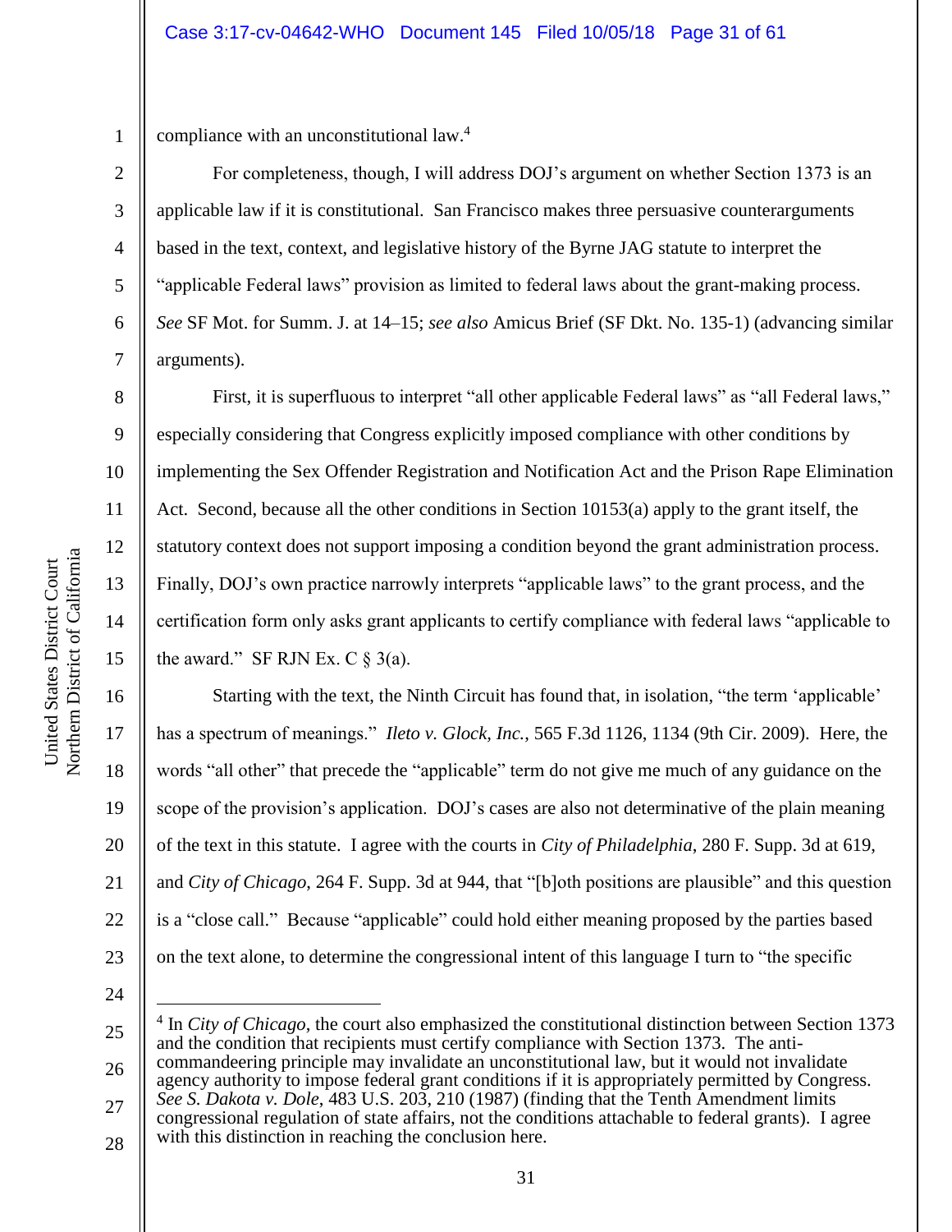compliance with an unconstitutional law.[4]

For completeness, though, I will address DOJ's argument on whether Section 1373 is an applicable law if it is constitutional. San Francisco makes three persuasive counterarguments based in the text, context, and legislative history of the Byrne JAG statute to interpret the "applicable Federal laws" provision as limited to federal laws about the grant-making process. *See* SF Mot. for Summ. J. at 14–15; *see also* Amicus Brief (SF Dkt. No. 135-1) (advancing similar arguments).

First, it is superfluous to interpret "all other applicable Federal laws" as "all Federal laws," especially considering that Congress explicitly imposed compliance with other conditions by implementing the Sex Offender Registration and Notification Act and the Prison Rape Elimination Act. Second, because all the other conditions in Section 10153(a) apply to the grant itself, the statutory context does not support imposing a condition beyond the grant administration process. Finally, DOJ's own practice narrowly interprets "applicable laws" to the grant process, and the certification form only asks grant applicants to certify compliance with federal laws "applicable to the award." SF RJN Ex. C § 3(a).

Starting with the text, the Ninth Circuit has found that, in isolation, "the term 'applicable' has a spectrum of meanings." *Ileto v. Glock, Inc.*, 565 F.3d 1126, 1134 (9th Cir. 2009). Here, the words "all other" that precede the "applicable" term do not give me much of any guidance on the scope of the provision's application. DOJ's cases are also not determinative of the plain meaning of the text in this statute. I agree with the courts in *City of Philadelphia*, 280 F. Supp. 3d at 619, and *City of Chicago*, 264 F. Supp. 3d at 944, that "[b]oth positions are plausible" and this question is a "close call." Because "applicable" could hold either meaning proposed by the parties based on the text alone, to determine the congressional intent of this language I turn to "the specific

---

[4] In *City of Chicago*, the court also emphasized the constitutional distinction between Section 1373 and the condition that recipients must certify compliance with Section 1373. The anti-commandeering principle may invalidate an unconstitutional law, but it would not invalidate agency authority to impose federal grant conditions if it is appropriately permitted by Congress. *See S. Dakota v. Dole*, 483 U.S. 203, 210 (1987) (finding that the Tenth Amendment limits congressional regulation of state affairs, not the conditions attachable to federal grants). I agree with this distinction in reaching the conclusion here.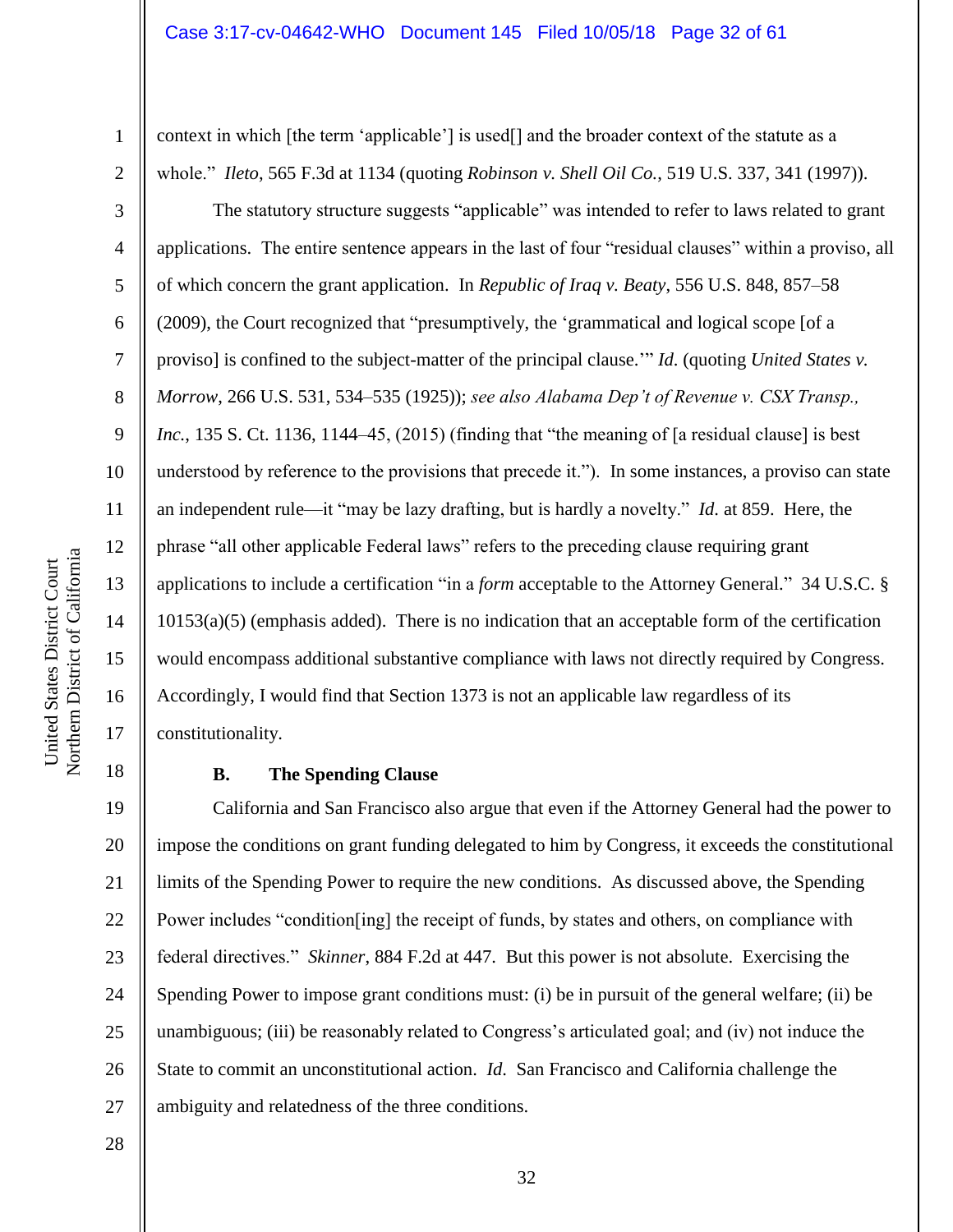context in which [the term 'applicable'] is used[] and the broader context of the statute as a whole." *Ileto*, 565 F.3d at 1134 (quoting *Robinson v. Shell Oil Co.*, 519 U.S. 337, 341 (1997)).

The statutory structure suggests "applicable" was intended to refer to laws related to grant applications. The entire sentence appears in the last of four "residual clauses" within a proviso, all of which concern the grant application. In *Republic of Iraq v. Beaty*, 556 U.S. 848, 857–58 (2009), the Court recognized that "presumptively, the 'grammatical and logical scope [of a proviso] is confined to the subject-matter of the principal clause.'" *Id.* (quoting *United States v. Morrow*, 266 U.S. 531, 534–535 (1925)); *see also Alabama Dep't of Revenue v. CSX Transp., Inc.*, 135 S. Ct. 1136, 1144–45, (2015) (finding that "the meaning of [a residual clause] is best understood by reference to the provisions that precede it."). In some instances, a proviso can state an independent rule—it "may be lazy drafting, but is hardly a novelty." *Id.* at 859. Here, the phrase "all other applicable Federal laws" refers to the preceding clause requiring grant applications to include a certification "in a *form* acceptable to the Attorney General." 34 U.S.C. § 10153(a)(5) (emphasis added). There is no indication that an acceptable form of the certification would encompass additional substantive compliance with laws not directly required by Congress. Accordingly, I would find that Section 1373 is not an applicable law regardless of its constitutionality.

**B. The Spending Clause**

California and San Francisco also argue that even if the Attorney General had the power to impose the conditions on grant funding delegated to him by Congress, it exceeds the constitutional limits of the Spending Power to require the new conditions. As discussed above, the Spending Power includes "condition[ing] the receipt of funds, by states and others, on compliance with federal directives." *Skinner*, 884 F.2d at 447. But this power is not absolute. Exercising the Spending Power to impose grant conditions must: (i) be in pursuit of the general welfare; (ii) be unambiguous; (iii) be reasonably related to Congress's articulated goal; and (iv) not induce the State to commit an unconstitutional action. *Id.* San Francisco and California challenge the ambiguity and relatedness of the three conditions.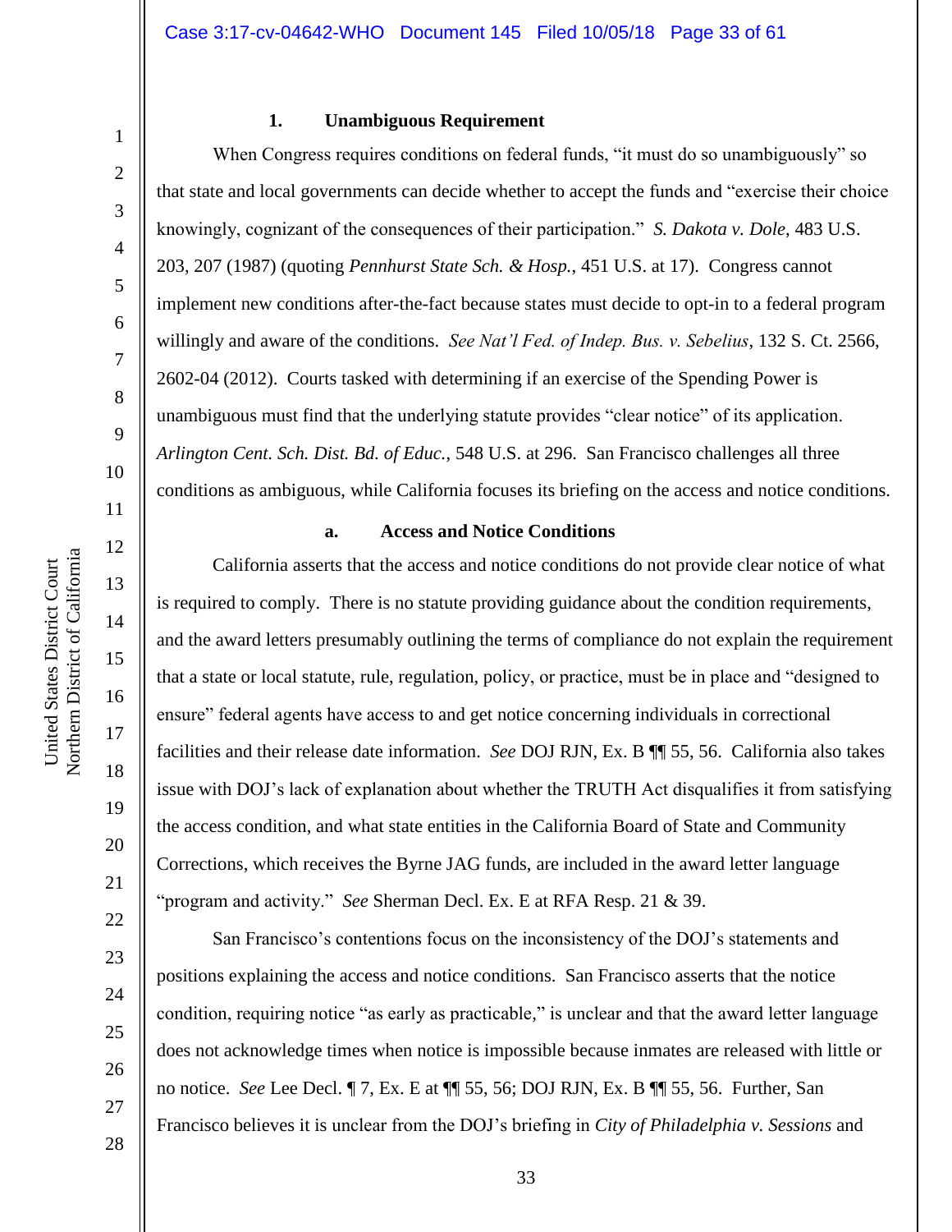#### 1. Unambiguous Requirement

When Congress requires conditions on federal funds, "it must do so unambiguously" so that state and local governments can decide whether to accept the funds and "exercise their choice knowingly, cognizant of the consequences of their participation." *S. Dakota v. Dole*, 483 U.S. 203, 207 (1987) (quoting *Pennhurst State Sch. & Hosp.*, 451 U.S. at 17). Congress cannot implement new conditions after-the-fact because states must decide to opt-in to a federal program willingly and aware of the conditions. *See Nat'l Fed. of Indep. Bus. v. Sebelius*, 132 S. Ct. 2566, 2602-04 (2012). Courts tasked with determining if an exercise of the Spending Power is unambiguous must find that the underlying statute provides "clear notice" of its application. *Arlington Cent. Sch. Dist. Bd. of Educ.*, 548 U.S. at 296. San Francisco challenges all three conditions as ambiguous, while California focuses its briefing on the access and notice conditions.

##### a. Access and Notice Conditions

California asserts that the access and notice conditions do not provide clear notice of what is required to comply. There is no statute providing guidance about the condition requirements, and the award letters presumably outlining the terms of compliance do not explain the requirement that a state or local statute, rule, regulation, policy, or practice, must be in place and "designed to ensure" federal agents have access to and get notice concerning individuals in correctional facilities and their release date information. *See* DOJ RJN, Ex. B ¶¶ 55, 56. California also takes issue with DOJ's lack of explanation about whether the TRUTH Act disqualifies it from satisfying the access condition, and what state entities in the California Board of State and Community Corrections, which receives the Byrne JAG funds, are included in the award letter language "program and activity." *See* Sherman Decl. Ex. E at RFA Resp. 21 & 39.

San Francisco's contentions focus on the inconsistency of the DOJ's statements and positions explaining the access and notice conditions. San Francisco asserts that the notice condition, requiring notice "as early as practicable," is unclear and that the award letter language does not acknowledge times when notice is impossible because inmates are released with little or no notice. *See* Lee Decl. ¶ 7, Ex. E at ¶¶ 55, 56; DOJ RJN, Ex. B ¶¶ 55, 56. Further, San Francisco believes it is unclear from the DOJ's briefing in *City of Philadelphia v. Sessions* and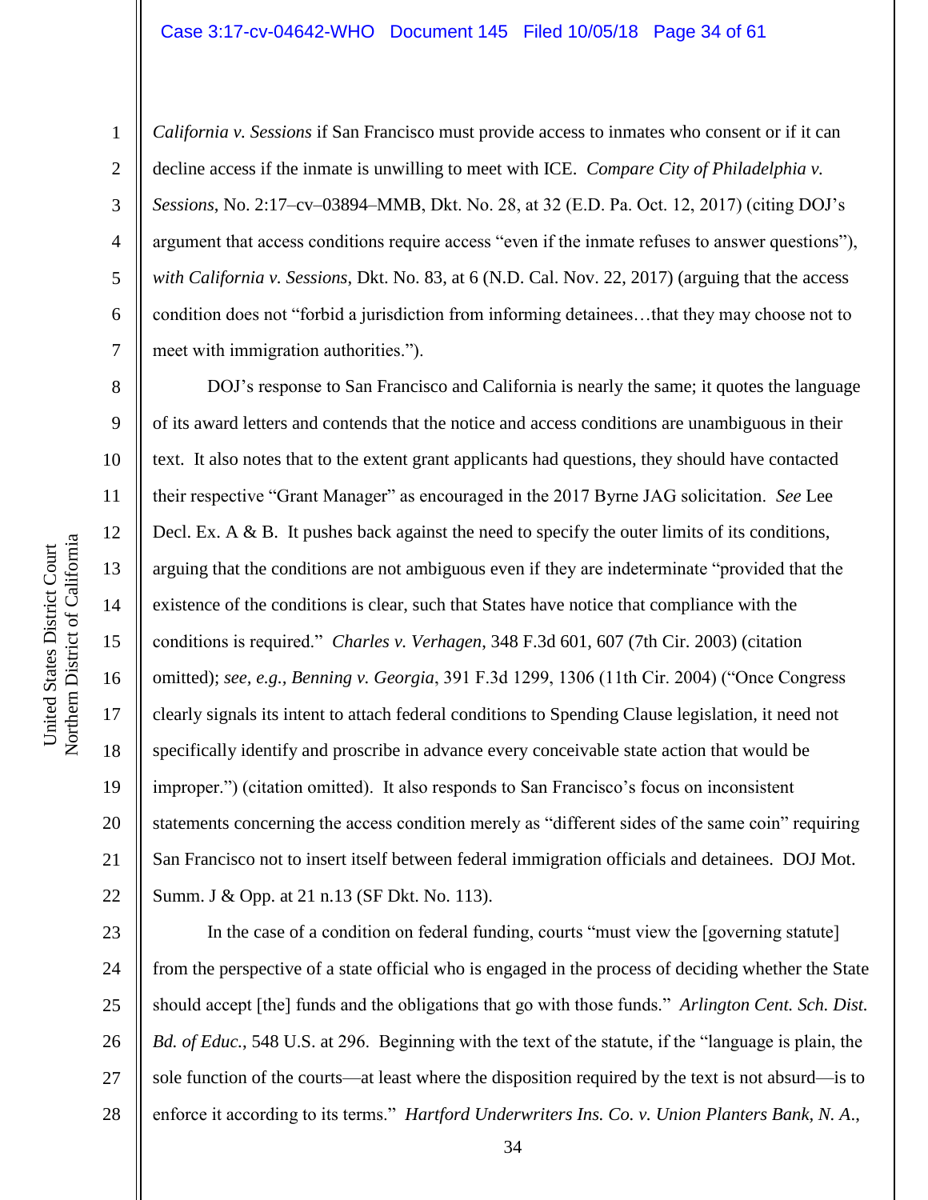*California v. Sessions* if San Francisco must provide access to inmates who consent or if it can decline access if the inmate is unwilling to meet with ICE. *Compare City of Philadelphia v. Sessions*, No. 2:17–cv–03894–MMB, Dkt. No. 28, at 32 (E.D. Pa. Oct. 12, 2017) (citing DOJ's argument that access conditions require access "even if the inmate refuses to answer questions"), *with California v. Sessions*, Dkt. No. 83, at 6 (N.D. Cal. Nov. 22, 2017) (arguing that the access condition does not "forbid a jurisdiction from informing detainees…that they may choose not to meet with immigration authorities.").

DOJ's response to San Francisco and California is nearly the same; it quotes the language of its award letters and contends that the notice and access conditions are unambiguous in their text. It also notes that to the extent grant applicants had questions, they should have contacted their respective "Grant Manager" as encouraged in the 2017 Byrne JAG solicitation. *See* Lee Decl. Ex. A & B. It pushes back against the need to specify the outer limits of its conditions, arguing that the conditions are not ambiguous even if they are indeterminate "provided that the existence of the conditions is clear, such that States have notice that compliance with the conditions is required." *Charles v. Verhagen*, 348 F.3d 601, 607 (7th Cir. 2003) (citation omitted); *see, e.g., Benning v. Georgia*, 391 F.3d 1299, 1306 (11th Cir. 2004) ("Once Congress clearly signals its intent to attach federal conditions to Spending Clause legislation, it need not specifically identify and proscribe in advance every conceivable state action that would be improper.") (citation omitted). It also responds to San Francisco's focus on inconsistent statements concerning the access condition merely as "different sides of the same coin" requiring San Francisco not to insert itself between federal immigration officials and detainees. DOJ Mot. Summ. J & Opp. at 21 n.13 (SF Dkt. No. 113).

In the case of a condition on federal funding, courts "must view the [governing statute] from the perspective of a state official who is engaged in the process of deciding whether the State should accept [the] funds and the obligations that go with those funds." *Arlington Cent. Sch. Dist. Bd. of Educ.*, 548 U.S. at 296. Beginning with the text of the statute, if the "language is plain, the sole function of the courts—at least where the disposition required by the text is not absurd—is to enforce it according to its terms." *Hartford Underwriters Ins. Co. v. Union Planters Bank, N. A.*,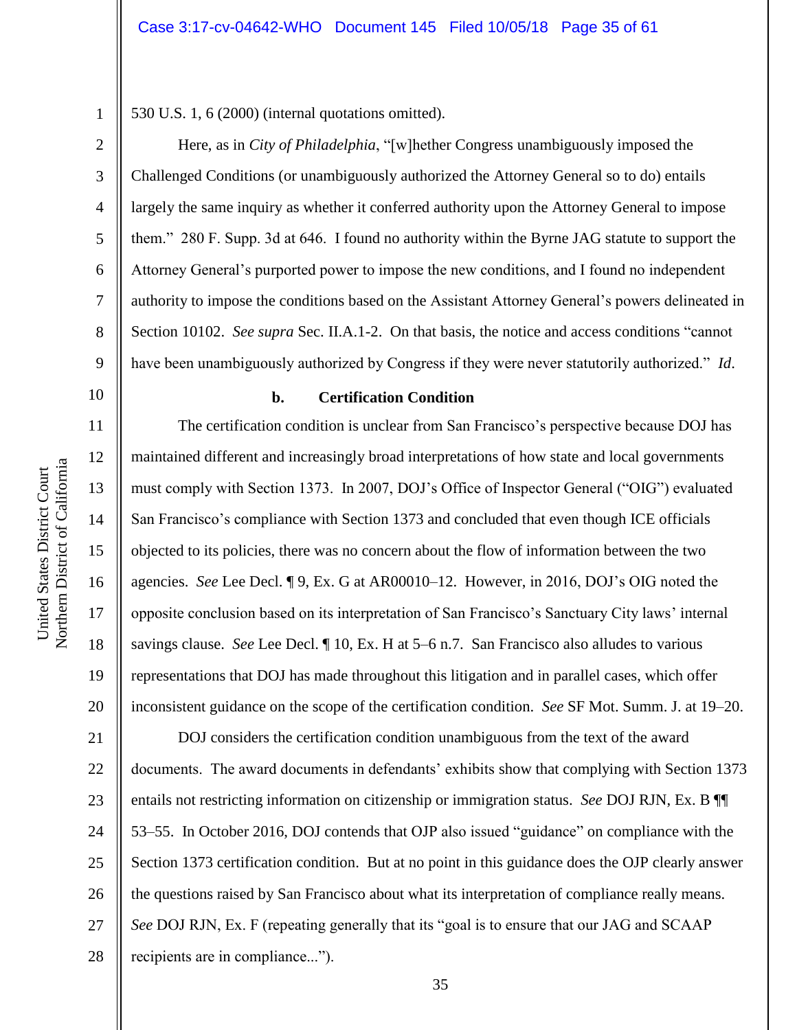530 U.S. 1, 6 (2000) (internal quotations omitted).

Here, as in *City of Philadelphia*, "[w]hether Congress unambiguously imposed the Challenged Conditions (or unambiguously authorized the Attorney General so to do) entails largely the same inquiry as whether it conferred authority upon the Attorney General to impose them." 280 F. Supp. 3d at 646. I found no authority within the Byrne JAG statute to support the Attorney General's purported power to impose the new conditions, and I found no independent authority to impose the conditions based on the Assistant Attorney General's powers delineated in Section 10102. *See supra* Sec. II.A.1-2. On that basis, the notice and access conditions "cannot have been unambiguously authorized by Congress if they were never statutorily authorized." *Id*.

**b. Certification Condition**

The certification condition is unclear from San Francisco's perspective because DOJ has maintained different and increasingly broad interpretations of how state and local governments must comply with Section 1373. In 2007, DOJ's Office of Inspector General ("OIG") evaluated San Francisco's compliance with Section 1373 and concluded that even though ICE officials objected to its policies, there was no concern about the flow of information between the two agencies. *See* Lee Decl. ¶ 9, Ex. G at AR00010–12. However, in 2016, DOJ's OIG noted the opposite conclusion based on its interpretation of San Francisco's Sanctuary City laws' internal savings clause. *See* Lee Decl. ¶ 10, Ex. H at 5–6 n.7. San Francisco also alludes to various representations that DOJ has made throughout this litigation and in parallel cases, which offer inconsistent guidance on the scope of the certification condition. *See* SF Mot. Summ. J. at 19–20.

DOJ considers the certification condition unambiguous from the text of the award documents. The award documents in defendants' exhibits show that complying with Section 1373 entails not restricting information on citizenship or immigration status. *See* DOJ RJN, Ex. B ¶¶ 53–55. In October 2016, DOJ contends that OJP also issued "guidance" on compliance with the Section 1373 certification condition. But at no point in this guidance does the OJP clearly answer the questions raised by San Francisco about what its interpretation of compliance really means. *See* DOJ RJN, Ex. F (repeating generally that its "goal is to ensure that our JAG and SCAAP recipients are in compliance...").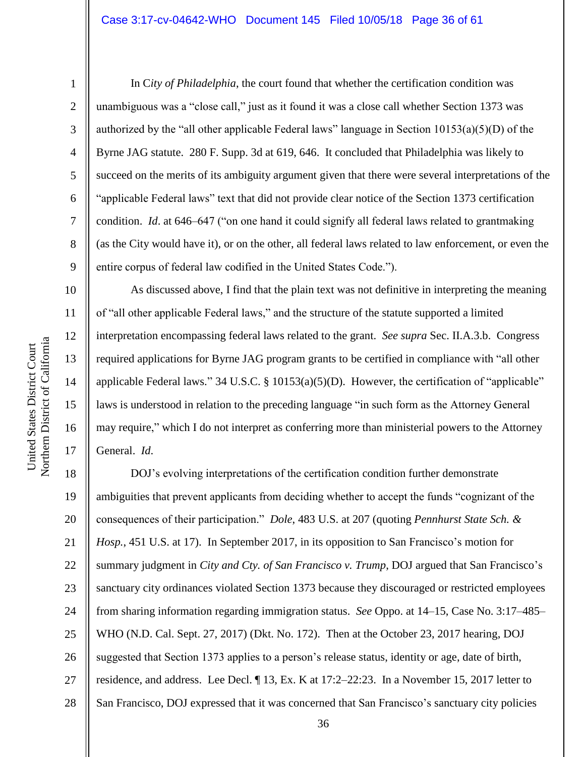In C*ity of Philadelphia*, the court found that whether the certification condition was unambiguous was a "close call," just as it found it was a close call whether Section 1373 was authorized by the "all other applicable Federal laws" language in Section 10153(a)(5)(D) of the Byrne JAG statute. 280 F. Supp. 3d at 619, 646. It concluded that Philadelphia was likely to succeed on the merits of its ambiguity argument given that there were several interpretations of the "applicable Federal laws" text that did not provide clear notice of the Section 1373 certification condition. *Id*. at 646–647 ("on one hand it could signify all federal laws related to grantmaking (as the City would have it), or on the other, all federal laws related to law enforcement, or even the entire corpus of federal law codified in the United States Code.").

As discussed above, I find that the plain text was not definitive in interpreting the meaning of "all other applicable Federal laws," and the structure of the statute supported a limited interpretation encompassing federal laws related to the grant. *See supra* Sec. II.A.3.b. Congress required applications for Byrne JAG program grants to be certified in compliance with "all other applicable Federal laws." 34 U.S.C. § 10153(a)(5)(D). However, the certification of "applicable" laws is understood in relation to the preceding language "in such form as the Attorney General may require," which I do not interpret as conferring more than ministerial powers to the Attorney General. *Id.*

DOJ's evolving interpretations of the certification condition further demonstrate ambiguities that prevent applicants from deciding whether to accept the funds "cognizant of the consequences of their participation." *Dole*, 483 U.S. at 207 (quoting *Pennhurst State Sch. & Hosp.*, 451 U.S. at 17). In September 2017, in its opposition to San Francisco's motion for summary judgment in *City and Cty. of San Francisco v. Trump*, DOJ argued that San Francisco's sanctuary city ordinances violated Section 1373 because they discouraged or restricted employees from sharing information regarding immigration status. *See* Oppo. at 14–15, Case No. 3:17–485–WHO (N.D. Cal. Sept. 27, 2017) (Dkt. No. 172). Then at the October 23, 2017 hearing, DOJ suggested that Section 1373 applies to a person's release status, identity or age, date of birth, residence, and address. Lee Decl. ¶ 13, Ex. K at 17:2–22:23. In a November 15, 2017 letter to San Francisco, DOJ expressed that it was concerned that San Francisco's sanctuary city policies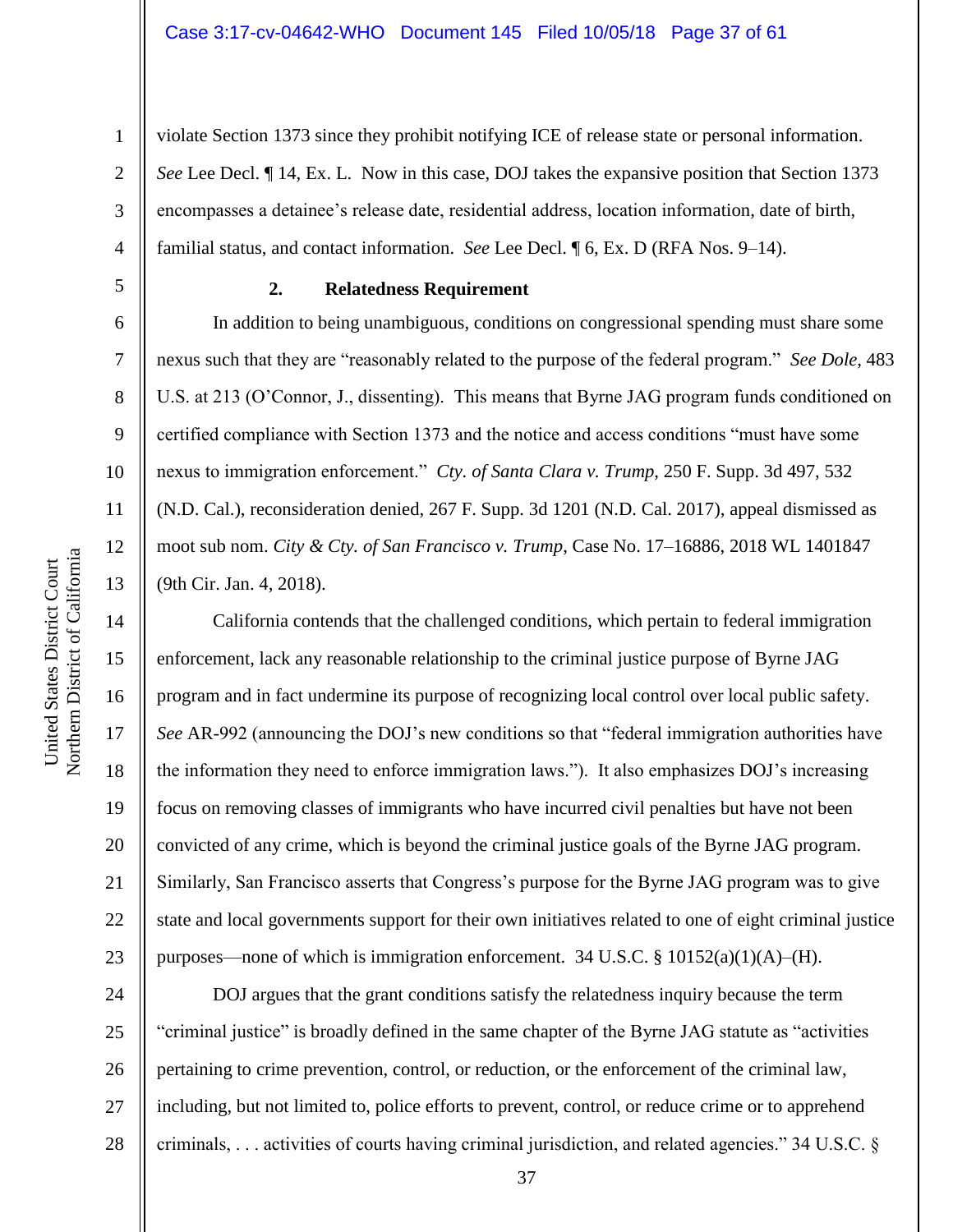violate Section 1373 since they prohibit notifying ICE of release state or personal information. *See* Lee Decl. ¶ 14, Ex. L. Now in this case, DOJ takes the expansive position that Section 1373 encompasses a detainee's release date, residential address, location information, date of birth, familial status, and contact information. *See* Lee Decl. ¶ 6, Ex. D (RFA Nos. 9–14).

**2. Relatedness Requirement**

In addition to being unambiguous, conditions on congressional spending must share some nexus such that they are "reasonably related to the purpose of the federal program." *See Dole*, 483 U.S. at 213 (O'Connor, J., dissenting). This means that Byrne JAG program funds conditioned on certified compliance with Section 1373 and the notice and access conditions "must have some nexus to immigration enforcement." *Cty. of Santa Clara v. Trump*, 250 F. Supp. 3d 497, 532 (N.D. Cal.), reconsideration denied, 267 F. Supp. 3d 1201 (N.D. Cal. 2017), appeal dismissed as moot sub nom. *City & Cty. of San Francisco v. Trump*, Case No. 17–16886, 2018 WL 1401847 (9th Cir. Jan. 4, 2018).

California contends that the challenged conditions, which pertain to federal immigration enforcement, lack any reasonable relationship to the criminal justice purpose of Byrne JAG program and in fact undermine its purpose of recognizing local control over local public safety. *See* AR-992 (announcing the DOJ's new conditions so that "federal immigration authorities have the information they need to enforce immigration laws."). It also emphasizes DOJ's increasing focus on removing classes of immigrants who have incurred civil penalties but have not been convicted of any crime, which is beyond the criminal justice goals of the Byrne JAG program. Similarly, San Francisco asserts that Congress's purpose for the Byrne JAG program was to give state and local governments support for their own initiatives related to one of eight criminal justice purposes—none of which is immigration enforcement. 34 U.S.C. § 10152(a)(1)(A)–(H).

DOJ argues that the grant conditions satisfy the relatedness inquiry because the term "criminal justice" is broadly defined in the same chapter of the Byrne JAG statute as "activities pertaining to crime prevention, control, or reduction, or the enforcement of the criminal law, including, but not limited to, police efforts to prevent, control, or reduce crime or to apprehend criminals, . . . activities of courts having criminal jurisdiction, and related agencies." 34 U.S.C. §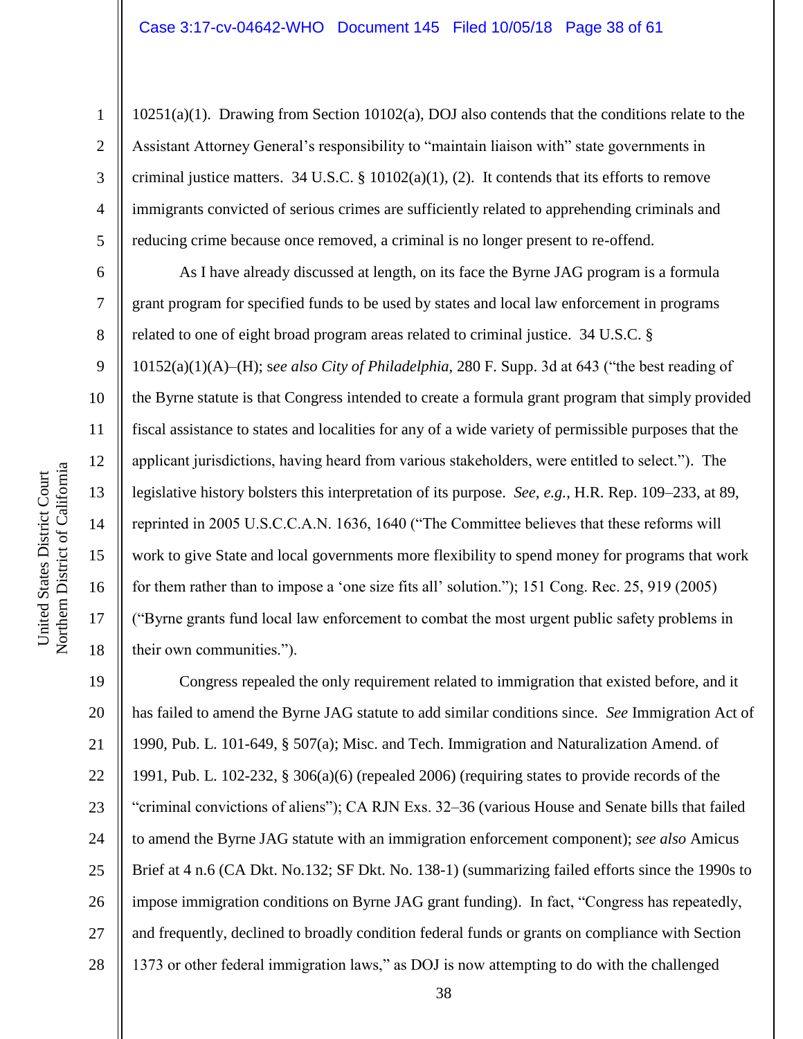10251(a)(1). Drawing from Section 10102(a), DOJ also contends that the conditions relate to the Assistant Attorney General's responsibility to "maintain liaison with" state governments in criminal justice matters. 34 U.S.C. § 10102(a)(1), (2). It contends that its efforts to remove immigrants convicted of serious crimes are sufficiently related to apprehending criminals and reducing crime because once removed, a criminal is no longer present to re-offend.

As I have already discussed at length, on its face the Byrne JAG program is a formula grant program for specified funds to be used by states and local law enforcement in programs related to one of eight broad program areas related to criminal justice. 34 U.S.C. § 10152(a)(1)(A)–(H); s*ee also City of Philadelphia*, 280 F. Supp. 3d at 643 ("the best reading of the Byrne statute is that Congress intended to create a formula grant program that simply provided fiscal assistance to states and localities for any of a wide variety of permissible purposes that the applicant jurisdictions, having heard from various stakeholders, were entitled to select."). The legislative history bolsters this interpretation of its purpose. *See, e.g.*, H.R. Rep. 109–233, at 89, reprinted in 2005 U.S.C.C.A.N. 1636, 1640 ("The Committee believes that these reforms will work to give State and local governments more flexibility to spend money for programs that work for them rather than to impose a 'one size fits all' solution."); 151 Cong. Rec. 25, 919 (2005) ("Byrne grants fund local law enforcement to combat the most urgent public safety problems in their own communities.").

Congress repealed the only requirement related to immigration that existed before, and it has failed to amend the Byrne JAG statute to add similar conditions since. *See* Immigration Act of 1990, Pub. L. 101-649, § 507(a); Misc. and Tech. Immigration and Naturalization Amend. of 1991, Pub. L. 102-232, § 306(a)(6) (repealed 2006) (requiring states to provide records of the "criminal convictions of aliens"); CA RJN Exs. 32–36 (various House and Senate bills that failed to amend the Byrne JAG statute with an immigration enforcement component); *see also* Amicus Brief at 4 n.6 (CA Dkt. No.132; SF Dkt. No. 138-1) (summarizing failed efforts since the 1990s to impose immigration conditions on Byrne JAG grant funding). In fact, "Congress has repeatedly, and frequently, declined to broadly condition federal funds or grants on compliance with Section 1373 or other federal immigration laws," as DOJ is now attempting to do with the challenged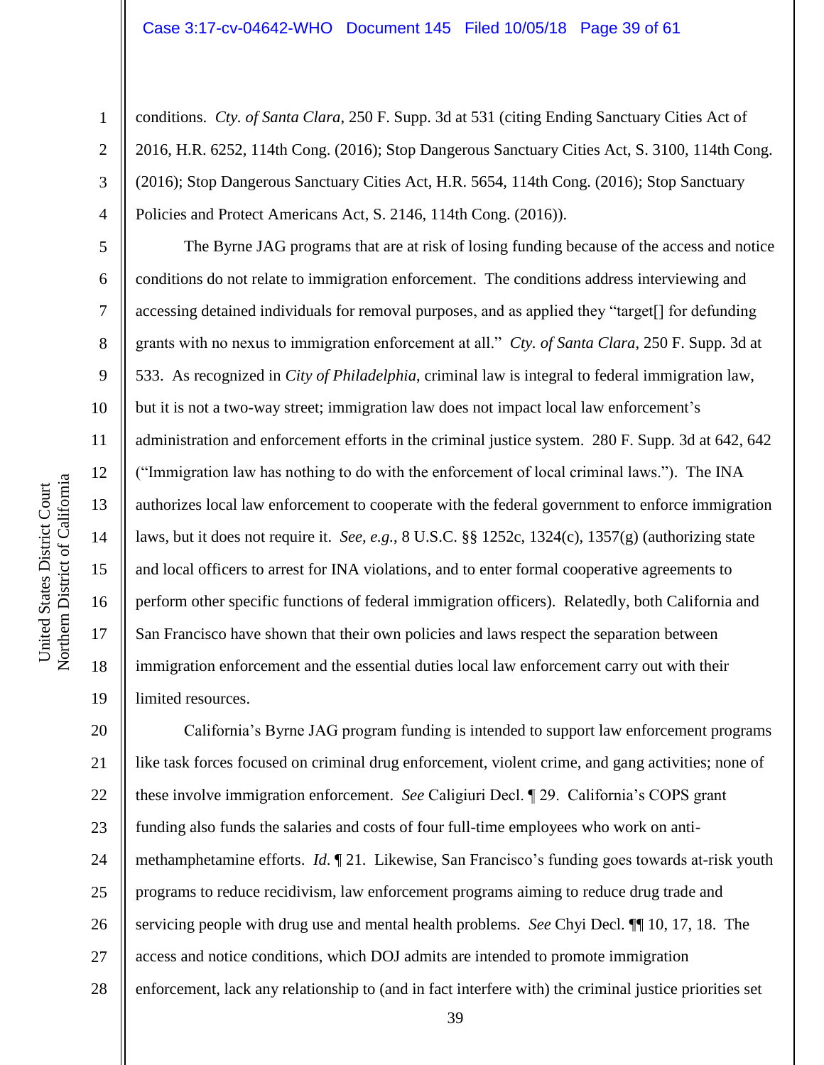conditions. *Cty. of Santa Clara*, 250 F. Supp. 3d at 531 (citing Ending Sanctuary Cities Act of 2016, H.R. 6252, 114th Cong. (2016); Stop Dangerous Sanctuary Cities Act, S. 3100, 114th Cong. (2016); Stop Dangerous Sanctuary Cities Act, H.R. 5654, 114th Cong. (2016); Stop Sanctuary Policies and Protect Americans Act, S. 2146, 114th Cong. (2016)).

The Byrne JAG programs that are at risk of losing funding because of the access and notice conditions do not relate to immigration enforcement. The conditions address interviewing and accessing detained individuals for removal purposes, and as applied they "target[] for defunding grants with no nexus to immigration enforcement at all." *Cty. of Santa Clara*, 250 F. Supp. 3d at 533. As recognized in *City of Philadelphia*, criminal law is integral to federal immigration law, but it is not a two-way street; immigration law does not impact local law enforcement's administration and enforcement efforts in the criminal justice system. 280 F. Supp. 3d at 642, 642 ("Immigration law has nothing to do with the enforcement of local criminal laws."). The INA authorizes local law enforcement to cooperate with the federal government to enforce immigration laws, but it does not require it. *See, e.g.*, 8 U.S.C. §§ 1252c, 1324(c), 1357(g) (authorizing state and local officers to arrest for INA violations, and to enter formal cooperative agreements to perform other specific functions of federal immigration officers). Relatedly, both California and San Francisco have shown that their own policies and laws respect the separation between immigration enforcement and the essential duties local law enforcement carry out with their limited resources.

California's Byrne JAG program funding is intended to support law enforcement programs like task forces focused on criminal drug enforcement, violent crime, and gang activities; none of these involve immigration enforcement. *See* Caligiuri Decl. ¶ 29. California's COPS grant funding also funds the salaries and costs of four full-time employees who work on anti-methamphetamine efforts. *Id.* ¶ 21. Likewise, San Francisco's funding goes towards at-risk youth programs to reduce recidivism, law enforcement programs aiming to reduce drug trade and servicing people with drug use and mental health problems. *See* Chyi Decl. ¶¶ 10, 17, 18. The access and notice conditions, which DOJ admits are intended to promote immigration enforcement, lack any relationship to (and in fact interfere with) the criminal justice priorities set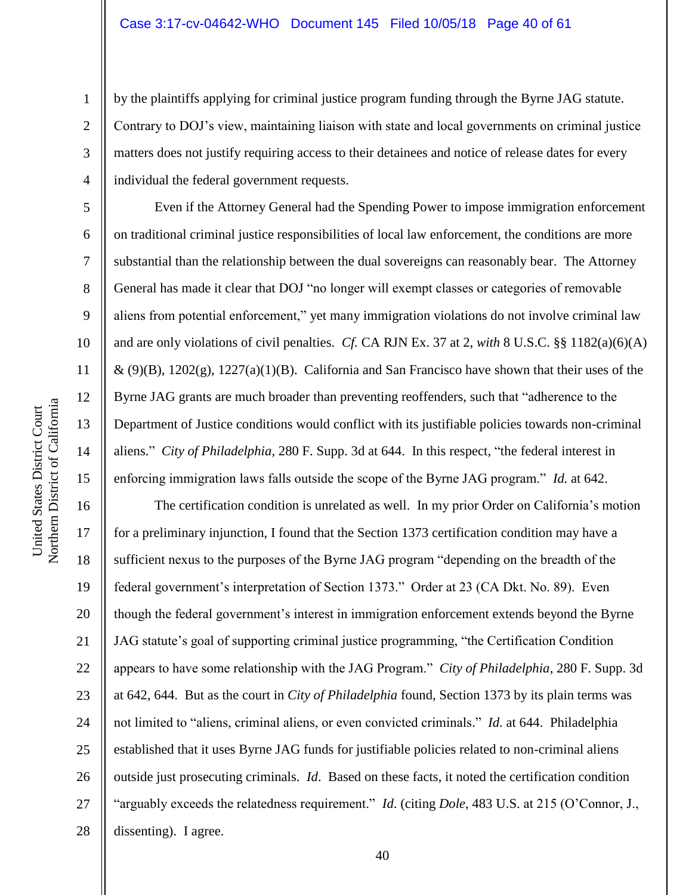by the plaintiffs applying for criminal justice program funding through the Byrne JAG statute. Contrary to DOJ's view, maintaining liaison with state and local governments on criminal justice matters does not justify requiring access to their detainees and notice of release dates for every individual the federal government requests.

Even if the Attorney General had the Spending Power to impose immigration enforcement on traditional criminal justice responsibilities of local law enforcement, the conditions are more substantial than the relationship between the dual sovereigns can reasonably bear. The Attorney General has made it clear that DOJ "no longer will exempt classes or categories of removable aliens from potential enforcement," yet many immigration violations do not involve criminal law and are only violations of civil penalties. *Cf.* CA RJN Ex. 37 at 2, *with* 8 U.S.C. §§ 1182(a)(6)(A) & (9)(B), 1202(g), 1227(a)(1)(B). California and San Francisco have shown that their uses of the Byrne JAG grants are much broader than preventing reoffenders, such that "adherence to the Department of Justice conditions would conflict with its justifiable policies towards non-criminal aliens." *City of Philadelphia*, 280 F. Supp. 3d at 644. In this respect, "the federal interest in enforcing immigration laws falls outside the scope of the Byrne JAG program." *Id.* at 642.

The certification condition is unrelated as well. In my prior Order on California's motion for a preliminary injunction, I found that the Section 1373 certification condition may have a sufficient nexus to the purposes of the Byrne JAG program "depending on the breadth of the federal government's interpretation of Section 1373." Order at 23 (CA Dkt. No. 89). Even though the federal government's interest in immigration enforcement extends beyond the Byrne JAG statute's goal of supporting criminal justice programming, "the Certification Condition appears to have some relationship with the JAG Program." *City of Philadelphia*, 280 F. Supp. 3d at 642, 644. But as the court in *City of Philadelphia* found, Section 1373 by its plain terms was not limited to "aliens, criminal aliens, or even convicted criminals." *Id.* at 644. Philadelphia established that it uses Byrne JAG funds for justifiable policies related to non-criminal aliens outside just prosecuting criminals. *Id*. Based on these facts, it noted the certification condition "arguably exceeds the relatedness requirement." *Id.* (citing *Dole*, 483 U.S. at 215 (O'Connor, J., dissenting). I agree.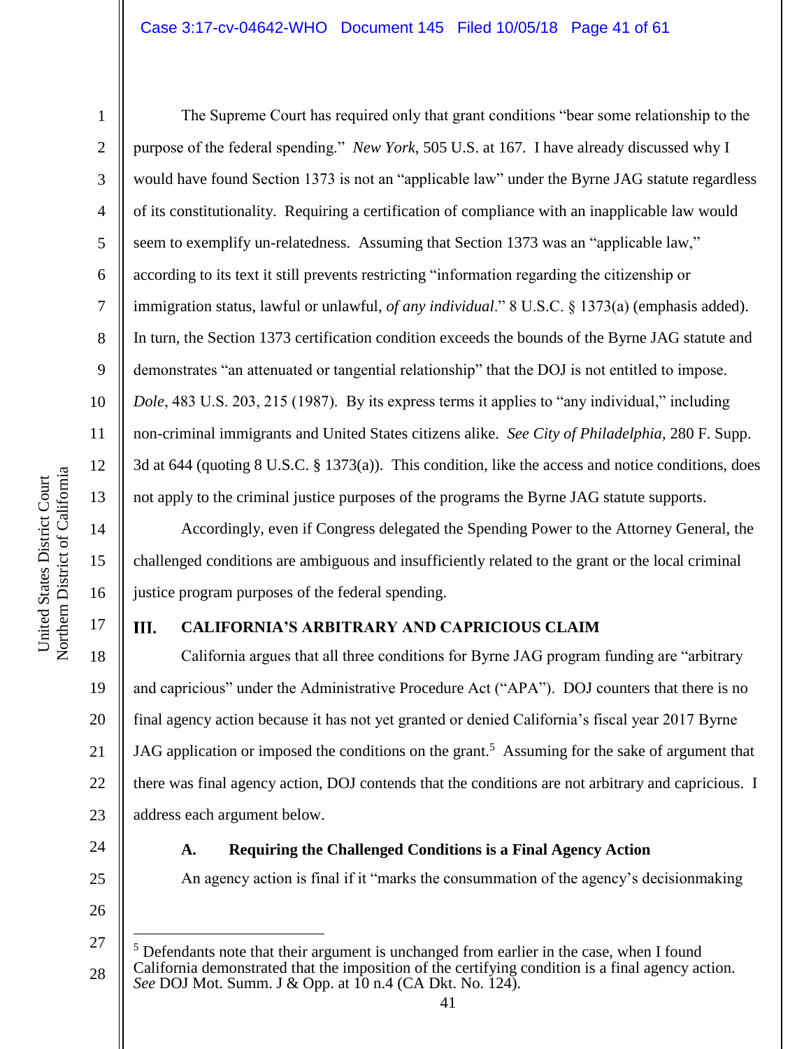The Supreme Court has required only that grant conditions "bear some relationship to the purpose of the federal spending." *New York*, 505 U.S. at 167. I have already discussed why I would have found Section 1373 is not an "applicable law" under the Byrne JAG statute regardless of its constitutionality. Requiring a certification of compliance with an inapplicable law would seem to exemplify un-relatedness. Assuming that Section 1373 was an "applicable law," according to its text it still prevents restricting "information regarding the citizenship or immigration status, lawful or unlawful, *of any individual*." 8 U.S.C. § 1373(a) (emphasis added). In turn, the Section 1373 certification condition exceeds the bounds of the Byrne JAG statute and demonstrates "an attenuated or tangential relationship" that the DOJ is not entitled to impose. *Dole*, 483 U.S. 203, 215 (1987). By its express terms it applies to "any individual," including non-criminal immigrants and United States citizens alike. *See City of Philadelphia*, 280 F. Supp. 3d at 644 (quoting 8 U.S.C. § 1373(a)). This condition, like the access and notice conditions, does not apply to the criminal justice purposes of the programs the Byrne JAG statute supports.

Accordingly, even if Congress delegated the Spending Power to the Attorney General, the challenged conditions are ambiguous and insufficiently related to the grant or the local criminal justice program purposes of the federal spending.

## III. CALIFORNIA'S ARBITRARY AND CAPRICIOUS CLAIM

California argues that all three conditions for Byrne JAG program funding are "arbitrary and capricious" under the Administrative Procedure Act ("APA"). DOJ counters that there is no final agency action because it has not yet granted or denied California's fiscal year 2017 Byrne JAG application or imposed the conditions on the grant.[5] Assuming for the sake of argument that there was final agency action, DOJ contends that the conditions are not arbitrary and capricious. I address each argument below.

### A. Requiring the Challenged Conditions is a Final Agency Action

An agency action is final if it "marks the consummation of the agency's decisionmaking

[5] Defendants note that their argument is unchanged from earlier in the case, when I found California demonstrated that the imposition of the certifying condition is a final agency action. *See* DOJ Mot. Summ. J & Opp. at 10 n.4 (CA Dkt. No. 124).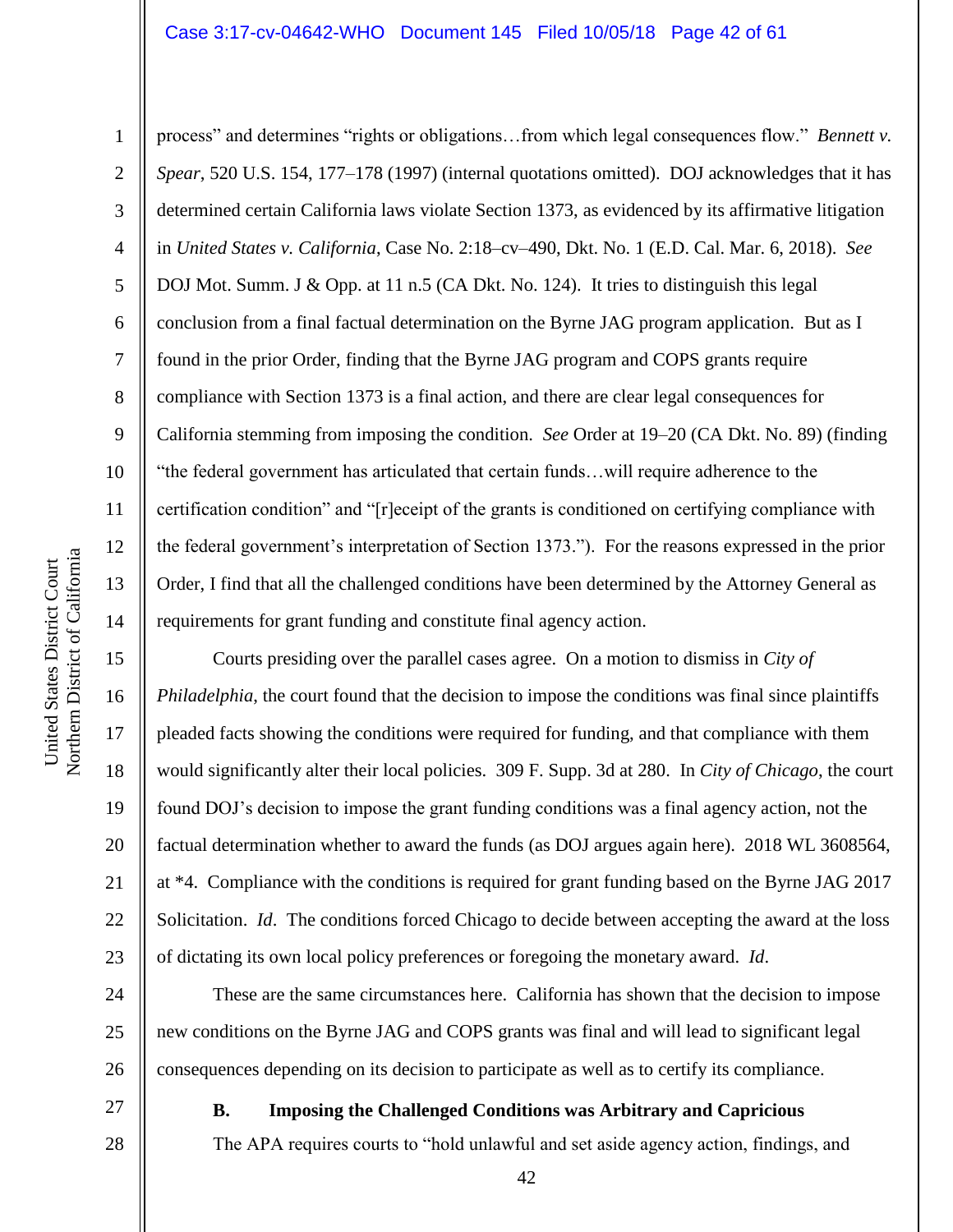process" and determines "rights or obligations…from which legal consequences flow." *Bennett v. Spear*, 520 U.S. 154, 177–178 (1997) (internal quotations omitted). DOJ acknowledges that it has determined certain California laws violate Section 1373, as evidenced by its affirmative litigation in *United States v. California*, Case No. 2:18–cv–490, Dkt. No. 1 (E.D. Cal. Mar. 6, 2018). *See* DOJ Mot. Summ. J & Opp. at 11 n.5 (CA Dkt. No. 124). It tries to distinguish this legal conclusion from a final factual determination on the Byrne JAG program application. But as I found in the prior Order, finding that the Byrne JAG program and COPS grants require compliance with Section 1373 is a final action, and there are clear legal consequences for California stemming from imposing the condition. *See* Order at 19–20 (CA Dkt. No. 89) (finding "the federal government has articulated that certain funds…will require adherence to the certification condition" and "[r]eceipt of the grants is conditioned on certifying compliance with the federal government's interpretation of Section 1373."). For the reasons expressed in the prior Order, I find that all the challenged conditions have been determined by the Attorney General as requirements for grant funding and constitute final agency action.

Courts presiding over the parallel cases agree. On a motion to dismiss in *City of Philadelphia*, the court found that the decision to impose the conditions was final since plaintiffs pleaded facts showing the conditions were required for funding, and that compliance with them would significantly alter their local policies. 309 F. Supp. 3d at 280. In *City of Chicago*, the court found DOJ's decision to impose the grant funding conditions was a final agency action, not the factual determination whether to award the funds (as DOJ argues again here). 2018 WL 3608564, at *4. Compliance with the conditions is required for grant funding based on the Byrne JAG 2017 Solicitation. *Id*. The conditions forced Chicago to decide between accepting the award at the loss of dictating its own local policy preferences or foregoing the monetary award. *Id*.

These are the same circumstances here. California has shown that the decision to impose new conditions on the Byrne JAG and COPS grants was final and will lead to significant legal consequences depending on its decision to participate as well as to certify its compliance.

### B. Imposing the Challenged Conditions was Arbitrary and Capricious

The APA requires courts to "hold unlawful and set aside agency action, findings, and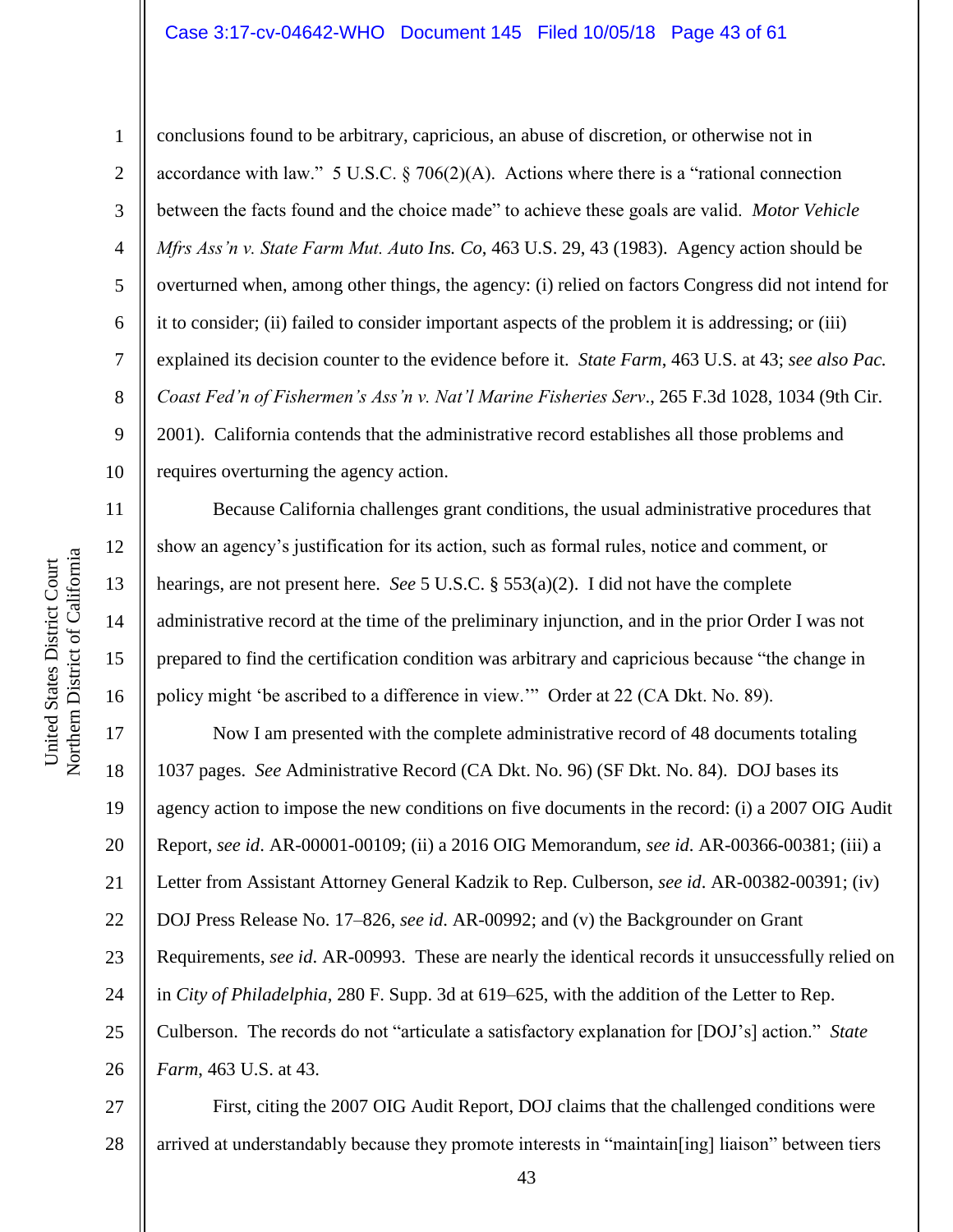conclusions found to be arbitrary, capricious, an abuse of discretion, or otherwise not in accordance with law." 5 U.S.C. § 706(2)(A). Actions where there is a "rational connection between the facts found and the choice made" to achieve these goals are valid. *Motor Vehicle Mfrs Ass'n v. State Farm Mut. Auto Ins. Co*, 463 U.S. 29, 43 (1983). Agency action should be overturned when, among other things, the agency: (i) relied on factors Congress did not intend for it to consider; (ii) failed to consider important aspects of the problem it is addressing; or (iii) explained its decision counter to the evidence before it. *State Farm*, 463 U.S. at 43; *see also Pac. Coast Fed'n of Fishermen's Ass'n v. Nat'l Marine Fisheries Serv.*, 265 F.3d 1028, 1034 (9th Cir. 2001). California contends that the administrative record establishes all those problems and requires overturning the agency action.

Because California challenges grant conditions, the usual administrative procedures that show an agency's justification for its action, such as formal rules, notice and comment, or hearings, are not present here. *See* 5 U.S.C. § 553(a)(2). I did not have the complete administrative record at the time of the preliminary injunction, and in the prior Order I was not prepared to find the certification condition was arbitrary and capricious because "the change in policy might 'be ascribed to a difference in view.'" Order at 22 (CA Dkt. No. 89).

Now I am presented with the complete administrative record of 48 documents totaling 1037 pages. *See* Administrative Record (CA Dkt. No. 96) (SF Dkt. No. 84). DOJ bases its agency action to impose the new conditions on five documents in the record: (i) a 2007 OIG Audit Report, *see id*. AR-00001-00109; (ii) a 2016 OIG Memorandum, *see id.* AR-00366-00381; (iii) a Letter from Assistant Attorney General Kadzik to Rep. Culberson, *see id*. AR-00382-00391; (iv) DOJ Press Release No. 17–826, *see id*. AR-00992; and (v) the Backgrounder on Grant Requirements, *see id*. AR-00993. These are nearly the identical records it unsuccessfully relied on in *City of Philadelphia*, 280 F. Supp. 3d at 619–625, with the addition of the Letter to Rep. Culberson. The records do not "articulate a satisfactory explanation for [DOJ's] action." *State Farm*, 463 U.S. at 43.

First, citing the 2007 OIG Audit Report, DOJ claims that the challenged conditions were arrived at understandably because they promote interests in "maintain[ing] liaison" between tiers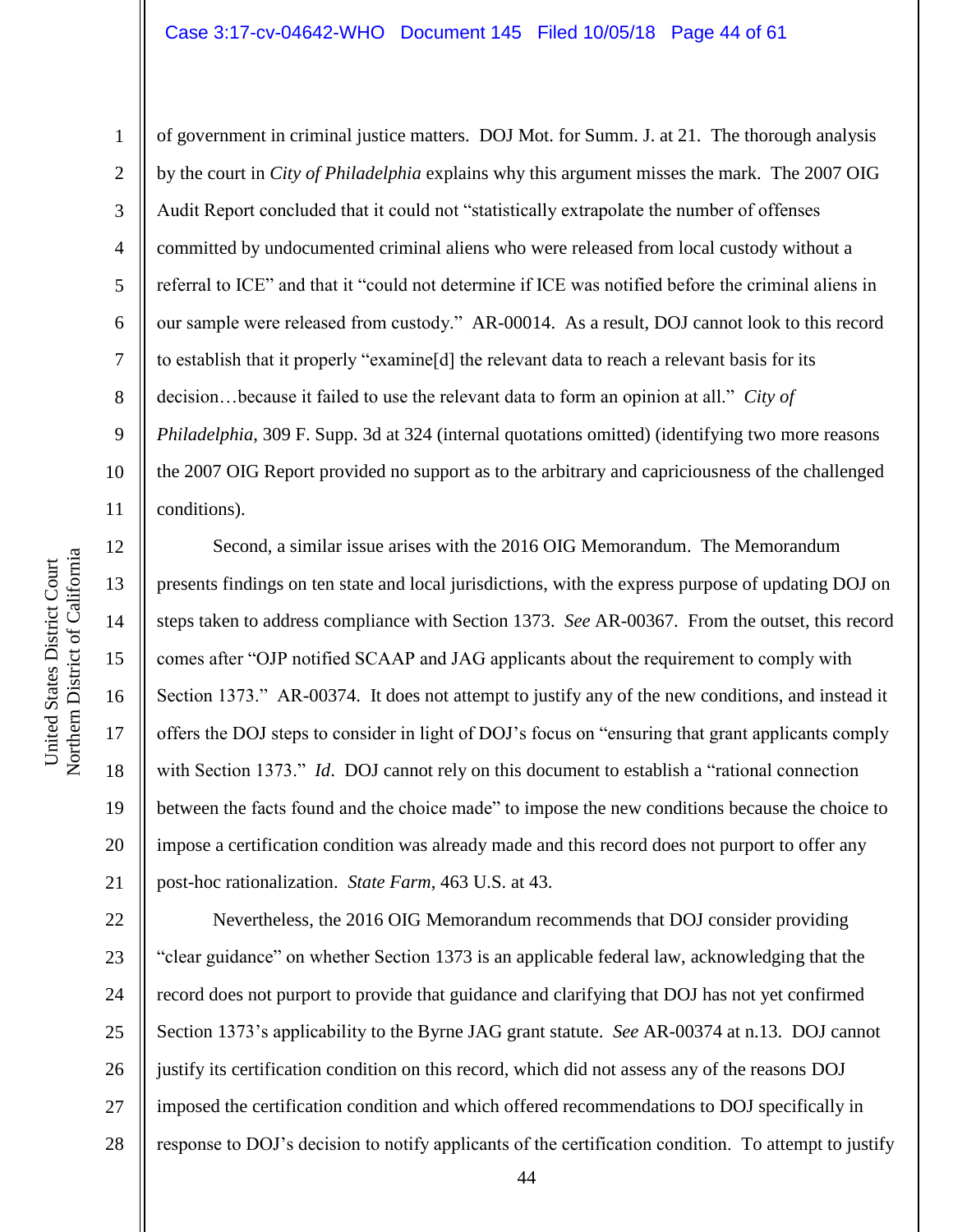of government in criminal justice matters. DOJ Mot. for Summ. J. at 21. The thorough analysis by the court in *City of Philadelphia* explains why this argument misses the mark. The 2007 OIG Audit Report concluded that it could not "statistically extrapolate the number of offenses committed by undocumented criminal aliens who were released from local custody without a referral to ICE" and that it "could not determine if ICE was notified before the criminal aliens in our sample were released from custody." AR-00014. As a result, DOJ cannot look to this record to establish that it properly "examine[d] the relevant data to reach a relevant basis for its decision…because it failed to use the relevant data to form an opinion at all." *City of Philadelphia*, 309 F. Supp. 3d at 324 (internal quotations omitted) (identifying two more reasons the 2007 OIG Report provided no support as to the arbitrary and capriciousness of the challenged conditions).

Second, a similar issue arises with the 2016 OIG Memorandum. The Memorandum presents findings on ten state and local jurisdictions, with the express purpose of updating DOJ on steps taken to address compliance with Section 1373. *See* AR-00367. From the outset, this record comes after "OJP notified SCAAP and JAG applicants about the requirement to comply with Section 1373." AR-00374. It does not attempt to justify any of the new conditions, and instead it offers the DOJ steps to consider in light of DOJ's focus on "ensuring that grant applicants comply with Section 1373." *Id*. DOJ cannot rely on this document to establish a "rational connection between the facts found and the choice made" to impose the new conditions because the choice to impose a certification condition was already made and this record does not purport to offer any post-hoc rationalization. *State Farm*, 463 U.S. at 43.

Nevertheless, the 2016 OIG Memorandum recommends that DOJ consider providing "clear guidance" on whether Section 1373 is an applicable federal law, acknowledging that the record does not purport to provide that guidance and clarifying that DOJ has not yet confirmed Section 1373's applicability to the Byrne JAG grant statute. *See* AR-00374 at n.13. DOJ cannot justify its certification condition on this record, which did not assess any of the reasons DOJ imposed the certification condition and which offered recommendations to DOJ specifically in response to DOJ's decision to notify applicants of the certification condition. To attempt to justify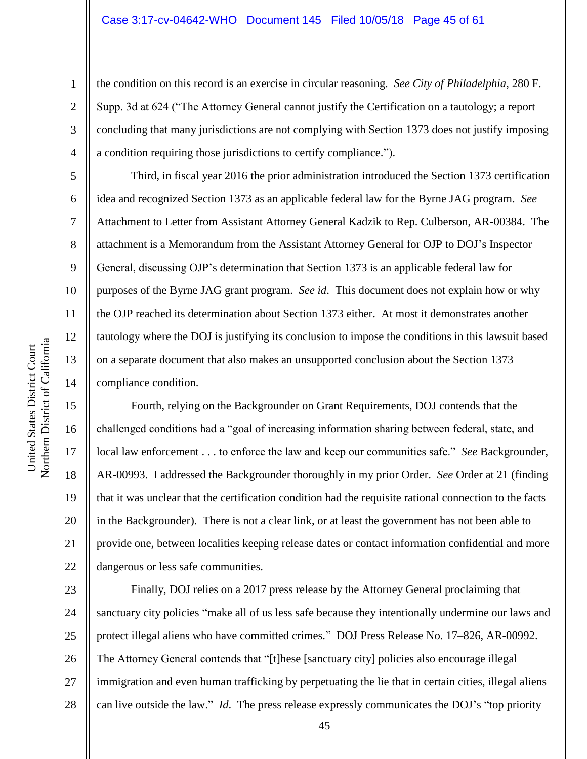the condition on this record is an exercise in circular reasoning. *See City of Philadelphia*, 280 F. Supp. 3d at 624 ("The Attorney General cannot justify the Certification on a tautology; a report concluding that many jurisdictions are not complying with Section 1373 does not justify imposing a condition requiring those jurisdictions to certify compliance.").

Third, in fiscal year 2016 the prior administration introduced the Section 1373 certification idea and recognized Section 1373 as an applicable federal law for the Byrne JAG program. *See* Attachment to Letter from Assistant Attorney General Kadzik to Rep. Culberson, AR-00384. The attachment is a Memorandum from the Assistant Attorney General for OJP to DOJ's Inspector General, discussing OJP's determination that Section 1373 is an applicable federal law for purposes of the Byrne JAG grant program. *See id*. This document does not explain how or why the OJP reached its determination about Section 1373 either. At most it demonstrates another tautology where the DOJ is justifying its conclusion to impose the conditions in this lawsuit based on a separate document that also makes an unsupported conclusion about the Section 1373 compliance condition.

Fourth, relying on the Backgrounder on Grant Requirements, DOJ contends that the challenged conditions had a "goal of increasing information sharing between federal, state, and local law enforcement . . . to enforce the law and keep our communities safe." *See* Backgrounder, AR-00993. I addressed the Backgrounder thoroughly in my prior Order. *See* Order at 21 (finding that it was unclear that the certification condition had the requisite rational connection to the facts in the Backgrounder). There is not a clear link, or at least the government has not been able to provide one, between localities keeping release dates or contact information confidential and more dangerous or less safe communities.

Finally, DOJ relies on a 2017 press release by the Attorney General proclaiming that sanctuary city policies "make all of us less safe because they intentionally undermine our laws and protect illegal aliens who have committed crimes." DOJ Press Release No. 17–826, AR-00992. The Attorney General contends that "[t]hese [sanctuary city] policies also encourage illegal immigration and even human trafficking by perpetuating the lie that in certain cities, illegal aliens can live outside the law." *Id.* The press release expressly communicates the DOJ's "top priority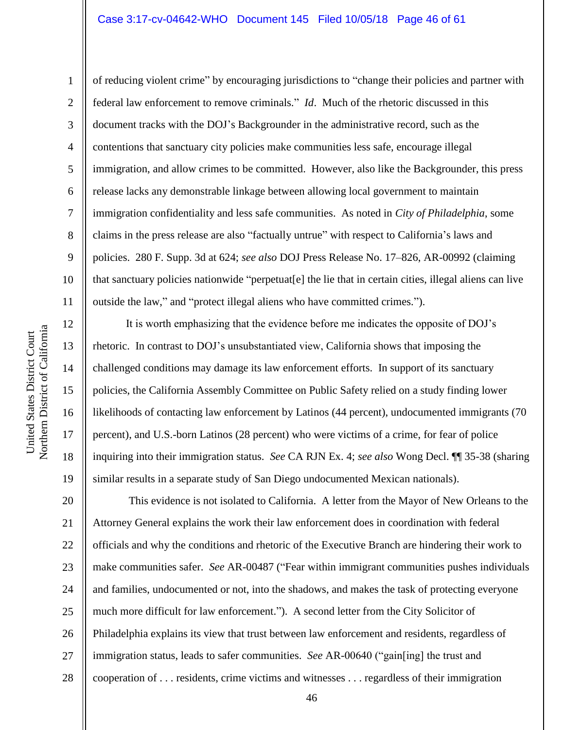of reducing violent crime" by encouraging jurisdictions to "change their policies and partner with federal law enforcement to remove criminals." *Id*. Much of the rhetoric discussed in this document tracks with the DOJ's Backgrounder in the administrative record, such as the contentions that sanctuary city policies make communities less safe, encourage illegal immigration, and allow crimes to be committed. However, also like the Backgrounder, this press release lacks any demonstrable linkage between allowing local government to maintain immigration confidentiality and less safe communities. As noted in *City of Philadelphia*, some claims in the press release are also "factually untrue" with respect to California's laws and policies. 280 F. Supp. 3d at 624; *see also* DOJ Press Release No. 17–826, AR-00992 (claiming that sanctuary policies nationwide "perpetuat[e] the lie that in certain cities, illegal aliens can live outside the law," and "protect illegal aliens who have committed crimes.").

It is worth emphasizing that the evidence before me indicates the opposite of DOJ's rhetoric. In contrast to DOJ's unsubstantiated view, California shows that imposing the challenged conditions may damage its law enforcement efforts. In support of its sanctuary policies, the California Assembly Committee on Public Safety relied on a study finding lower likelihoods of contacting law enforcement by Latinos (44 percent), undocumented immigrants (70 percent), and U.S.-born Latinos (28 percent) who were victims of a crime, for fear of police inquiring into their immigration status. *See* CA RJN Ex. 4; *see also* Wong Decl. ¶¶ 35-38 (sharing similar results in a separate study of San Diego undocumented Mexican nationals).

This evidence is not isolated to California. A letter from the Mayor of New Orleans to the Attorney General explains the work their law enforcement does in coordination with federal officials and why the conditions and rhetoric of the Executive Branch are hindering their work to make communities safer. *See* AR-00487 ("Fear within immigrant communities pushes individuals and families, undocumented or not, into the shadows, and makes the task of protecting everyone much more difficult for law enforcement."). A second letter from the City Solicitor of Philadelphia explains its view that trust between law enforcement and residents, regardless of immigration status, leads to safer communities. *See* AR-00640 ("gain[ing] the trust and cooperation of . . . residents, crime victims and witnesses . . . regardless of their immigration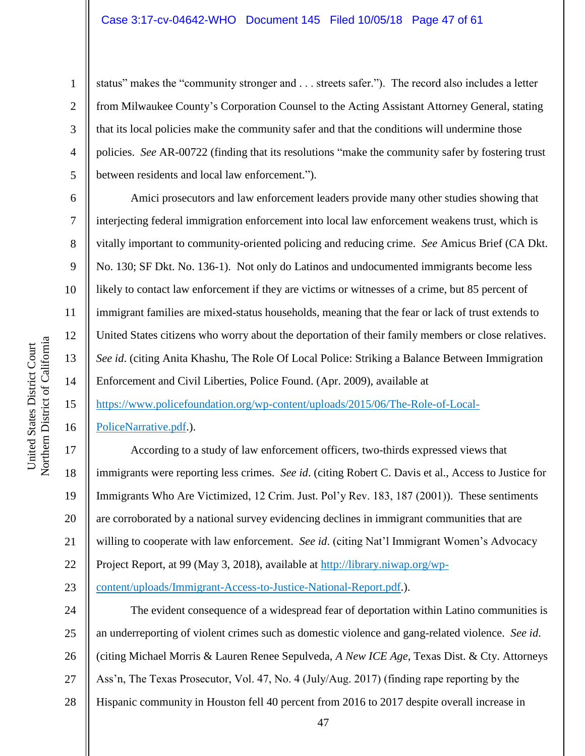status" makes the "community stronger and . . . streets safer."). The record also includes a letter from Milwaukee County's Corporation Counsel to the Acting Assistant Attorney General, stating that its local policies make the community safer and that the conditions will undermine those policies. *See* AR-00722 (finding that its resolutions "make the community safer by fostering trust between residents and local law enforcement.").

Amici prosecutors and law enforcement leaders provide many other studies showing that interjecting federal immigration enforcement into local law enforcement weakens trust, which is vitally important to community-oriented policing and reducing crime. *See* Amicus Brief (CA Dkt. No. 130; SF Dkt. No. 136-1). Not only do Latinos and undocumented immigrants become less likely to contact law enforcement if they are victims or witnesses of a crime, but 85 percent of immigrant families are mixed-status households, meaning that the fear or lack of trust extends to United States citizens who worry about the deportation of their family members or close relatives. *See id*. (citing Anita Khashu, The Role Of Local Police: Striking a Balance Between Immigration Enforcement and Civil Liberties, Police Found. (Apr. 2009), available at https://www.policefoundation.org/wp-content/uploads/2015/06/The-Role-of-Local-PoliceNarrative.pdf.).

According to a study of law enforcement officers, two-thirds expressed views that immigrants were reporting less crimes. *See id*. (citing Robert C. Davis et al., Access to Justice for Immigrants Who Are Victimized, 12 Crim. Just. Pol'y Rev. 183, 187 (2001)). These sentiments are corroborated by a national survey evidencing declines in immigrant communities that are willing to cooperate with law enforcement. *See id*. (citing Nat'l Immigrant Women's Advocacy Project Report, at 99 (May 3, 2018), available at http://library.niwap.org/wp-content/uploads/Immigrant-Access-to-Justice-National-Report.pdf.).

The evident consequence of a widespread fear of deportation within Latino communities is an underreporting of violent crimes such as domestic violence and gang-related violence. *See id.* (citing Michael Morris & Lauren Renee Sepulveda, *A New ICE Age*, Texas Dist. & Cty. Attorneys Ass'n, The Texas Prosecutor, Vol. 47, No. 4 (July/Aug. 2017) (finding rape reporting by the Hispanic community in Houston fell 40 percent from 2016 to 2017 despite overall increase in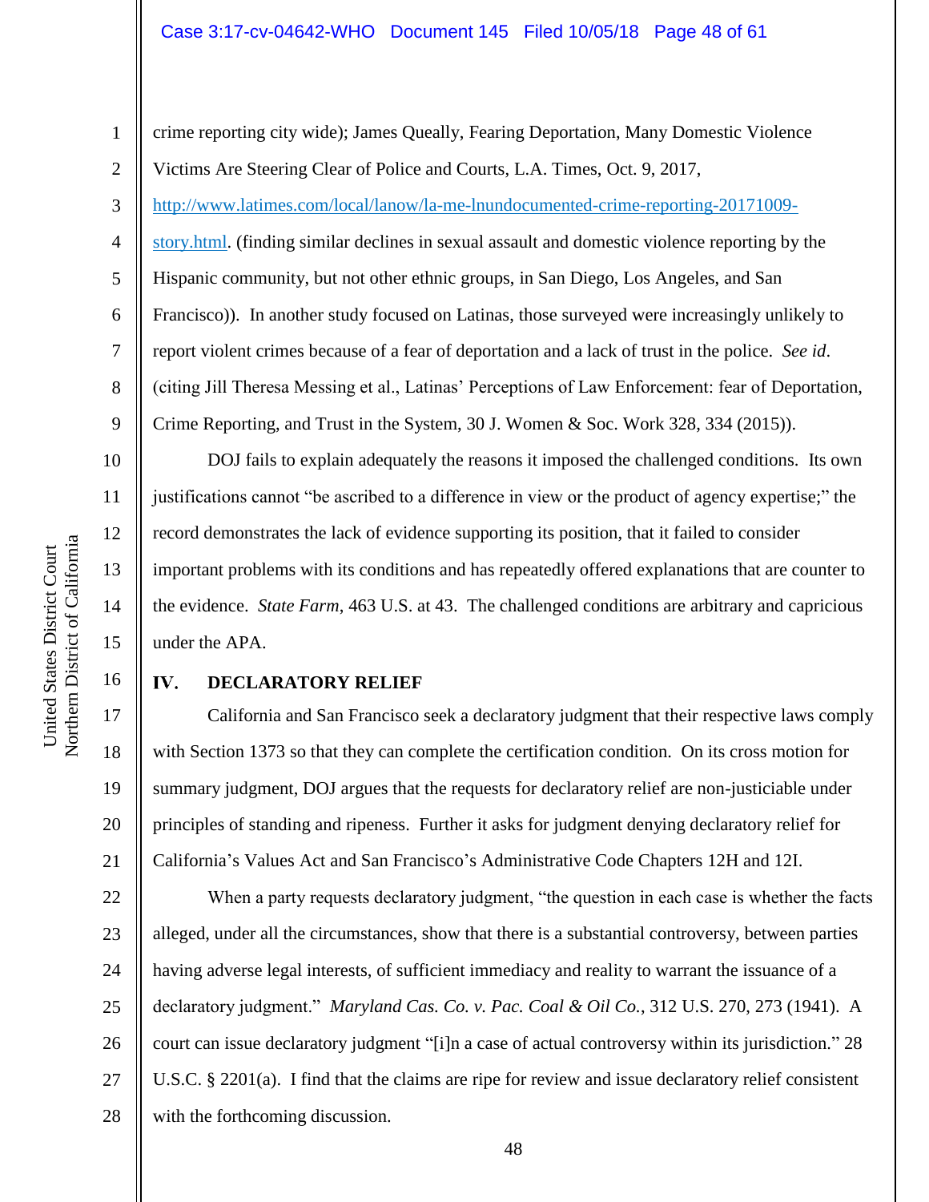crime reporting city wide); James Queally, Fearing Deportation, Many Domestic Violence Victims Are Steering Clear of Police and Courts, L.A. Times, Oct. 9, 2017, http://www.latimes.com/local/lanow/la-me-lnundocumented-crime-reporting-20171009-story.html. (finding similar declines in sexual assault and domestic violence reporting by the Hispanic community, but not other ethnic groups, in San Diego, Los Angeles, and San Francisco)). In another study focused on Latinas, those surveyed were increasingly unlikely to report violent crimes because of a fear of deportation and a lack of trust in the police. *See id*. (citing Jill Theresa Messing et al., Latinas' Perceptions of Law Enforcement: fear of Deportation, Crime Reporting, and Trust in the System, 30 J. Women & Soc. Work 328, 334 (2015)).

DOJ fails to explain adequately the reasons it imposed the challenged conditions. Its own justifications cannot "be ascribed to a difference in view or the product of agency expertise;" the record demonstrates the lack of evidence supporting its position, that it failed to consider important problems with its conditions and has repeatedly offered explanations that are counter to the evidence. *State Farm*, 463 U.S. at 43. The challenged conditions are arbitrary and capricious under the APA.

## IV. DECLARATORY RELIEF

California and San Francisco seek a declaratory judgment that their respective laws comply with Section 1373 so that they can complete the certification condition. On its cross motion for summary judgment, DOJ argues that the requests for declaratory relief are non-justiciable under principles of standing and ripeness. Further it asks for judgment denying declaratory relief for California's Values Act and San Francisco's Administrative Code Chapters 12H and 12I.

When a party requests declaratory judgment, "the question in each case is whether the facts alleged, under all the circumstances, show that there is a substantial controversy, between parties having adverse legal interests, of sufficient immediacy and reality to warrant the issuance of a declaratory judgment." *Maryland Cas. Co. v. Pac. Coal & Oil Co.*, 312 U.S. 270, 273 (1941). A court can issue declaratory judgment "[i]n a case of actual controversy within its jurisdiction." 28 U.S.C. § 2201(a). I find that the claims are ripe for review and issue declaratory relief consistent with the forthcoming discussion.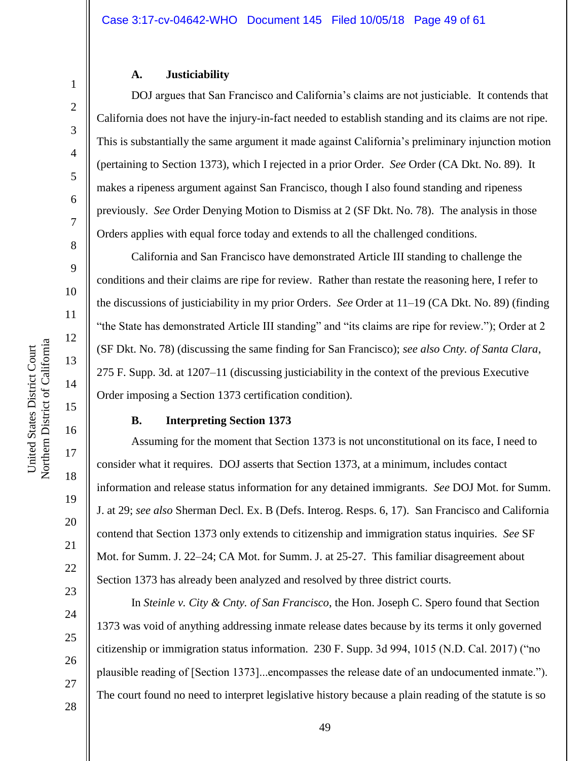### A. Justiciability

DOJ argues that San Francisco and California's claims are not justiciable. It contends that California does not have the injury-in-fact needed to establish standing and its claims are not ripe. This is substantially the same argument it made against California's preliminary injunction motion (pertaining to Section 1373), which I rejected in a prior Order. *See* Order (CA Dkt. No. 89). It makes a ripeness argument against San Francisco, though I also found standing and ripeness previously. *See* Order Denying Motion to Dismiss at 2 (SF Dkt. No. 78). The analysis in those Orders applies with equal force today and extends to all the challenged conditions.

California and San Francisco have demonstrated Article III standing to challenge the conditions and their claims are ripe for review. Rather than restate the reasoning here, I refer to the discussions of justiciability in my prior Orders. *See* Order at 11–19 (CA Dkt. No. 89) (finding "the State has demonstrated Article III standing" and "its claims are ripe for review."); Order at 2 (SF Dkt. No. 78) (discussing the same finding for San Francisco); *see also Cnty. of Santa Clara*, 275 F. Supp. 3d. at 1207–11 (discussing justiciability in the context of the previous Executive Order imposing a Section 1373 certification condition).

### B. Interpreting Section 1373

Assuming for the moment that Section 1373 is not unconstitutional on its face, I need to consider what it requires. DOJ asserts that Section 1373, at a minimum, includes contact information and release status information for any detained immigrants. *See* DOJ Mot. for Summ. J. at 29; *see also* Sherman Decl. Ex. B (Defs. Interog. Resps. 6, 17). San Francisco and California contend that Section 1373 only extends to citizenship and immigration status inquiries. *See* SF Mot. for Summ. J. 22–24; CA Mot. for Summ. J. at 25-27. This familiar disagreement about Section 1373 has already been analyzed and resolved by three district courts.

In *Steinle v. City & Cnty. of San Francisco*, the Hon. Joseph C. Spero found that Section 1373 was void of anything addressing inmate release dates because by its terms it only governed citizenship or immigration status information. 230 F. Supp. 3d 994, 1015 (N.D. Cal. 2017) ("no plausible reading of [Section 1373]...encompasses the release date of an undocumented inmate."). The court found no need to interpret legislative history because a plain reading of the statute is so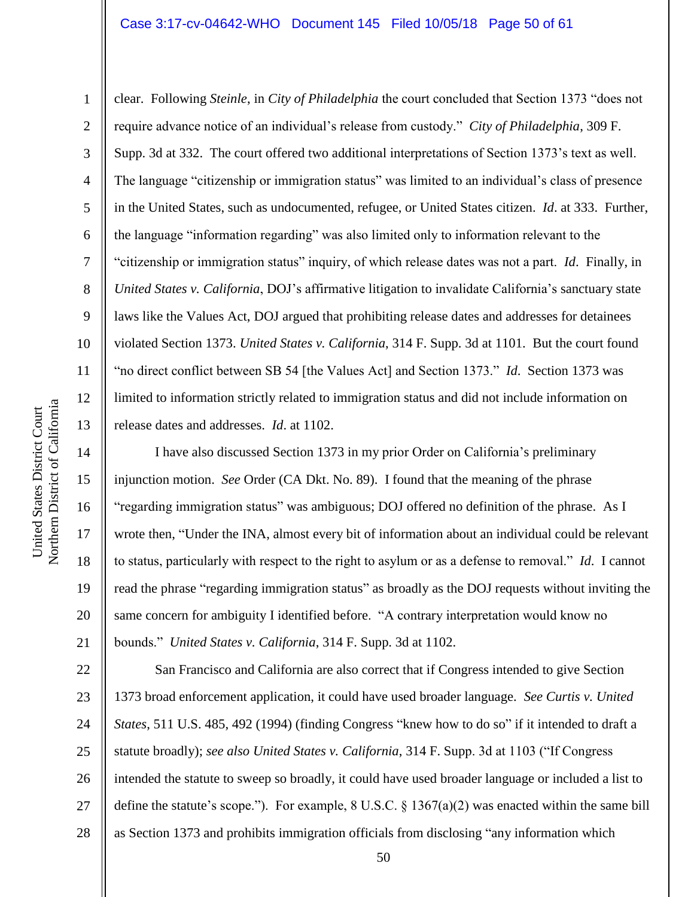clear. Following *Steinle*, in *City of Philadelphia* the court concluded that Section 1373 "does not require advance notice of an individual's release from custody." *City of Philadelphia*, 309 F. Supp. 3d at 332. The court offered two additional interpretations of Section 1373's text as well. The language "citizenship or immigration status" was limited to an individual's class of presence in the United States, such as undocumented, refugee, or United States citizen. *Id*. at 333. Further, the language "information regarding" was also limited only to information relevant to the "citizenship or immigration status" inquiry, of which release dates was not a part. *Id*. Finally, in *United States v. California*, DOJ's affirmative litigation to invalidate California's sanctuary state laws like the Values Act, DOJ argued that prohibiting release dates and addresses for detainees violated Section 1373. *United States v. California*, 314 F. Supp. 3d at 1101. But the court found "no direct conflict between SB 54 [the Values Act] and Section 1373." *Id*. Section 1373 was limited to information strictly related to immigration status and did not include information on release dates and addresses. *Id*. at 1102.

I have also discussed Section 1373 in my prior Order on California's preliminary injunction motion. *See* Order (CA Dkt. No. 89). I found that the meaning of the phrase "regarding immigration status" was ambiguous; DOJ offered no definition of the phrase. As I wrote then, "Under the INA, almost every bit of information about an individual could be relevant to status, particularly with respect to the right to asylum or as a defense to removal." *Id*. I cannot read the phrase "regarding immigration status" as broadly as the DOJ requests without inviting the same concern for ambiguity I identified before. "A contrary interpretation would know no bounds." *United States v. California*, 314 F. Supp. 3d at 1102.

San Francisco and California are also correct that if Congress intended to give Section 1373 broad enforcement application, it could have used broader language. *See Curtis v. United States*, 511 U.S. 485, 492 (1994) (finding Congress "knew how to do so" if it intended to draft a statute broadly); *see also United States v. California*, 314 F. Supp. 3d at 1103 ("If Congress intended the statute to sweep so broadly, it could have used broader language or included a list to define the statute's scope."). For example, 8 U.S.C. § 1367(a)(2) was enacted within the same bill as Section 1373 and prohibits immigration officials from disclosing "any information which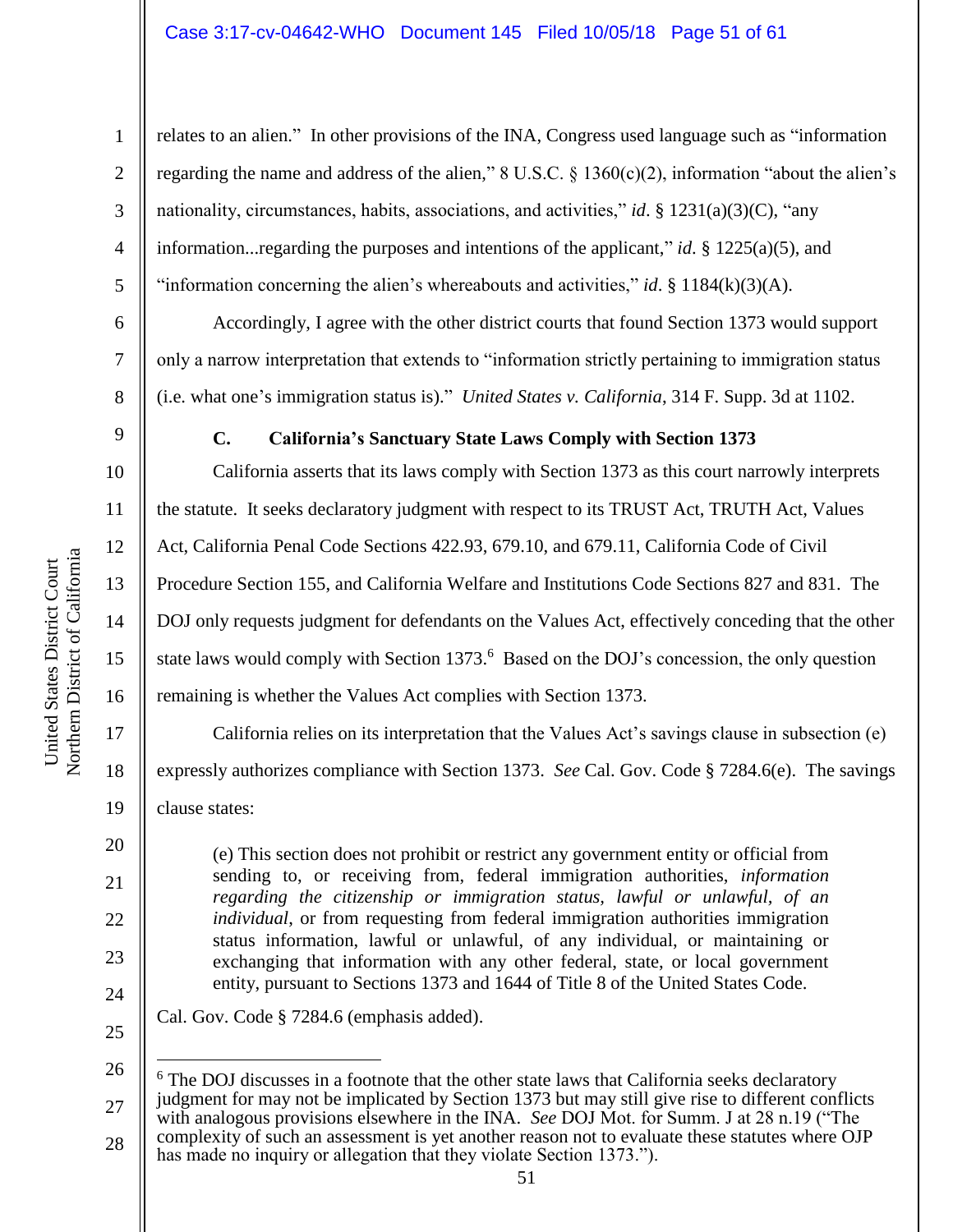relates to an alien." In other provisions of the INA, Congress used language such as "information regarding the name and address of the alien," 8 U.S.C. § 1360(c)(2), information "about the alien's nationality, circumstances, habits, associations, and activities," *id*. § 1231(a)(3)(C), "any information...regarding the purposes and intentions of the applicant," *id.* § 1225(a)(5), and "information concerning the alien's whereabouts and activities," *id*. § 1184(k)(3)(A).

Accordingly, I agree with the other district courts that found Section 1373 would support only a narrow interpretation that extends to "information strictly pertaining to immigration status (i.e. what one's immigration status is)." *United States v. California*, 314 F. Supp. 3d at 1102.

### C. California's Sanctuary State Laws Comply with Section 1373

California asserts that its laws comply with Section 1373 as this court narrowly interprets the statute. It seeks declaratory judgment with respect to its TRUST Act, TRUTH Act, Values Act, California Penal Code Sections 422.93, 679.10, and 679.11, California Code of Civil Procedure Section 155, and California Welfare and Institutions Code Sections 827 and 831. The DOJ only requests judgment for defendants on the Values Act, effectively conceding that the other state laws would comply with Section 1373.[6] Based on the DOJ's concession, the only question remaining is whether the Values Act complies with Section 1373.

California relies on its interpretation that the Values Act's savings clause in subsection (e) expressly authorizes compliance with Section 1373. *See* Cal. Gov. Code § 7284.6(e). The savings clause states:

> (e) This section does not prohibit or restrict any government entity or official from sending to, or receiving from, federal immigration authorities, *information regarding the citizenship or immigration status, lawful or unlawful, of an individual*, or from requesting from federal immigration authorities immigration status information, lawful or unlawful, of any individual, or maintaining or exchanging that information with any other federal, state, or local government entity, pursuant to Sections 1373 and 1644 of Title 8 of the United States Code.

Cal. Gov. Code § 7284.6 (emphasis added).

---

[6] The DOJ discusses in a footnote that the other state laws that California seeks declaratory judgment for may not be implicated by Section 1373 but may still give rise to different conflicts with analogous provisions elsewhere in the INA. *See* DOJ Mot. for Summ. J at 28 n.19 ("The complexity of such an assessment is yet another reason not to evaluate these statutes where OJP has made no inquiry or allegation that they violate Section 1373.").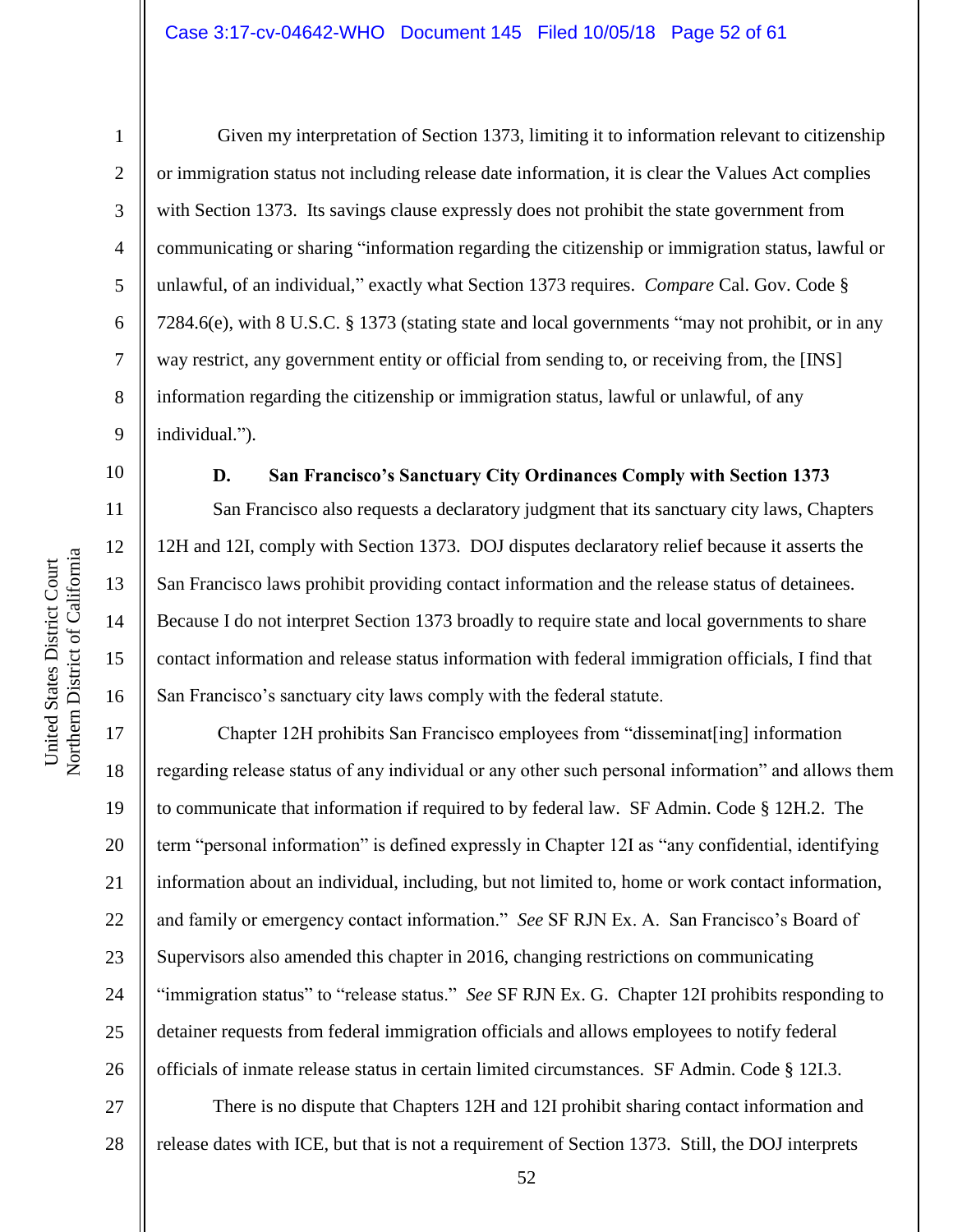Given my interpretation of Section 1373, limiting it to information relevant to citizenship or immigration status not including release date information, it is clear the Values Act complies with Section 1373. Its savings clause expressly does not prohibit the state government from communicating or sharing "information regarding the citizenship or immigration status, lawful or unlawful, of an individual," exactly what Section 1373 requires. *Compare* Cal. Gov. Code § 7284.6(e), with 8 U.S.C. § 1373 (stating state and local governments "may not prohibit, or in any way restrict, any government entity or official from sending to, or receiving from, the [INS] information regarding the citizenship or immigration status, lawful or unlawful, of any individual.").

**D. San Francisco's Sanctuary City Ordinances Comply with Section 1373**

San Francisco also requests a declaratory judgment that its sanctuary city laws, Chapters 12H and 12I, comply with Section 1373. DOJ disputes declaratory relief because it asserts the San Francisco laws prohibit providing contact information and the release status of detainees. Because I do not interpret Section 1373 broadly to require state and local governments to share contact information and release status information with federal immigration officials, I find that San Francisco's sanctuary city laws comply with the federal statute.

Chapter 12H prohibits San Francisco employees from "disseminat[ing] information regarding release status of any individual or any other such personal information" and allows them to communicate that information if required to by federal law. SF Admin. Code § 12H.2. The term "personal information" is defined expressly in Chapter 12I as "any confidential, identifying information about an individual, including, but not limited to, home or work contact information, and family or emergency contact information." *See* SF RJN Ex. A. San Francisco's Board of Supervisors also amended this chapter in 2016, changing restrictions on communicating "immigration status" to "release status." *See* SF RJN Ex. G. Chapter 12I prohibits responding to detainer requests from federal immigration officials and allows employees to notify federal officials of inmate release status in certain limited circumstances. SF Admin. Code § 12I.3.

There is no dispute that Chapters 12H and 12I prohibit sharing contact information and release dates with ICE, but that is not a requirement of Section 1373. Still, the DOJ interprets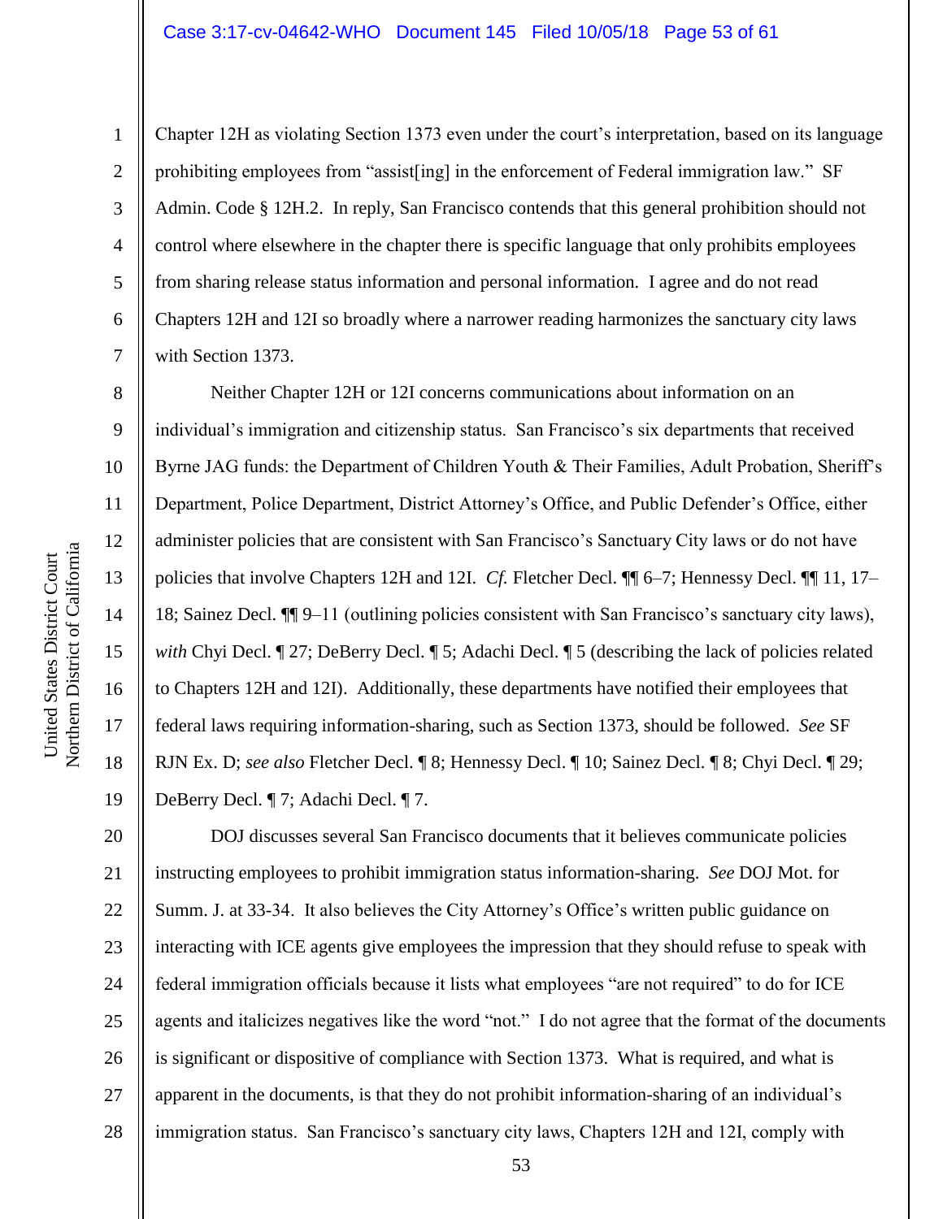Chapter 12H as violating Section 1373 even under the court's interpretation, based on its language prohibiting employees from "assist[ing] in the enforcement of Federal immigration law." SF Admin. Code § 12H.2. In reply, San Francisco contends that this general prohibition should not control where elsewhere in the chapter there is specific language that only prohibits employees from sharing release status information and personal information. I agree and do not read Chapters 12H and 12I so broadly where a narrower reading harmonizes the sanctuary city laws with Section 1373.

Neither Chapter 12H or 12I concerns communications about information on an individual's immigration and citizenship status. San Francisco's six departments that received Byrne JAG funds: the Department of Children Youth & Their Families, Adult Probation, Sheriff's Department, Police Department, District Attorney's Office, and Public Defender's Office, either administer policies that are consistent with San Francisco's Sanctuary City laws or do not have policies that involve Chapters 12H and 12I. *Cf.* Fletcher Decl. ¶¶ 6–7; Hennessy Decl. ¶¶ 11, 17–18; Sainez Decl. ¶¶ 9–11 (outlining policies consistent with San Francisco's sanctuary city laws), *with* Chyi Decl. ¶ 27; DeBerry Decl. ¶ 5; Adachi Decl. ¶ 5 (describing the lack of policies related to Chapters 12H and 12I). Additionally, these departments have notified their employees that federal laws requiring information-sharing, such as Section 1373, should be followed. *See* SF RJN Ex. D; *see also* Fletcher Decl. ¶ 8; Hennessy Decl. ¶ 10; Sainez Decl. ¶ 8; Chyi Decl. ¶ 29; DeBerry Decl. ¶ 7; Adachi Decl. ¶ 7.

DOJ discusses several San Francisco documents that it believes communicate policies instructing employees to prohibit immigration status information-sharing. *See* DOJ Mot. for Summ. J. at 33-34. It also believes the City Attorney's Office's written public guidance on interacting with ICE agents give employees the impression that they should refuse to speak with federal immigration officials because it lists what employees "are not required" to do for ICE agents and italicizes negatives like the word "not." I do not agree that the format of the documents is significant or dispositive of compliance with Section 1373. What is required, and what is apparent in the documents, is that they do not prohibit information-sharing of an individual's immigration status. San Francisco's sanctuary city laws, Chapters 12H and 12I, comply with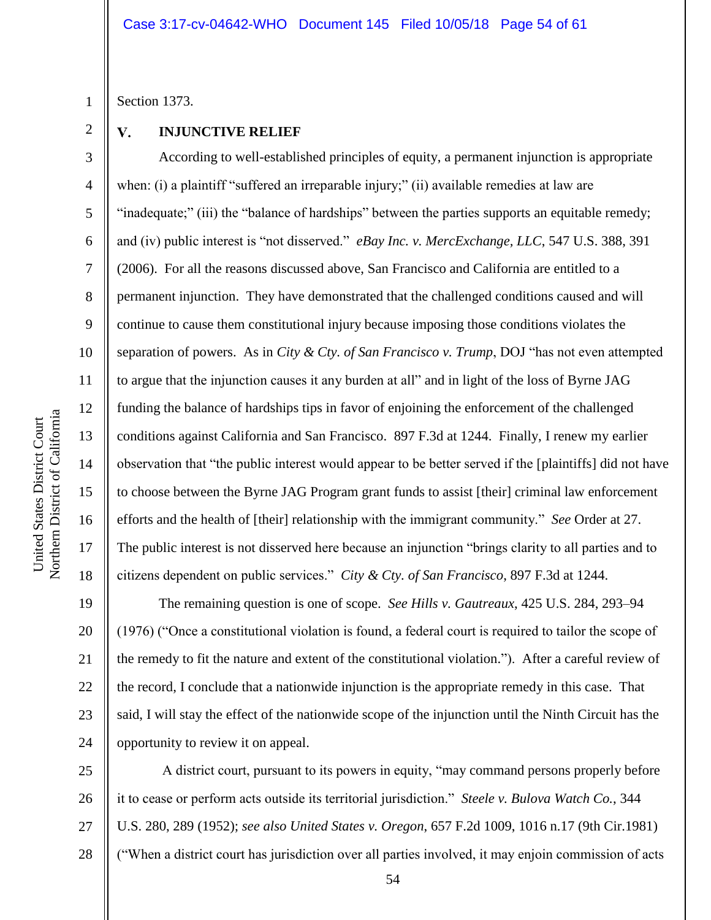Section 1373.

## V. INJUNCTIVE RELIEF

According to well-established principles of equity, a permanent injunction is appropriate when: (i) a plaintiff "suffered an irreparable injury;" (ii) available remedies at law are "inadequate;" (iii) the "balance of hardships" between the parties supports an equitable remedy; and (iv) public interest is "not disserved." *eBay Inc. v. MercExchange, LLC*, 547 U.S. 388, 391 (2006). For all the reasons discussed above, San Francisco and California are entitled to a permanent injunction. They have demonstrated that the challenged conditions caused and will continue to cause them constitutional injury because imposing those conditions violates the separation of powers. As in *City & Cty. of San Francisco v. Trump*, DOJ "has not even attempted to argue that the injunction causes it any burden at all" and in light of the loss of Byrne JAG funding the balance of hardships tips in favor of enjoining the enforcement of the challenged conditions against California and San Francisco. 897 F.3d at 1244. Finally, I renew my earlier observation that "the public interest would appear to be better served if the [plaintiffs] did not have to choose between the Byrne JAG Program grant funds to assist [their] criminal law enforcement efforts and the health of [their] relationship with the immigrant community." *See* Order at 27. The public interest is not disserved here because an injunction "brings clarity to all parties and to citizens dependent on public services." *City & Cty. of San Francisco*, 897 F.3d at 1244.

The remaining question is one of scope. *See Hills v. Gautreaux*, 425 U.S. 284, 293–94 (1976) ("Once a constitutional violation is found, a federal court is required to tailor the scope of the remedy to fit the nature and extent of the constitutional violation."). After a careful review of the record, I conclude that a nationwide injunction is the appropriate remedy in this case. That said, I will stay the effect of the nationwide scope of the injunction until the Ninth Circuit has the opportunity to review it on appeal.

A district court, pursuant to its powers in equity, "may command persons properly before it to cease or perform acts outside its territorial jurisdiction." *Steele v. Bulova Watch Co.*, 344 U.S. 280, 289 (1952); *see also United States v. Oregon*, 657 F.2d 1009, 1016 n.17 (9th Cir.1981) ("When a district court has jurisdiction over all parties involved, it may enjoin commission of acts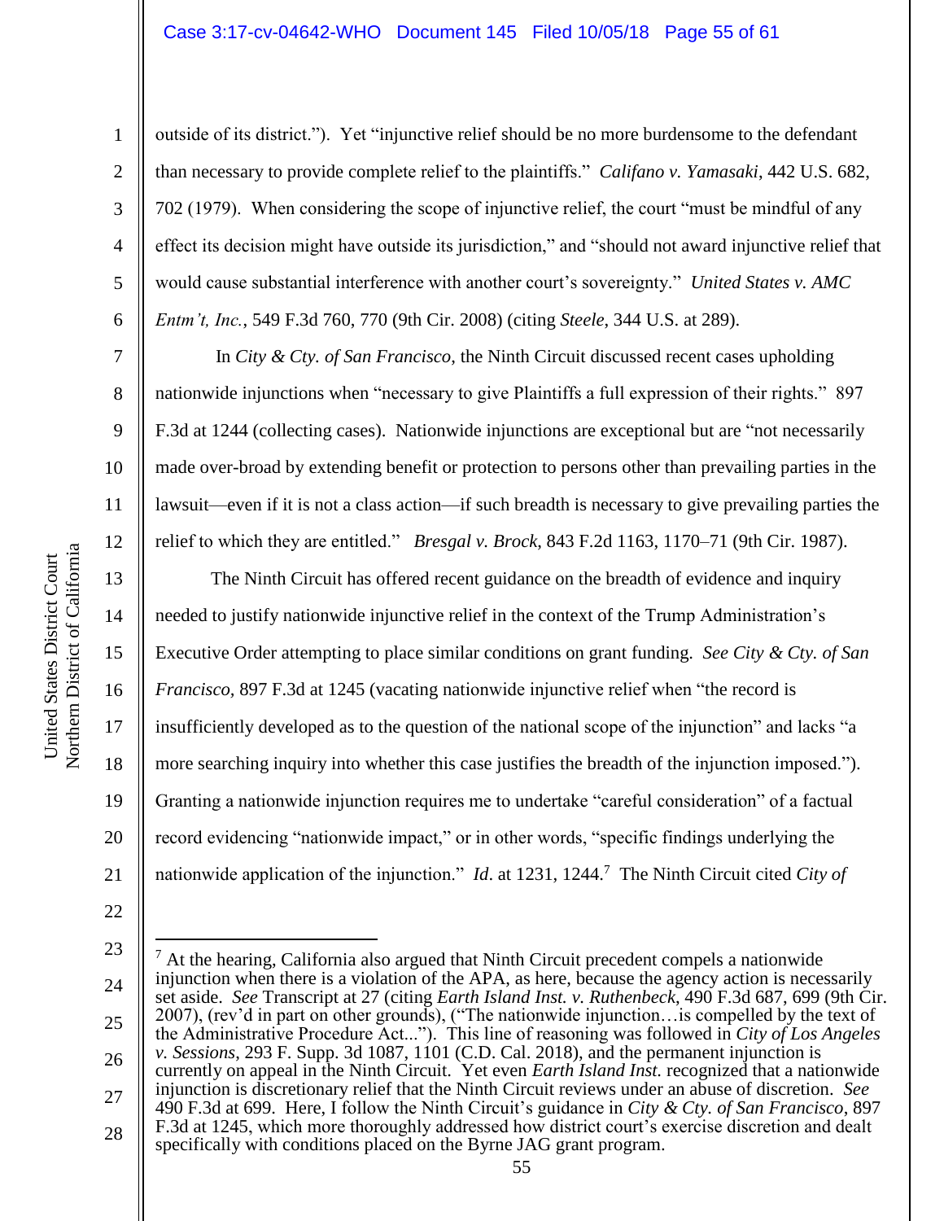outside of its district."). Yet "injunctive relief should be no more burdensome to the defendant than necessary to provide complete relief to the plaintiffs." *Califano v. Yamasaki*, 442 U.S. 682, 702 (1979). When considering the scope of injunctive relief, the court "must be mindful of any effect its decision might have outside its jurisdiction," and "should not award injunctive relief that would cause substantial interference with another court's sovereignty." *United States v. AMC Entm't, Inc.*, 549 F.3d 760, 770 (9th Cir. 2008) (citing *Steele*, 344 U.S. at 289).

In *City & Cty. of San Francisco*, the Ninth Circuit discussed recent cases upholding nationwide injunctions when "necessary to give Plaintiffs a full expression of their rights." 897 F.3d at 1244 (collecting cases). Nationwide injunctions are exceptional but are "not necessarily made over-broad by extending benefit or protection to persons other than prevailing parties in the lawsuit—even if it is not a class action—if such breadth is necessary to give prevailing parties the relief to which they are entitled." *Bresgal v. Brock*, 843 F.2d 1163, 1170–71 (9th Cir. 1987).

The Ninth Circuit has offered recent guidance on the breadth of evidence and inquiry needed to justify nationwide injunctive relief in the context of the Trump Administration's Executive Order attempting to place similar conditions on grant funding. *See City & Cty. of San Francisco,* 897 F.3d at 1245 (vacating nationwide injunctive relief when "the record is insufficiently developed as to the question of the national scope of the injunction" and lacks "a more searching inquiry into whether this case justifies the breadth of the injunction imposed."). Granting a nationwide injunction requires me to undertake "careful consideration" of a factual record evidencing "nationwide impact," or in other words, "specific findings underlying the nationwide application of the injunction." *Id*. at 1231, 1244.[7] The Ninth Circuit cited *City of*

---

[7] At the hearing, California also argued that Ninth Circuit precedent compels a nationwide injunction when there is a violation of the APA, as here, because the agency action is necessarily set aside. *See* Transcript at 27 (citing *Earth Island Inst. v. Ruthenbeck*, 490 F.3d 687, 699 (9th Cir. 2007), (rev'd in part on other grounds), ("The nationwide injunction…is compelled by the text of the Administrative Procedure Act..."). This line of reasoning was followed in *City of Los Angeles v. Sessions*, 293 F. Supp. 3d 1087, 1101 (C.D. Cal. 2018), and the permanent injunction is currently on appeal in the Ninth Circuit. Yet even *Earth Island Inst.* recognized that a nationwide injunction is discretionary relief that the Ninth Circuit reviews under an abuse of discretion. *See* 490 F.3d at 699. Here, I follow the Ninth Circuit's guidance in *City & Cty. of San Francisco*, 897 F.3d at 1245, which more thoroughly addressed how district court's exercise discretion and dealt specifically with conditions placed on the Byrne JAG grant program.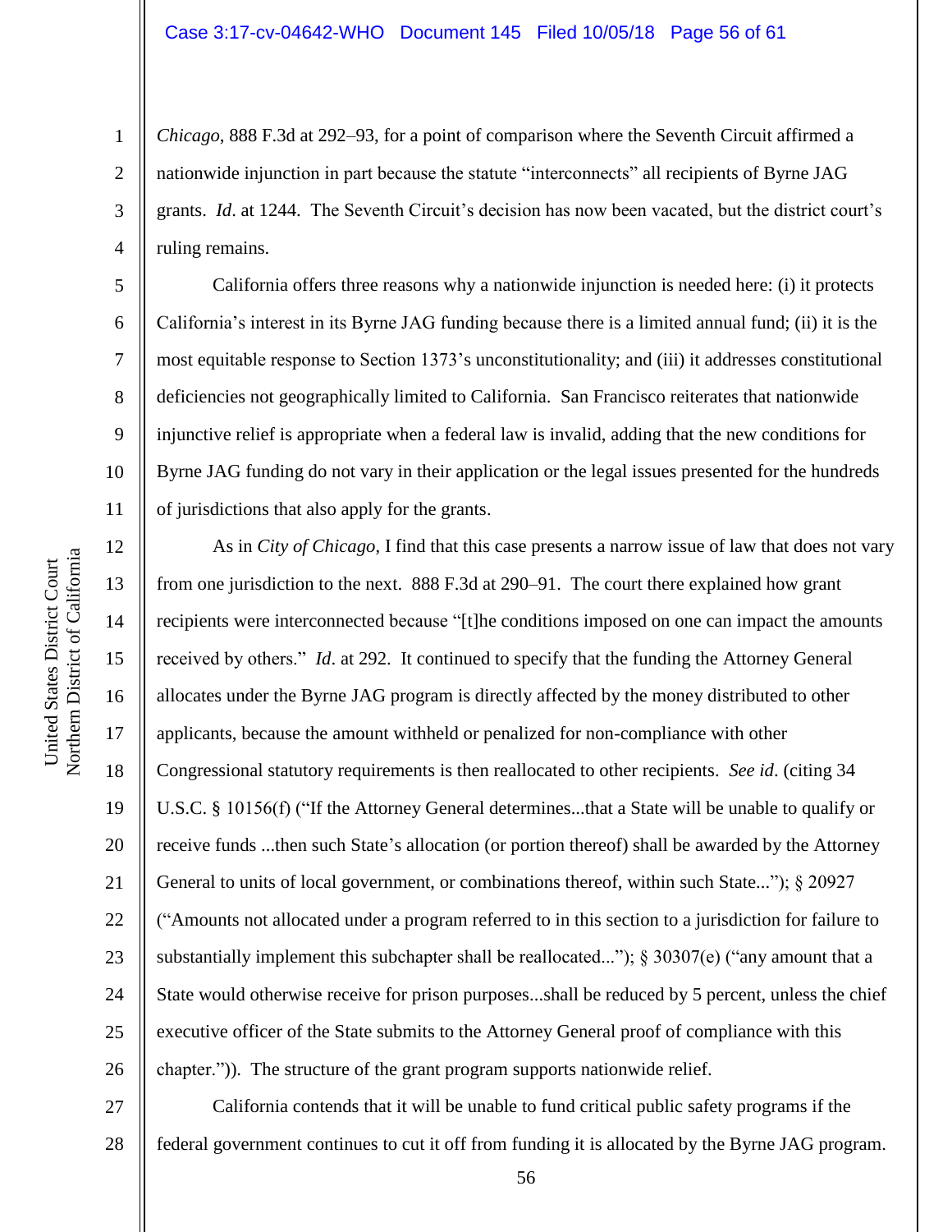*Chicago*, 888 F.3d at 292–93, for a point of comparison where the Seventh Circuit affirmed a nationwide injunction in part because the statute "interconnects" all recipients of Byrne JAG grants. *Id*. at 1244. The Seventh Circuit's decision has now been vacated, but the district court's ruling remains.

California offers three reasons why a nationwide injunction is needed here: (i) it protects California's interest in its Byrne JAG funding because there is a limited annual fund; (ii) it is the most equitable response to Section 1373's unconstitutionality; and (iii) it addresses constitutional deficiencies not geographically limited to California. San Francisco reiterates that nationwide injunctive relief is appropriate when a federal law is invalid, adding that the new conditions for Byrne JAG funding do not vary in their application or the legal issues presented for the hundreds of jurisdictions that also apply for the grants.

As in *City of Chicago*, I find that this case presents a narrow issue of law that does not vary from one jurisdiction to the next. 888 F.3d at 290–91. The court there explained how grant recipients were interconnected because "[t]he conditions imposed on one can impact the amounts received by others." *Id*. at 292. It continued to specify that the funding the Attorney General allocates under the Byrne JAG program is directly affected by the money distributed to other applicants, because the amount withheld or penalized for non-compliance with other Congressional statutory requirements is then reallocated to other recipients. *See id*. (citing 34 U.S.C. § 10156(f) ("If the Attorney General determines...that a State will be unable to qualify or receive funds ...then such State's allocation (or portion thereof) shall be awarded by the Attorney General to units of local government, or combinations thereof, within such State..."); § 20927 ("Amounts not allocated under a program referred to in this section to a jurisdiction for failure to substantially implement this subchapter shall be reallocated..."); § 30307(e) ("any amount that a State would otherwise receive for prison purposes...shall be reduced by 5 percent, unless the chief executive officer of the State submits to the Attorney General proof of compliance with this chapter.")). The structure of the grant program supports nationwide relief.

California contends that it will be unable to fund critical public safety programs if the federal government continues to cut it off from funding it is allocated by the Byrne JAG program.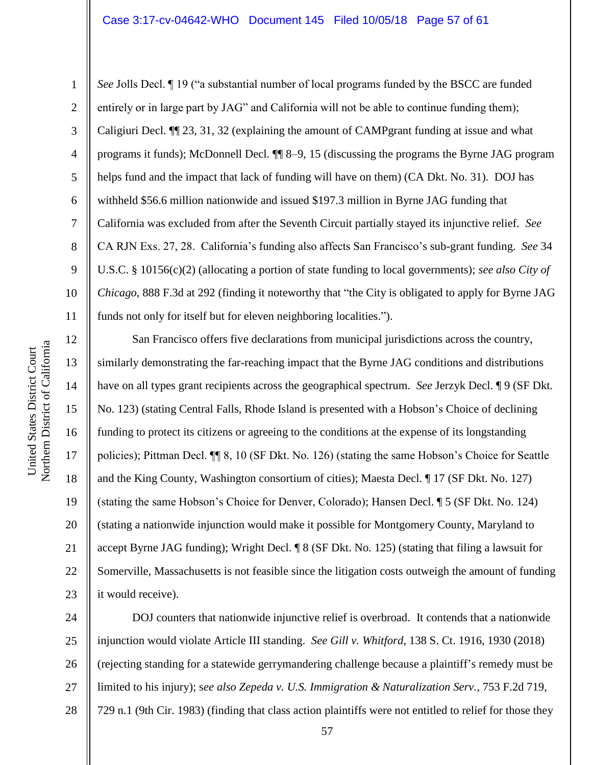*See* Jolls Decl. ¶ 19 ("a substantial number of local programs funded by the BSCC are funded entirely or in large part by JAG" and California will not be able to continue funding them); Caligiuri Decl. ¶¶ 23, 31, 32 (explaining the amount of CAMPgrant funding at issue and what programs it funds); McDonnell Decl. ¶¶ 8–9, 15 (discussing the programs the Byrne JAG program helps fund and the impact that lack of funding will have on them) (CA Dkt. No. 31). DOJ has withheld $56.6 million nationwide and issued $197.3 million in Byrne JAG funding that California was excluded from after the Seventh Circuit partially stayed its injunctive relief. *See* CA RJN Exs. 27, 28. California's funding also affects San Francisco's sub-grant funding. *See* 34 U.S.C. § 10156(c)(2) (allocating a portion of state funding to local governments); *see also City of Chicago*, 888 F.3d at 292 (finding it noteworthy that "the City is obligated to apply for Byrne JAG funds not only for itself but for eleven neighboring localities.").

San Francisco offers five declarations from municipal jurisdictions across the country, similarly demonstrating the far-reaching impact that the Byrne JAG conditions and distributions have on all types grant recipients across the geographical spectrum. *See* Jerzyk Decl. ¶ 9 (SF Dkt. No. 123) (stating Central Falls, Rhode Island is presented with a Hobson's Choice of declining funding to protect its citizens or agreeing to the conditions at the expense of its longstanding policies); Pittman Decl. ¶¶ 8, 10 (SF Dkt. No. 126) (stating the same Hobson's Choice for Seattle and the King County, Washington consortium of cities); Maesta Decl. ¶ 17 (SF Dkt. No. 127) (stating the same Hobson's Choice for Denver, Colorado); Hansen Decl. ¶ 5 (SF Dkt. No. 124) (stating a nationwide injunction would make it possible for Montgomery County, Maryland to accept Byrne JAG funding); Wright Decl. ¶ 8 (SF Dkt. No. 125) (stating that filing a lawsuit for Somerville, Massachusetts is not feasible since the litigation costs outweigh the amount of funding it would receive).

DOJ counters that nationwide injunctive relief is overbroad. It contends that a nationwide injunction would violate Article III standing. *See Gill v. Whitford*, 138 S. Ct. 1916, 1930 (2018) (rejecting standing for a statewide gerrymandering challenge because a plaintiff's remedy must be limited to his injury); s*ee also Zepeda v. U.S. Immigration & Naturalization Serv.*, 753 F.2d 719, 729 n.1 (9th Cir. 1983) (finding that class action plaintiffs were not entitled to relief for those they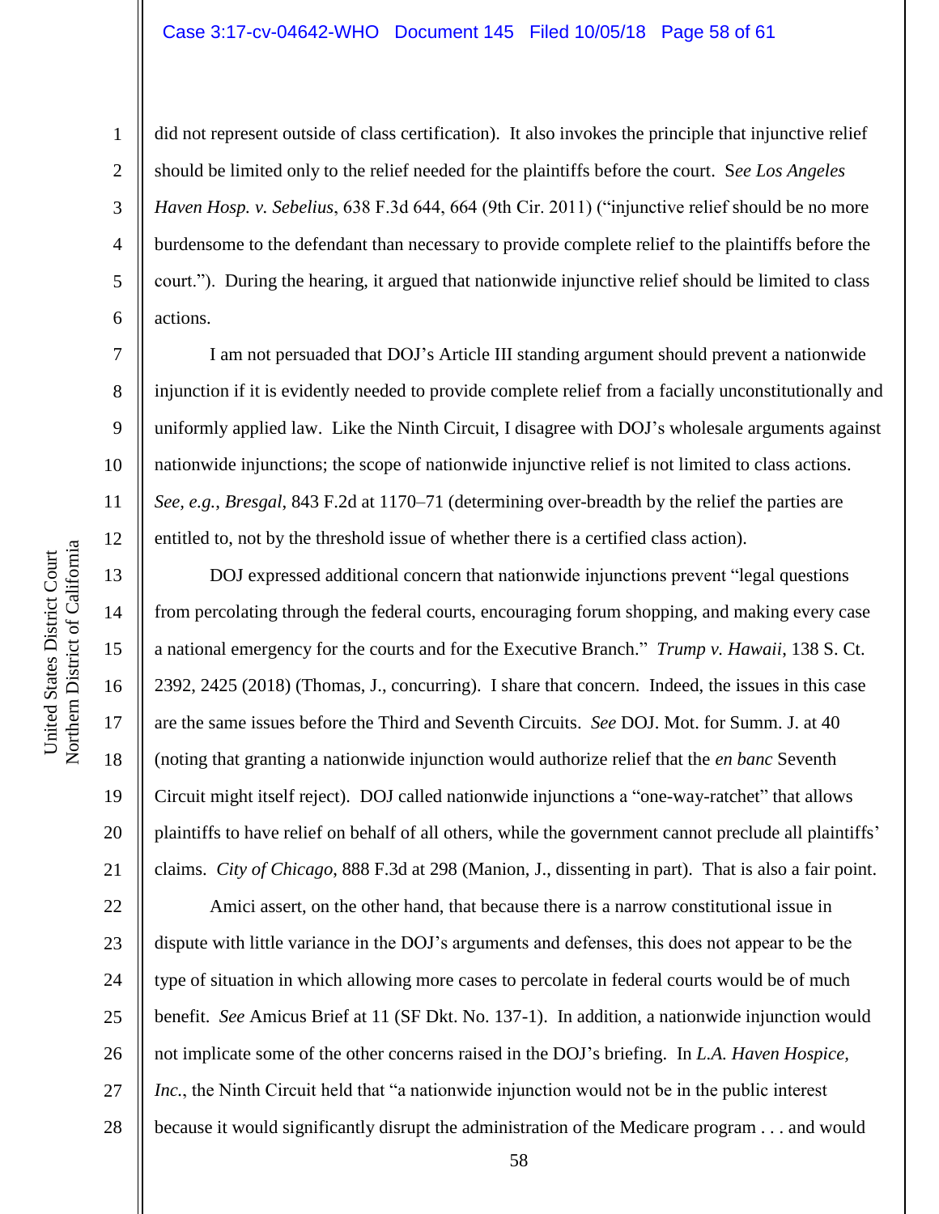did not represent outside of class certification). It also invokes the principle that injunctive relief should be limited only to the relief needed for the plaintiffs before the court. S*ee Los Angeles Haven Hosp. v. Sebelius*, 638 F.3d 644, 664 (9th Cir. 2011) ("injunctive relief should be no more burdensome to the defendant than necessary to provide complete relief to the plaintiffs before the court."). During the hearing, it argued that nationwide injunctive relief should be limited to class actions.

I am not persuaded that DOJ's Article III standing argument should prevent a nationwide injunction if it is evidently needed to provide complete relief from a facially unconstitutionally and uniformly applied law. Like the Ninth Circuit, I disagree with DOJ's wholesale arguments against nationwide injunctions; the scope of nationwide injunctive relief is not limited to class actions. *See, e.g.*, *Bresgal*, 843 F.2d at 1170–71 (determining over-breadth by the relief the parties are entitled to, not by the threshold issue of whether there is a certified class action).

DOJ expressed additional concern that nationwide injunctions prevent "legal questions from percolating through the federal courts, encouraging forum shopping, and making every case a national emergency for the courts and for the Executive Branch." *Trump v. Hawaii*, 138 S. Ct. 2392, 2425 (2018) (Thomas, J., concurring). I share that concern. Indeed, the issues in this case are the same issues before the Third and Seventh Circuits. *See* DOJ. Mot. for Summ. J. at 40 (noting that granting a nationwide injunction would authorize relief that the *en banc* Seventh Circuit might itself reject). DOJ called nationwide injunctions a "one-way-ratchet" that allows plaintiffs to have relief on behalf of all others, while the government cannot preclude all plaintiffs' claims. *City of Chicago*, 888 F.3d at 298 (Manion, J., dissenting in part). That is also a fair point.

Amici assert, on the other hand, that because there is a narrow constitutional issue in dispute with little variance in the DOJ's arguments and defenses, this does not appear to be the type of situation in which allowing more cases to percolate in federal courts would be of much benefit. *See* Amicus Brief at 11 (SF Dkt. No. 137-1). In addition, a nationwide injunction would not implicate some of the other concerns raised in the DOJ's briefing. In *L.A. Haven Hospice, Inc.*, the Ninth Circuit held that "a nationwide injunction would not be in the public interest because it would significantly disrupt the administration of the Medicare program . . . and would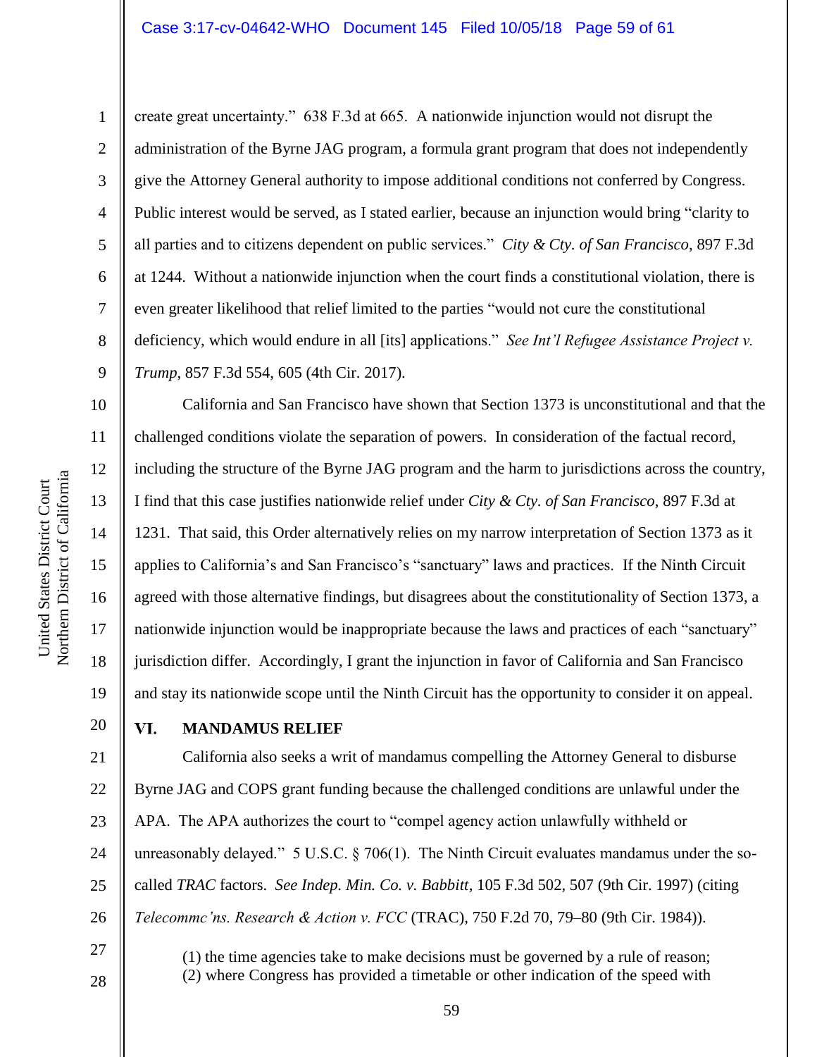create great uncertainty." 638 F.3d at 665. A nationwide injunction would not disrupt the administration of the Byrne JAG program, a formula grant program that does not independently give the Attorney General authority to impose additional conditions not conferred by Congress. Public interest would be served, as I stated earlier, because an injunction would bring "clarity to all parties and to citizens dependent on public services." *City & Cty. of San Francisco*, 897 F.3d at 1244. Without a nationwide injunction when the court finds a constitutional violation, there is even greater likelihood that relief limited to the parties "would not cure the constitutional deficiency, which would endure in all [its] applications." *See Int'l Refugee Assistance Project v. Trump*, 857 F.3d 554, 605 (4th Cir. 2017).

California and San Francisco have shown that Section 1373 is unconstitutional and that the challenged conditions violate the separation of powers. In consideration of the factual record, including the structure of the Byrne JAG program and the harm to jurisdictions across the country, I find that this case justifies nationwide relief under *City & Cty. of San Francisco*, 897 F.3d at 1231. That said, this Order alternatively relies on my narrow interpretation of Section 1373 as it applies to California's and San Francisco's "sanctuary" laws and practices. If the Ninth Circuit agreed with those alternative findings, but disagrees about the constitutionality of Section 1373, a nationwide injunction would be inappropriate because the laws and practices of each "sanctuary" jurisdiction differ. Accordingly, I grant the injunction in favor of California and San Francisco and stay its nationwide scope until the Ninth Circuit has the opportunity to consider it on appeal.

## VI. MANDAMUS RELIEF

California also seeks a writ of mandamus compelling the Attorney General to disburse Byrne JAG and COPS grant funding because the challenged conditions are unlawful under the APA. The APA authorizes the court to "compel agency action unlawfully withheld or unreasonably delayed." 5 U.S.C. § 706(1). The Ninth Circuit evaluates mandamus under the so-called *TRAC* factors. *See Indep. Min. Co. v. Babbitt*, 105 F.3d 502, 507 (9th Cir. 1997) (citing *Telecommc'ns. Research & Action v. FCC* (TRAC), 750 F.2d 70, 79–80 (9th Cir. 1984)).

> (1) the time agencies take to make decisions must be governed by a rule of reason;
> (2) where Congress has provided a timetable or other indication of the speed with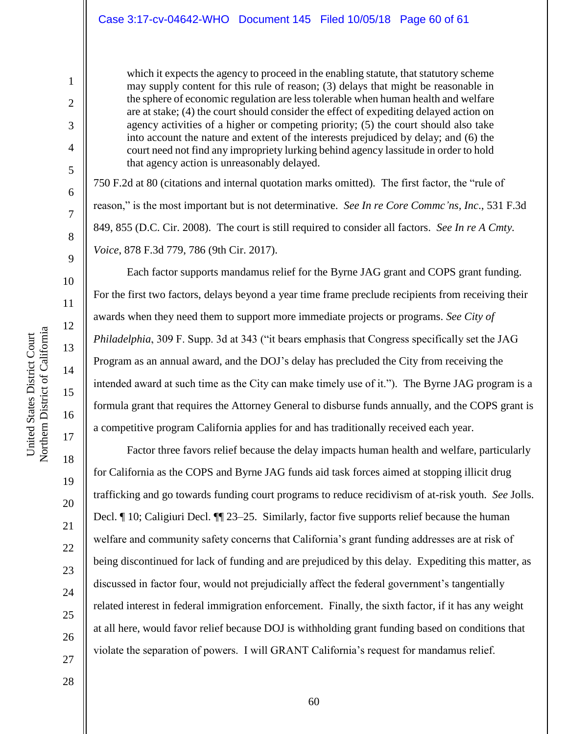> which it expects the agency to proceed in the enabling statute, that statutory scheme may supply content for this rule of reason; (3) delays that might be reasonable in the sphere of economic regulation are less tolerable when human health and welfare are at stake; (4) the court should consider the effect of expediting delayed action on agency activities of a higher or competing priority; (5) the court should also take into account the nature and extent of the interests prejudiced by delay; and (6) the court need not find any impropriety lurking behind agency lassitude in order to hold that agency action is unreasonably delayed.

750 F.2d at 80 (citations and internal quotation marks omitted). The first factor, the "rule of reason," is the most important but is not determinative. *See In re Core Commc'ns, Inc*., 531 F.3d 849, 855 (D.C. Cir. 2008). The court is still required to consider all factors. *See In re A Cmty. Voice*, 878 F.3d 779, 786 (9th Cir. 2017).

Each factor supports mandamus relief for the Byrne JAG grant and COPS grant funding. For the first two factors, delays beyond a year time frame preclude recipients from receiving their awards when they need them to support more immediate projects or programs. *See City of Philadelphia*, 309 F. Supp. 3d at 343 ("it bears emphasis that Congress specifically set the JAG Program as an annual award, and the DOJ's delay has precluded the City from receiving the intended award at such time as the City can make timely use of it."). The Byrne JAG program is a formula grant that requires the Attorney General to disburse funds annually, and the COPS grant is a competitive program California applies for and has traditionally received each year.

Factor three favors relief because the delay impacts human health and welfare, particularly for California as the COPS and Byrne JAG funds aid task forces aimed at stopping illicit drug trafficking and go towards funding court programs to reduce recidivism of at-risk youth. *See* Jolls. Decl. ¶ 10; Caligiuri Decl. ¶¶ 23–25. Similarly, factor five supports relief because the human welfare and community safety concerns that California's grant funding addresses are at risk of being discontinued for lack of funding and are prejudiced by this delay. Expediting this matter, as discussed in factor four, would not prejudicially affect the federal government's tangentially related interest in federal immigration enforcement. Finally, the sixth factor, if it has any weight at all here, would favor relief because DOJ is withholding grant funding based on conditions that violate the separation of powers. I will GRANT California's request for mandamus relief.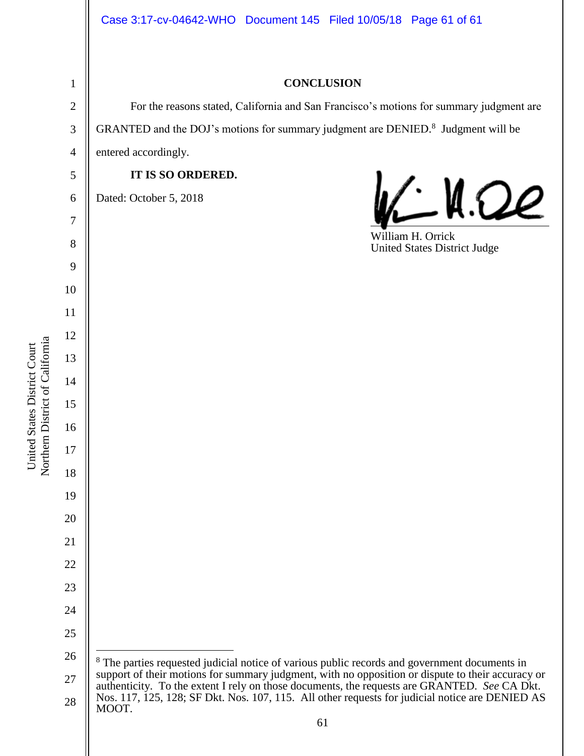## CONCLUSION

For the reasons stated, California and San Francisco's motions for summary judgment are GRANTED and the DOJ's motions for summary judgment are DENIED.[8] Judgment will be entered accordingly.

**IT IS SO ORDERED.**

Dated: October 5, 2018

William H. Orrick
United States District Judge

---

[8] The parties requested judicial notice of various public records and government documents in support of their motions for summary judgment, with no opposition or dispute to their accuracy or authenticity. To the extent I rely on those documents, the requests are GRANTED. *See* CA Dkt. Nos. 117, 125, 128; SF Dkt. Nos. 107, 115. All other requests for judicial notice are DENIED AS MOOT.